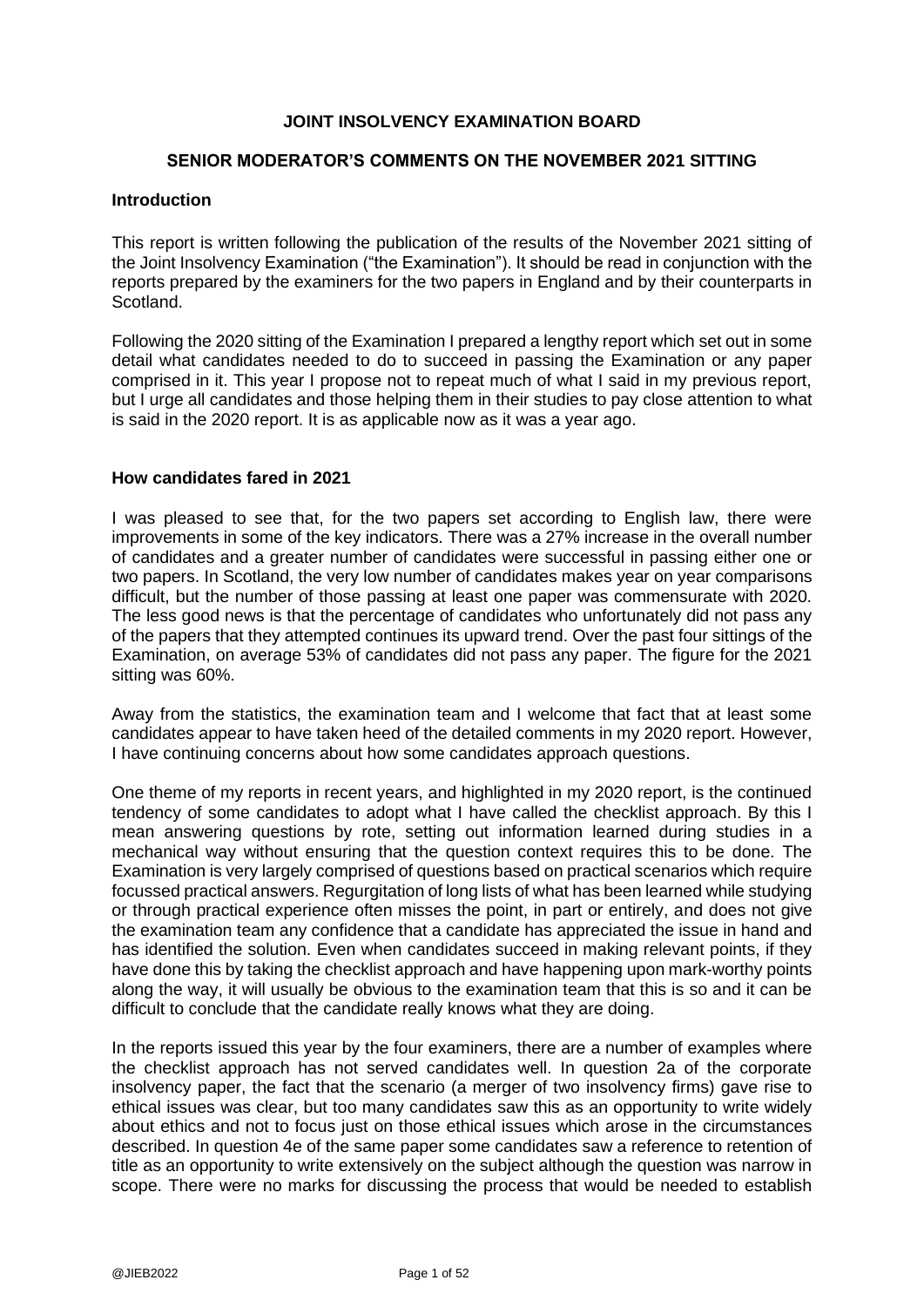**JOINT INSOLVENCY EXAMINATION BOARD**

**SENIOR MODERATOR'S COMMENTS ON THE NOVEMBER 2021 SITTING**

**Introduction**

This report is written following the publication of the results of the November 2021 sitting of the Joint Insolvency Examination ("the Examination"). It should be read in conjunction with the reports prepared by the examiners for the two papers in England and by their counterparts in Scotland.

Following the 2020 sitting of the Examination I prepared a lengthy report which set out in some detail what candidates needed to do to succeed in passing the Examination or any paper comprised in it. This year I propose not to repeat much of what I said in my previous report, but I urge all candidates and those helping them in their studies to pay close attention to what is said in the 2020 report. It is as applicable now as it was a year ago.

**How candidates fared in 2021**

I was pleased to see that, for the two papers set according to English law, there were improvements in some of the key indicators. There was a 27% increase in the overall number of candidates and a greater number of candidates were successful in passing either one or two papers. In Scotland, the very low number of candidates makes year on year comparisons difficult, but the number of those passing at least one paper was commensurate with 2020. The less good news is that the percentage of candidates who unfortunately did not pass any of the papers that they attempted continues its upward trend. Over the past four sittings of the Examination, on average 53% of candidates did not pass any paper. The figure for the 2021 sitting was 60%.

Away from the statistics, the examination team and I welcome that fact that at least some candidates appear to have taken heed of the detailed comments in my 2020 report. However, I have continuing concerns about how some candidates approach questions.

One theme of my reports in recent years, and highlighted in my 2020 report, is the continued tendency of some candidates to adopt what I have called the checklist approach. By this I mean answering questions by rote, setting out information learned during studies in a mechanical way without ensuring that the question context requires this to be done. The Examination is very largely comprised of questions based on practical scenarios which require focussed practical answers. Regurgitation of long lists of what has been learned while studying or through practical experience often misses the point, in part or entirely, and does not give the examination team any confidence that a candidate has appreciated the issue in hand and has identified the solution. Even when candidates succeed in making relevant points, if they have done this by taking the checklist approach and have happening upon mark-worthy points along the way, it will usually be obvious to the examination team that this is so and it can be difficult to conclude that the candidate really knows what they are doing.

In the reports issued this year by the four examiners, there are a number of examples where the checklist approach has not served candidates well. In question 2a of the corporate insolvency paper, the fact that the scenario (a merger of two insolvency firms) gave rise to ethical issues was clear, but too many candidates saw this as an opportunity to write widely about ethics and not to focus just on those ethical issues which arose in the circumstances described. In question 4e of the same paper some candidates saw a reference to retention of title as an opportunity to write extensively on the subject although the question was narrow in scope. There were no marks for discussing the process that would be needed to establish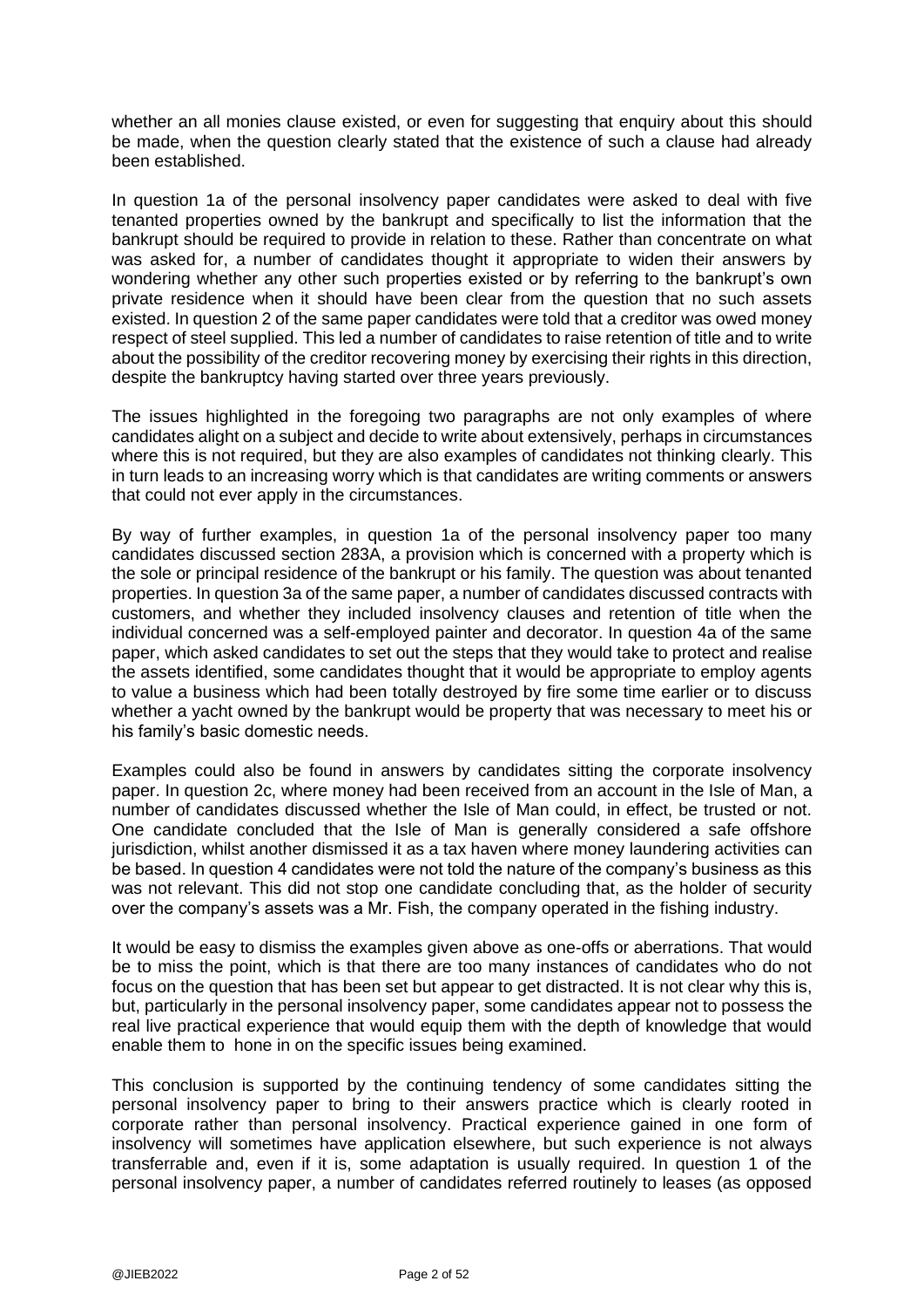whether an all monies clause existed, or even for suggesting that enquiry about this should be made, when the question clearly stated that the existence of such a clause had already been established.

In question 1a of the personal insolvency paper candidates were asked to deal with five tenanted properties owned by the bankrupt and specifically to list the information that the bankrupt should be required to provide in relation to these. Rather than concentrate on what was asked for, a number of candidates thought it appropriate to widen their answers by wondering whether any other such properties existed or by referring to the bankrupt's own private residence when it should have been clear from the question that no such assets existed. In question 2 of the same paper candidates were told that a creditor was owed money respect of steel supplied. This led a number of candidates to raise retention of title and to write about the possibility of the creditor recovering money by exercising their rights in this direction, despite the bankruptcy having started over three years previously.

The issues highlighted in the foregoing two paragraphs are not only examples of where candidates alight on a subject and decide to write about extensively, perhaps in circumstances where this is not required, but they are also examples of candidates not thinking clearly. This in turn leads to an increasing worry which is that candidates are writing comments or answers that could not ever apply in the circumstances.

By way of further examples, in question 1a of the personal insolvency paper too many candidates discussed section 283A, a provision which is concerned with a property which is the sole or principal residence of the bankrupt or his family. The question was about tenanted properties. In question 3a of the same paper, a number of candidates discussed contracts with customers, and whether they included insolvency clauses and retention of title when the individual concerned was a self-employed painter and decorator. In question 4a of the same paper, which asked candidates to set out the steps that they would take to protect and realise the assets identified, some candidates thought that it would be appropriate to employ agents to value a business which had been totally destroyed by fire some time earlier or to discuss whether a yacht owned by the bankrupt would be property that was necessary to meet his or his family's basic domestic needs.

Examples could also be found in answers by candidates sitting the corporate insolvency paper. In question 2c, where money had been received from an account in the Isle of Man, a number of candidates discussed whether the Isle of Man could, in effect, be trusted or not. One candidate concluded that the Isle of Man is generally considered a safe offshore jurisdiction, whilst another dismissed it as a tax haven where money laundering activities can be based. In question 4 candidates were not told the nature of the company's business as this was not relevant. This did not stop one candidate concluding that, as the holder of security over the company's assets was a Mr. Fish, the company operated in the fishing industry.

It would be easy to dismiss the examples given above as one-offs or aberrations. That would be to miss the point, which is that there are too many instances of candidates who do not focus on the question that has been set but appear to get distracted. It is not clear why this is, but, particularly in the personal insolvency paper, some candidates appear not to possess the real live practical experience that would equip them with the depth of knowledge that would enable them to hone in on the specific issues being examined.

This conclusion is supported by the continuing tendency of some candidates sitting the personal insolvency paper to bring to their answers practice which is clearly rooted in corporate rather than personal insolvency. Practical experience gained in one form of insolvency will sometimes have application elsewhere, but such experience is not always transferrable and, even if it is, some adaptation is usually required. In question 1 of the personal insolvency paper, a number of candidates referred routinely to leases (as opposed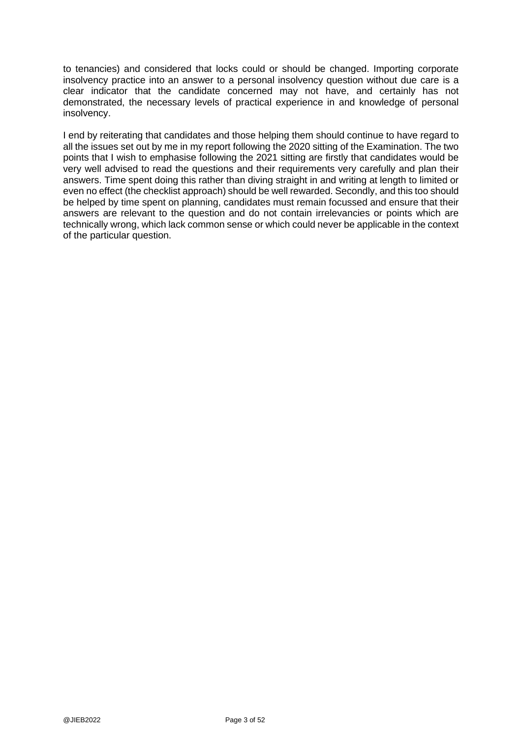to tenancies) and considered that locks could or should be changed. Importing corporate insolvency practice into an answer to a personal insolvency question without due care is a clear indicator that the candidate concerned may not have, and certainly has not demonstrated, the necessary levels of practical experience in and knowledge of personal insolvency.

I end by reiterating that candidates and those helping them should continue to have regard to all the issues set out by me in my report following the 2020 sitting of the Examination. The two points that I wish to emphasise following the 2021 sitting are firstly that candidates would be very well advised to read the questions and their requirements very carefully and plan their answers. Time spent doing this rather than diving straight in and writing at length to limited or even no effect (the checklist approach) should be well rewarded. Secondly, and this too should be helped by time spent on planning, candidates must remain focussed and ensure that their answers are relevant to the question and do not contain irrelevancies or points which are technically wrong, which lack common sense or which could never be applicable in the context of the particular question.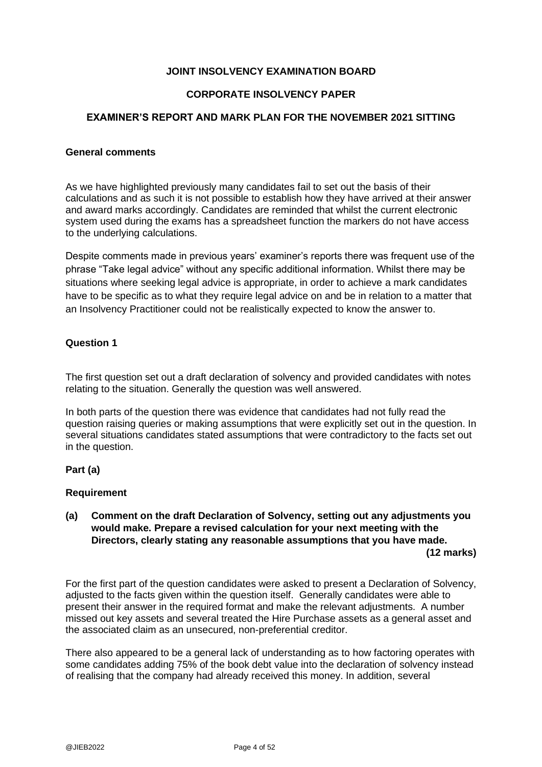**JOINT INSOLVENCY EXAMINATION BOARD**

**CORPORATE INSOLVENCY PAPER**

**EXAMINER'S REPORT AND MARK PLAN FOR THE NOVEMBER 2021 SITTING**

**General comments**

As we have highlighted previously many candidates fail to set out the basis of their calculations and as such it is not possible to establish how they have arrived at their answer and award marks accordingly. Candidates are reminded that whilst the current electronic system used during the exams has a spreadsheet function the markers do not have access to the underlying calculations.

Despite comments made in previous years' examiner's reports there was frequent use of the phrase "Take legal advice" without any specific additional information. Whilst there may be situations where seeking legal advice is appropriate, in order to achieve a mark candidates have to be specific as to what they require legal advice on and be in relation to a matter that an Insolvency Practitioner could not be realistically expected to know the answer to.

**Question 1**

The first question set out a draft declaration of solvency and provided candidates with notes relating to the situation. Generally the question was well answered.

In both parts of the question there was evidence that candidates had not fully read the question raising queries or making assumptions that were explicitly set out in the question. In several situations candidates stated assumptions that were contradictory to the facts set out in the question.

**Part (a)**

**Requirement**

**(a) Comment on the draft Declaration of Solvency, setting out any adjustments you would make. Prepare a revised calculation for your next meeting with the Directors, clearly stating any reasonable assumptions that you have made.**
**(12 marks)**

For the first part of the question candidates were asked to present a Declaration of Solvency, adjusted to the facts given within the question itself. Generally candidates were able to present their answer in the required format and make the relevant adjustments. A number missed out key assets and several treated the Hire Purchase assets as a general asset and the associated claim as an unsecured, non-preferential creditor.

There also appeared to be a general lack of understanding as to how factoring operates with some candidates adding 75% of the book debt value into the declaration of solvency instead of realising that the company had already received this money. In addition, several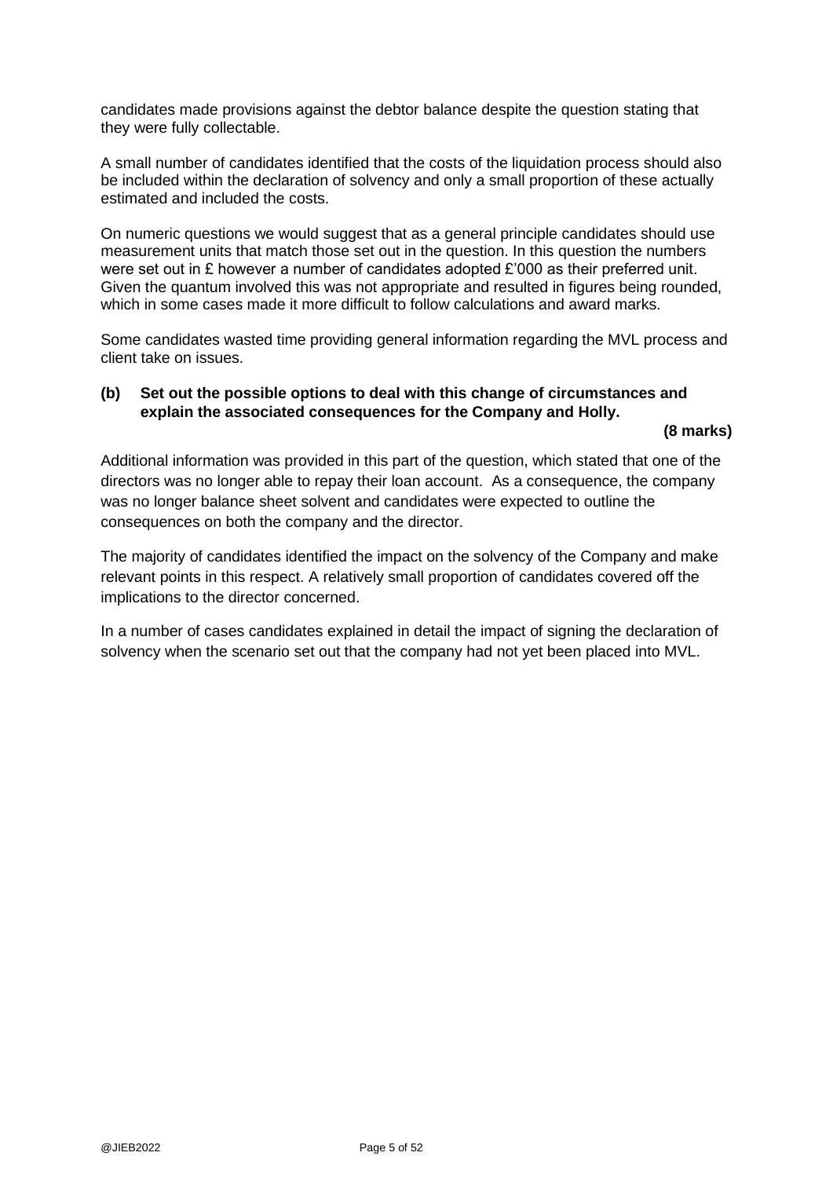candidates made provisions against the debtor balance despite the question stating that they were fully collectable.

A small number of candidates identified that the costs of the liquidation process should also be included within the declaration of solvency and only a small proportion of these actually estimated and included the costs.

On numeric questions we would suggest that as a general principle candidates should use measurement units that match those set out in the question. In this question the numbers were set out in £ however a number of candidates adopted £'000 as their preferred unit. Given the quantum involved this was not appropriate and resulted in figures being rounded, which in some cases made it more difficult to follow calculations and award marks.

Some candidates wasted time providing general information regarding the MVL process and client take on issues.

**(b) Set out the possible options to deal with this change of circumstances and explain the associated consequences for the Company and Holly.**

**(8 marks)**

Additional information was provided in this part of the question, which stated that one of the directors was no longer able to repay their loan account. As a consequence, the company was no longer balance sheet solvent and candidates were expected to outline the consequences on both the company and the director.

The majority of candidates identified the impact on the solvency of the Company and make relevant points in this respect. A relatively small proportion of candidates covered off the implications to the director concerned.

In a number of cases candidates explained in detail the impact of signing the declaration of solvency when the scenario set out that the company had not yet been placed into MVL.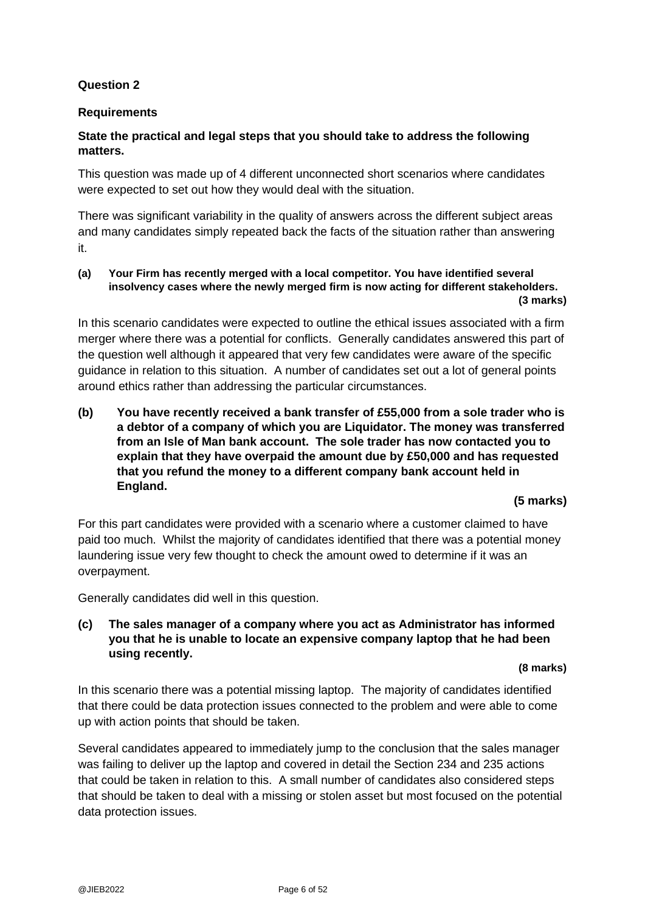**Question 2**

**Requirements**

**State the practical and legal steps that you should take to address the following matters.**

This question was made up of 4 different unconnected short scenarios where candidates were expected to set out how they would deal with the situation.

There was significant variability in the quality of answers across the different subject areas and many candidates simply repeated back the facts of the situation rather than answering it.

**(a) Your Firm has recently merged with a local competitor. You have identified several insolvency cases where the newly merged firm is now acting for different stakeholders. (3 marks)**

In this scenario candidates were expected to outline the ethical issues associated with a firm merger where there was a potential for conflicts. Generally candidates answered this part of the question well although it appeared that very few candidates were aware of the specific guidance in relation to this situation. A number of candidates set out a lot of general points around ethics rather than addressing the particular circumstances.

**(b) You have recently received a bank transfer of £55,000 from a sole trader who is a debtor of a company of which you are Liquidator. The money was transferred from an Isle of Man bank account. The sole trader has now contacted you to explain that they have overpaid the amount due by £50,000 and has requested that you refund the money to a different company bank account held in England. (5 marks)**

For this part candidates were provided with a scenario where a customer claimed to have paid too much. Whilst the majority of candidates identified that there was a potential money laundering issue very few thought to check the amount owed to determine if it was an overpayment.

Generally candidates did well in this question.

**(c) The sales manager of a company where you act as Administrator has informed you that he is unable to locate an expensive company laptop that he had been using recently. (8 marks)**

In this scenario there was a potential missing laptop. The majority of candidates identified that there could be data protection issues connected to the problem and were able to come up with action points that should be taken.

Several candidates appeared to immediately jump to the conclusion that the sales manager was failing to deliver up the laptop and covered in detail the Section 234 and 235 actions that could be taken in relation to this. A small number of candidates also considered steps that should be taken to deal with a missing or stolen asset but most focused on the potential data protection issues.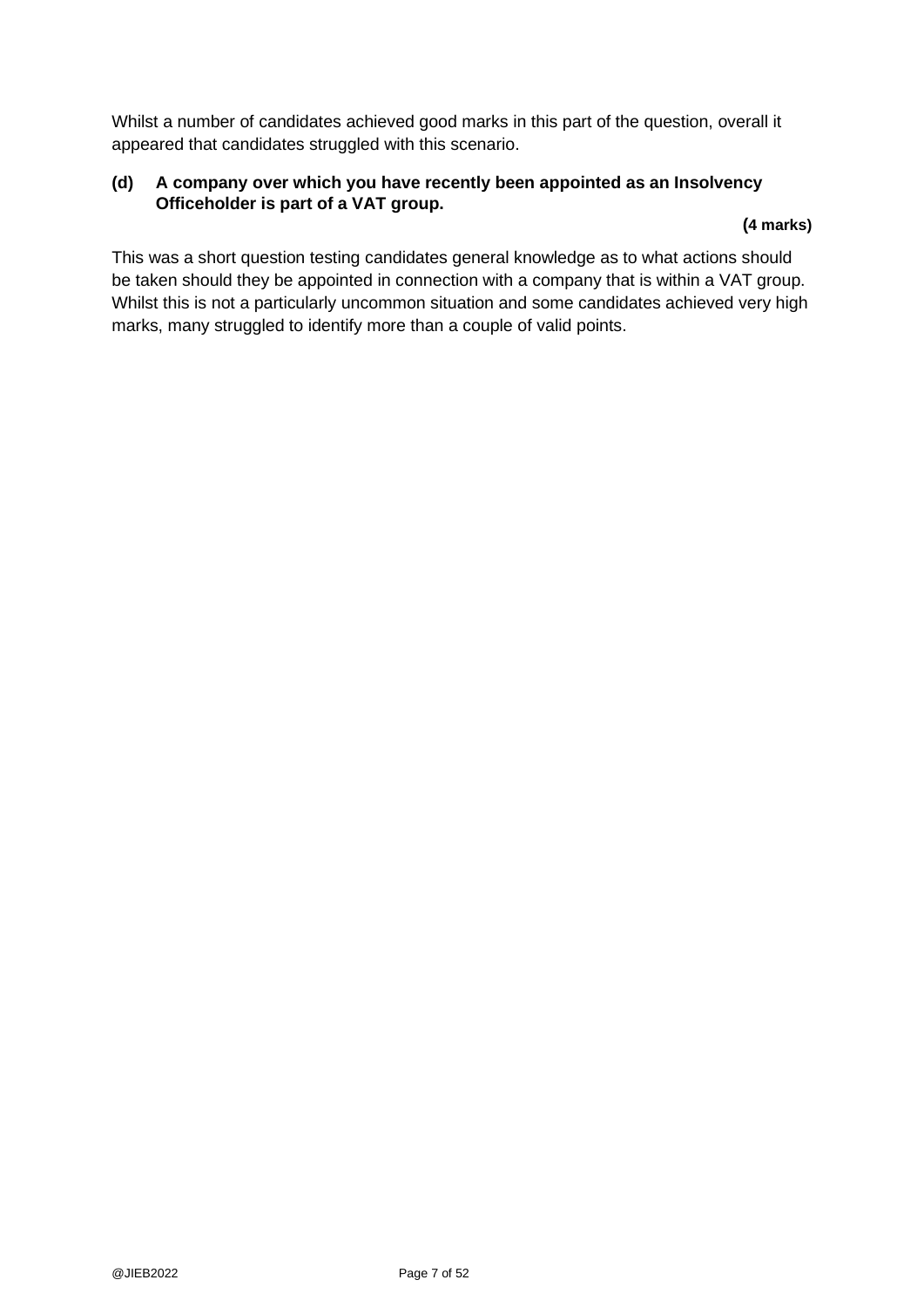Whilst a number of candidates achieved good marks in this part of the question, overall it appeared that candidates struggled with this scenario.

**(d) A company over which you have recently been appointed as an Insolvency Officeholder is part of a VAT group.**

**(4 marks)**

This was a short question testing candidates general knowledge as to what actions should be taken should they be appointed in connection with a company that is within a VAT group. Whilst this is not a particularly uncommon situation and some candidates achieved very high marks, many struggled to identify more than a couple of valid points.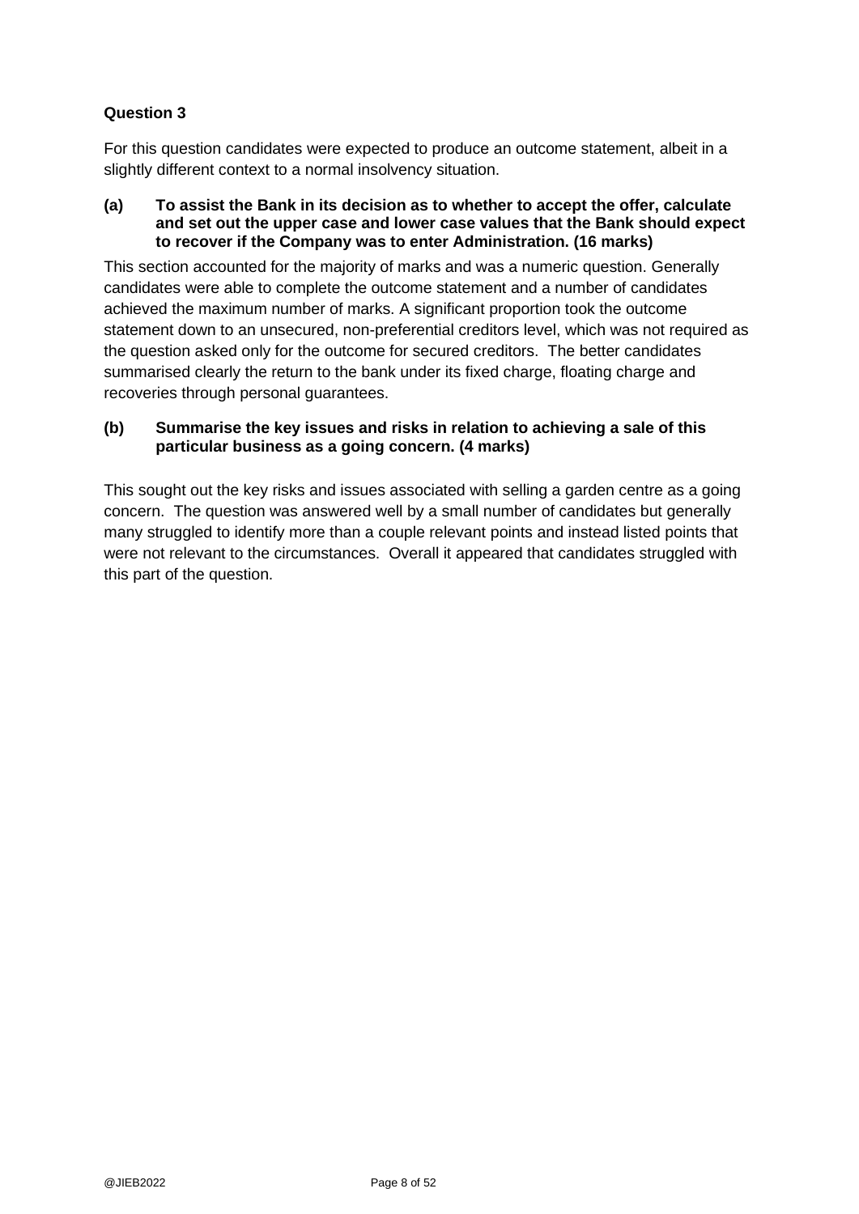**Question 3**

For this question candidates were expected to produce an outcome statement, albeit in a slightly different context to a normal insolvency situation.

**(a) To assist the Bank in its decision as to whether to accept the offer, calculate and set out the upper case and lower case values that the Bank should expect to recover if the Company was to enter Administration. (16 marks)**

This section accounted for the majority of marks and was a numeric question. Generally candidates were able to complete the outcome statement and a number of candidates achieved the maximum number of marks. A significant proportion took the outcome statement down to an unsecured, non-preferential creditors level, which was not required as the question asked only for the outcome for secured creditors. The better candidates summarised clearly the return to the bank under its fixed charge, floating charge and recoveries through personal guarantees.

**(b) Summarise the key issues and risks in relation to achieving a sale of this particular business as a going concern. (4 marks)**

This sought out the key risks and issues associated with selling a garden centre as a going concern. The question was answered well by a small number of candidates but generally many struggled to identify more than a couple relevant points and instead listed points that were not relevant to the circumstances. Overall it appeared that candidates struggled with this part of the question.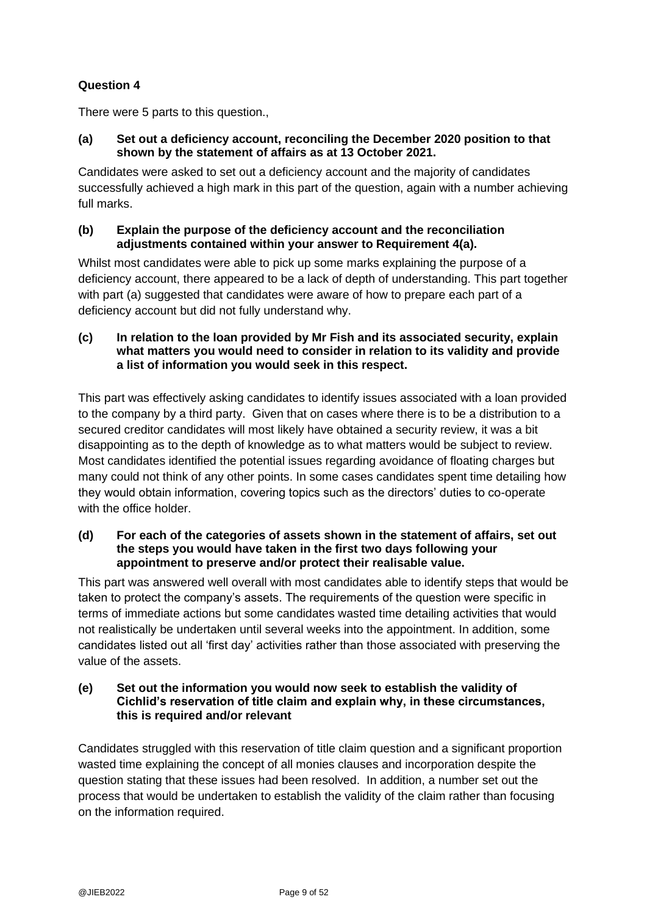**Question 4**

There were 5 parts to this question.,

**(a) Set out a deficiency account, reconciling the December 2020 position to that shown by the statement of affairs as at 13 October 2021.**

Candidates were asked to set out a deficiency account and the majority of candidates successfully achieved a high mark in this part of the question, again with a number achieving full marks.

**(b) Explain the purpose of the deficiency account and the reconciliation adjustments contained within your answer to Requirement 4(a).**

Whilst most candidates were able to pick up some marks explaining the purpose of a deficiency account, there appeared to be a lack of depth of understanding. This part together with part (a) suggested that candidates were aware of how to prepare each part of a deficiency account but did not fully understand why.

**(c) In relation to the loan provided by Mr Fish and its associated security, explain what matters you would need to consider in relation to its validity and provide a list of information you would seek in this respect.**

This part was effectively asking candidates to identify issues associated with a loan provided to the company by a third party. Given that on cases where there is to be a distribution to a secured creditor candidates will most likely have obtained a security review, it was a bit disappointing as to the depth of knowledge as to what matters would be subject to review. Most candidates identified the potential issues regarding avoidance of floating charges but many could not think of any other points. In some cases candidates spent time detailing how they would obtain information, covering topics such as the directors' duties to co-operate with the office holder.

**(d) For each of the categories of assets shown in the statement of affairs, set out the steps you would have taken in the first two days following your appointment to preserve and/or protect their realisable value.**

This part was answered well overall with most candidates able to identify steps that would be taken to protect the company's assets. The requirements of the question were specific in terms of immediate actions but some candidates wasted time detailing activities that would not realistically be undertaken until several weeks into the appointment. In addition, some candidates listed out all 'first day' activities rather than those associated with preserving the value of the assets.

**(e) Set out the information you would now seek to establish the validity of Cichlid's reservation of title claim and explain why, in these circumstances, this is required and/or relevant**

Candidates struggled with this reservation of title claim question and a significant proportion wasted time explaining the concept of all monies clauses and incorporation despite the question stating that these issues had been resolved. In addition, a number set out the process that would be undertaken to establish the validity of the claim rather than focusing on the information required.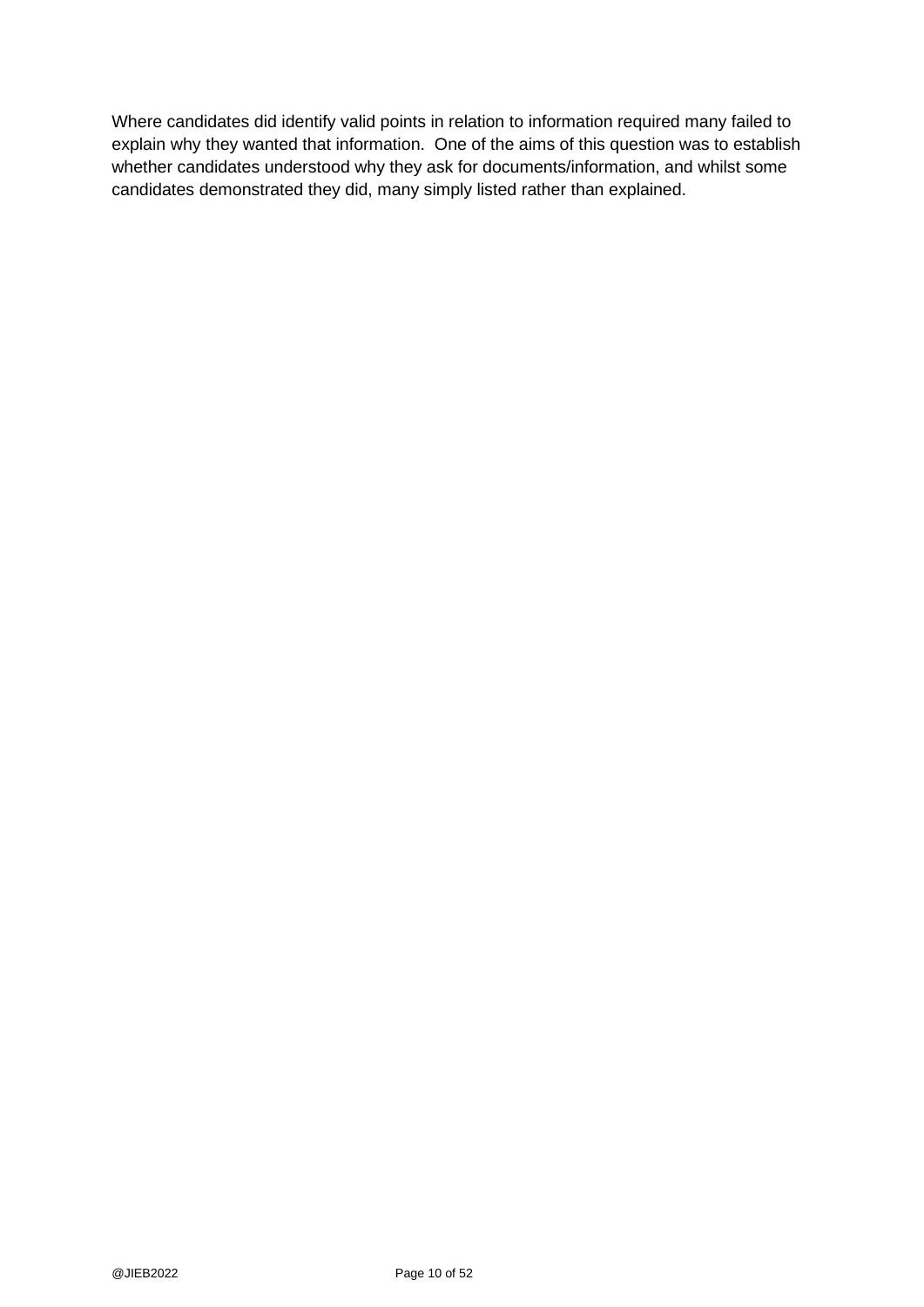Where candidates did identify valid points in relation to information required many failed to explain why they wanted that information. One of the aims of this question was to establish whether candidates understood why they ask for documents/information, and whilst some candidates demonstrated they did, many simply listed rather than explained.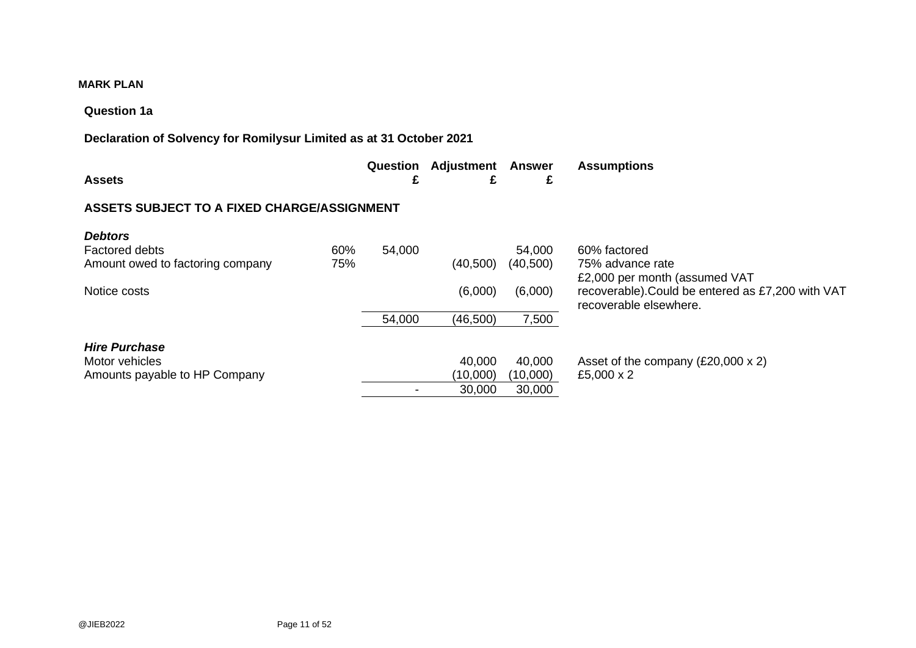**MARK PLAN**

**Question 1a**

**Declaration of Solvency for Romilysur Limited as at 31 October 2021**

| Assets | | Question £ | Adjustment £ | Answer £ | Assumptions |
|---|---|---|---|---|---|
| **ASSETS SUBJECT TO A FIXED CHARGE/ASSIGNMENT** | | | | | |
| ***Debtors*** | | | | | |
| Factored debts | 60% | 54,000 | | 54,000 | 60% factored |
| Amount owed to factoring company | 75% | | (40,500) | (40,500) | 75% advance rate |
| Notice costs | | | (6,000) | (6,000) | £2,000 per month (assumed VAT recoverable).Could be entered as £7,200 with VAT recoverable elsewhere. |
| | | 54,000 | (46,500) | 7,500 | |
| ***Hire Purchase*** | | | | | |
| Motor vehicles | | | 40,000 | 40,000 | Asset of the company (£20,000 x 2) |
| Amounts payable to HP Company | | | (10,000) | (10,000) | £5,000 x 2 |
| | | - | 30,000 | 30,000 | |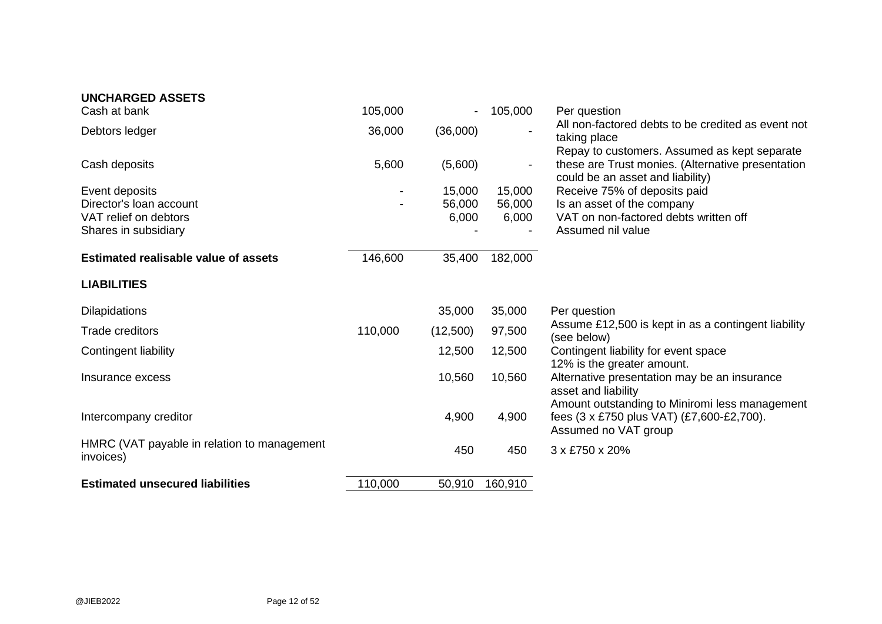| | | | | |
|---|---|---|---|---|
| **UNCHARGED ASSETS** | | | | |
| Cash at bank | 105,000 | - | 105,000 | Per question |
| Debtors ledger | 36,000 | (36,000) | - | All non-factored debts to be credited as event not taking place |
| Cash deposits | 5,600 | (5,600) | - | Repay to customers. Assumed as kept separate these are Trust monies. (Alternative presentation could be an asset and liability) |
| Event deposits | - | 15,000 | 15,000 | Receive 75% of deposits paid |
| Director's loan account | - | 56,000 | 56,000 | Is an asset of the company |
| VAT relief on debtors | | 6,000 | 6,000 | VAT on non-factored debts written off |
| Shares in subsidiary | | - | - | Assumed nil value |
| **Estimated realisable value of assets** | 146,600 | 35,400 | 182,000 | |
| **LIABILITIES** | | | | |
| Dilapidations | | 35,000 | 35,000 | Per question |
| Trade creditors | 110,000 | (12,500) | 97,500 | Assume £12,500 is kept in as a contingent liability (see below) |
| Contingent liability | | 12,500 | 12,500 | Contingent liability for event space 12% is the greater amount. |
| Insurance excess | | 10,560 | 10,560 | Alternative presentation may be an insurance asset and liability |
| Intercompany creditor | | 4,900 | 4,900 | Amount outstanding to Miniromi less management fees (3 x £750 plus VAT) (£7,600-£2,700). Assumed no VAT group |
| HMRC (VAT payable in relation to management invoices) | | 450 | 450 | 3 x £750 x 20% |
| **Estimated unsecured liabilities** | 110,000 | 50,910 | 160,910 | |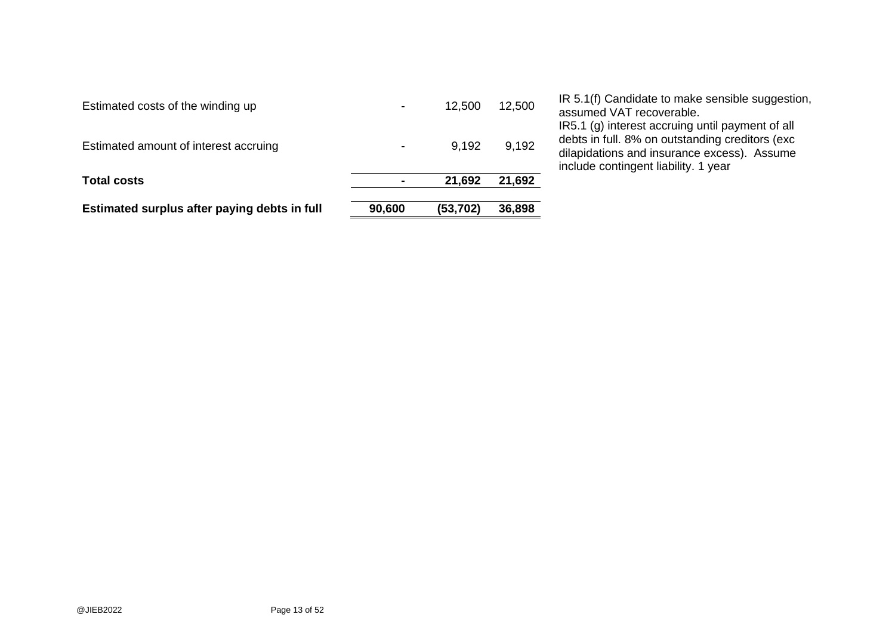| | | | | |
|---|---|---|---|---|
| Estimated costs of the winding up | - | 12,500 | 12,500 | IR 5.1(f) Candidate to make sensible suggestion, assumed VAT recoverable. |
| Estimated amount of interest accruing | - | 9,192 | 9,192 | IR5.1 (g) interest accruing until payment of all debts in full. 8% on outstanding creditors (exc dilapidations and insurance excess). Assume include contingent liability. 1 year |
| **Total costs** | **-** | **21,692** | **21,692** | |
| **Estimated surplus after paying debts in full** | **90,600** | **(53,702)** | **36,898** | |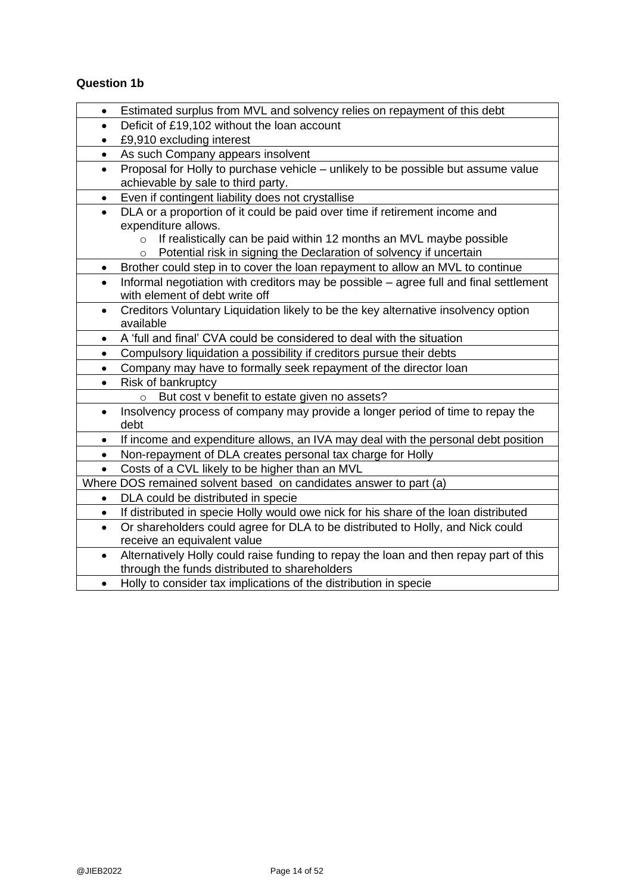**Question 1b**

| |
|---|
| • Estimated surplus from MVL and solvency relies on repayment of this debt |
| • Deficit of £19,102 without the loan account<br>• £9,910 excluding interest |
| • As such Company appears insolvent |
| • Proposal for Holly to purchase vehicle – unlikely to be possible but assume value achievable by sale to third party. |
| • Even if contingent liability does not crystallise |
| • DLA or a proportion of it could be paid over time if retirement income and expenditure allows.<br>  ○ If realistically can be paid within 12 months an MVL maybe possible<br>  ○ Potential risk in signing the Declaration of solvency if uncertain |
| • Brother could step in to cover the loan repayment to allow an MVL to continue |
| • Informal negotiation with creditors may be possible – agree full and final settlement with element of debt write off |
| • Creditors Voluntary Liquidation likely to be the key alternative insolvency option available |
| • A 'full and final' CVA could be considered to deal with the situation |
| • Compulsory liquidation a possibility if creditors pursue their debts |
| • Company may have to formally seek repayment of the director loan |
| • Risk of bankruptcy |
|   ○ But cost v benefit to estate given no assets? |
| • Insolvency process of company may provide a longer period of time to repay the debt |
| • If income and expenditure allows, an IVA may deal with the personal debt position |
| • Non-repayment of DLA creates personal tax charge for Holly |
| • Costs of a CVL likely to be higher than an MVL |
| Where DOS remained solvent based on candidates answer to part (a) |
| • DLA could be distributed in specie |
| • If distributed in specie Holly would owe nick for his share of the loan distributed |
| • Or shareholders could agree for DLA to be distributed to Holly, and Nick could receive an equivalent value |
| • Alternatively Holly could raise funding to repay the loan and then repay part of this through the funds distributed to shareholders |
| • Holly to consider tax implications of the distribution in specie |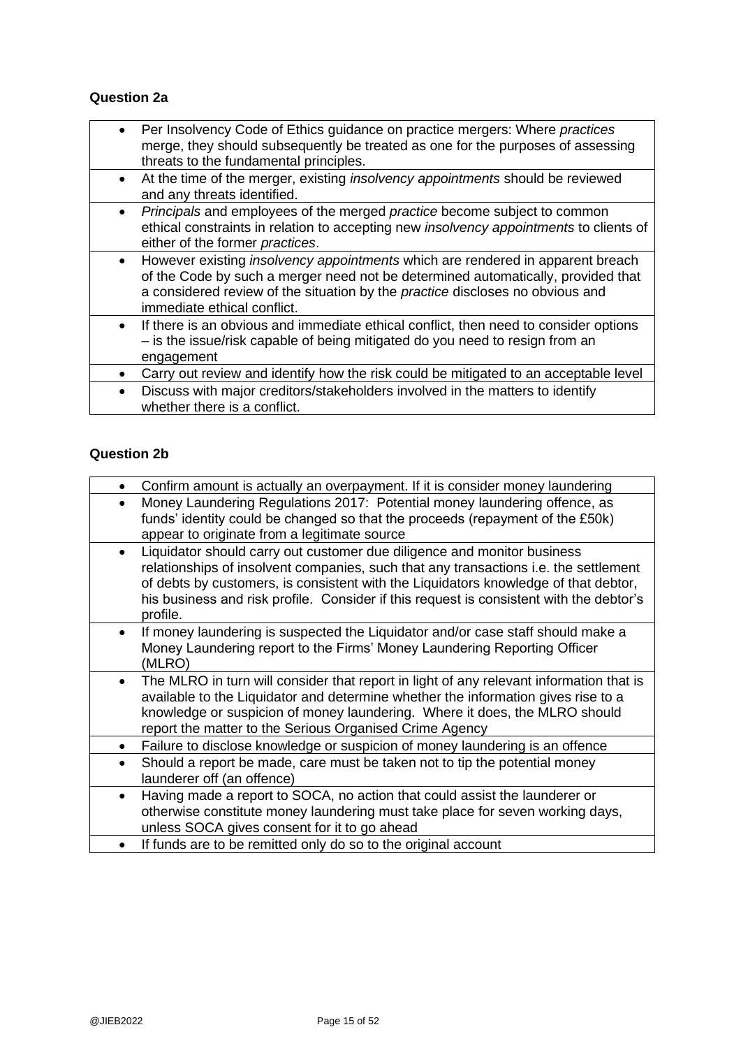**Question 2a**

- Per Insolvency Code of Ethics guidance on practice mergers: Where *practices* merge, they should subsequently be treated as one for the purposes of assessing threats to the fundamental principles.
- At the time of the merger, existing *insolvency appointments* should be reviewed and any threats identified.
- *Principals* and employees of the merged *practice* become subject to common ethical constraints in relation to accepting new *insolvency appointments* to clients of either of the former *practices*.
- However existing *insolvency appointments* which are rendered in apparent breach of the Code by such a merger need not be determined automatically, provided that a considered review of the situation by the *practice* discloses no obvious and immediate ethical conflict.
- If there is an obvious and immediate ethical conflict, then need to consider options – is the issue/risk capable of being mitigated do you need to resign from an engagement
- Carry out review and identify how the risk could be mitigated to an acceptable level
- Discuss with major creditors/stakeholders involved in the matters to identify whether there is a conflict.

**Question 2b**

- Confirm amount is actually an overpayment. If it is consider money laundering
- Money Laundering Regulations 2017: Potential money laundering offence, as funds' identity could be changed so that the proceeds (repayment of the £50k) appear to originate from a legitimate source
- Liquidator should carry out customer due diligence and monitor business relationships of insolvent companies, such that any transactions i.e. the settlement of debts by customers, is consistent with the Liquidators knowledge of that debtor, his business and risk profile. Consider if this request is consistent with the debtor's profile.
- If money laundering is suspected the Liquidator and/or case staff should make a Money Laundering report to the Firms' Money Laundering Reporting Officer (MLRO)
- The MLRO in turn will consider that report in light of any relevant information that is available to the Liquidator and determine whether the information gives rise to a knowledge or suspicion of money laundering. Where it does, the MLRO should report the matter to the Serious Organised Crime Agency
- Failure to disclose knowledge or suspicion of money laundering is an offence
- Should a report be made, care must be taken not to tip the potential money launderer off (an offence)
- Having made a report to SOCA, no action that could assist the launderer or otherwise constitute money laundering must take place for seven working days, unless SOCA gives consent for it to go ahead
- If funds are to be remitted only do so to the original account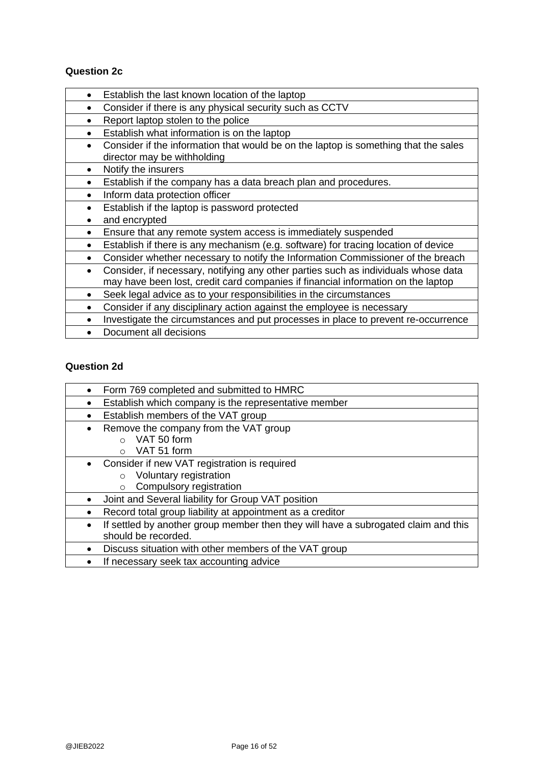**Question 2c**

- Establish the last known location of the laptop
- Consider if there is any physical security such as CCTV
- Report laptop stolen to the police
- Establish what information is on the laptop
- Consider if the information that would be on the laptop is something that the sales director may be withholding
- Notify the insurers
- Establish if the company has a data breach plan and procedures.
- Inform data protection officer
- Establish if the laptop is password protected
- and encrypted
- Ensure that any remote system access is immediately suspended
- Establish if there is any mechanism (e.g. software) for tracing location of device
- Consider whether necessary to notify the Information Commissioner of the breach
- Consider, if necessary, notifying any other parties such as individuals whose data may have been lost, credit card companies if financial information on the laptop
- Seek legal advice as to your responsibilities in the circumstances
- Consider if any disciplinary action against the employee is necessary
- Investigate the circumstances and put processes in place to prevent re-occurrence
- Document all decisions

**Question 2d**

- Form 769 completed and submitted to HMRC
- Establish which company is the representative member
- Establish members of the VAT group
- Remove the company from the VAT group
    - VAT 50 form
    - VAT 51 form
- Consider if new VAT registration is required
    - Voluntary registration
    - Compulsory registration
- Joint and Several liability for Group VAT position
- Record total group liability at appointment as a creditor
- If settled by another group member then they will have a subrogated claim and this should be recorded.
- Discuss situation with other members of the VAT group
- If necessary seek tax accounting advice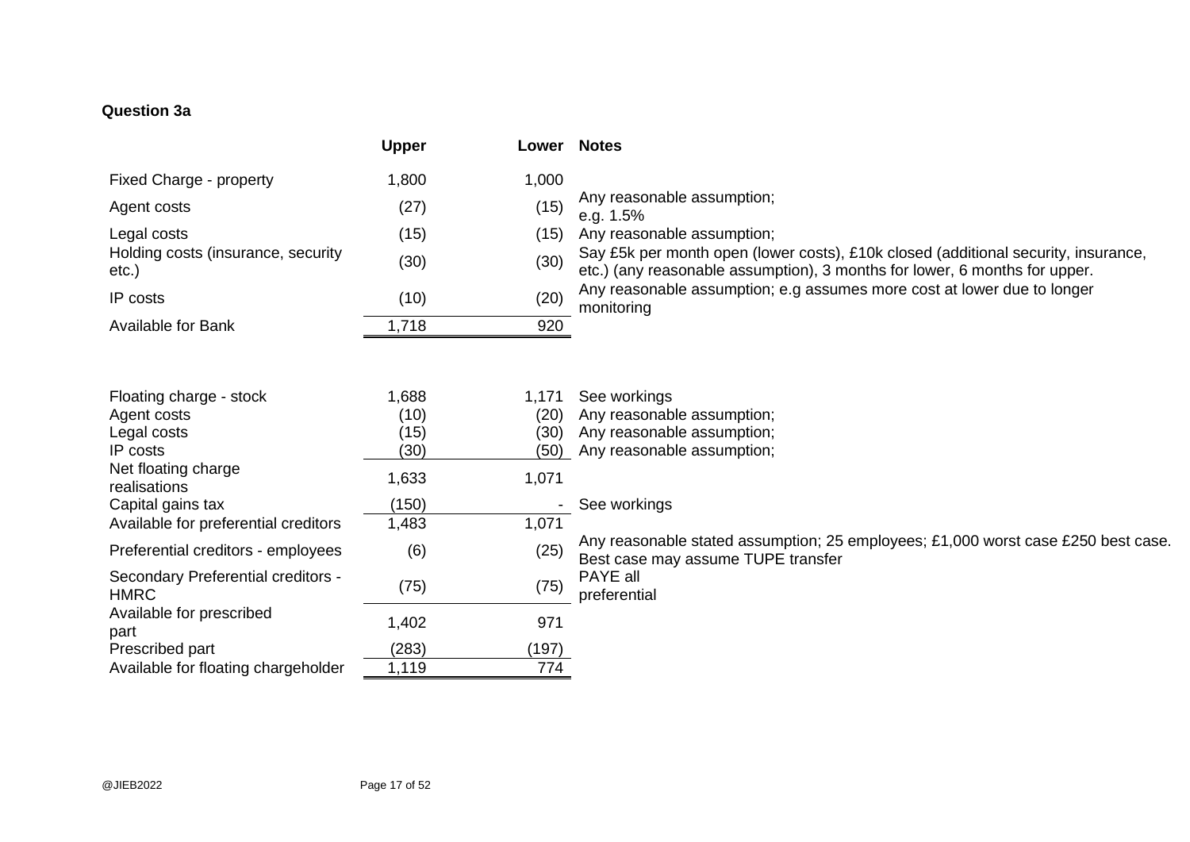**Question 3a**

| | Upper | Lower | Notes |
|---|---|---|---|
| Fixed Charge - property | 1,800 | 1,000 | |
| Agent costs | (27) | (15) | Any reasonable assumption; e.g. 1.5% |
| Legal costs | (15) | (15) | Any reasonable assumption; |
| Holding costs (insurance, security etc.) | (30) | (30) | Say £5k per month open (lower costs), £10k closed (additional security, insurance, etc.) (any reasonable assumption), 3 months for lower, 6 months for upper. |
| IP costs | (10) | (20) | Any reasonable assumption; e.g assumes more cost at lower due to longer monitoring |
| Available for Bank | 1,718 | 920 | |

| | Upper | Lower | Notes |
|---|---|---|---|
| Floating charge - stock | 1,688 | 1,171 | See workings |
| Agent costs | (10) | (20) | Any reasonable assumption; |
| Legal costs | (15) | (30) | Any reasonable assumption; |
| IP costs | (30) | (50) | Any reasonable assumption; |
| Net floating charge realisations | 1,633 | 1,071 | |
| Capital gains tax | (150) | - | See workings |
| Available for preferential creditors | 1,483 | 1,071 | |
| Preferential creditors - employees | (6) | (25) | Any reasonable stated assumption; 25 employees; £1,000 worst case £250 best case. Best case may assume TUPE transfer |
| Secondary Preferential creditors - HMRC | (75) | (75) | PAYE all preferential |
| Available for prescribed part | 1,402 | 971 | |
| Prescribed part | (283) | (197) | |
| Available for floating chargeholder | 1,119 | 774 | |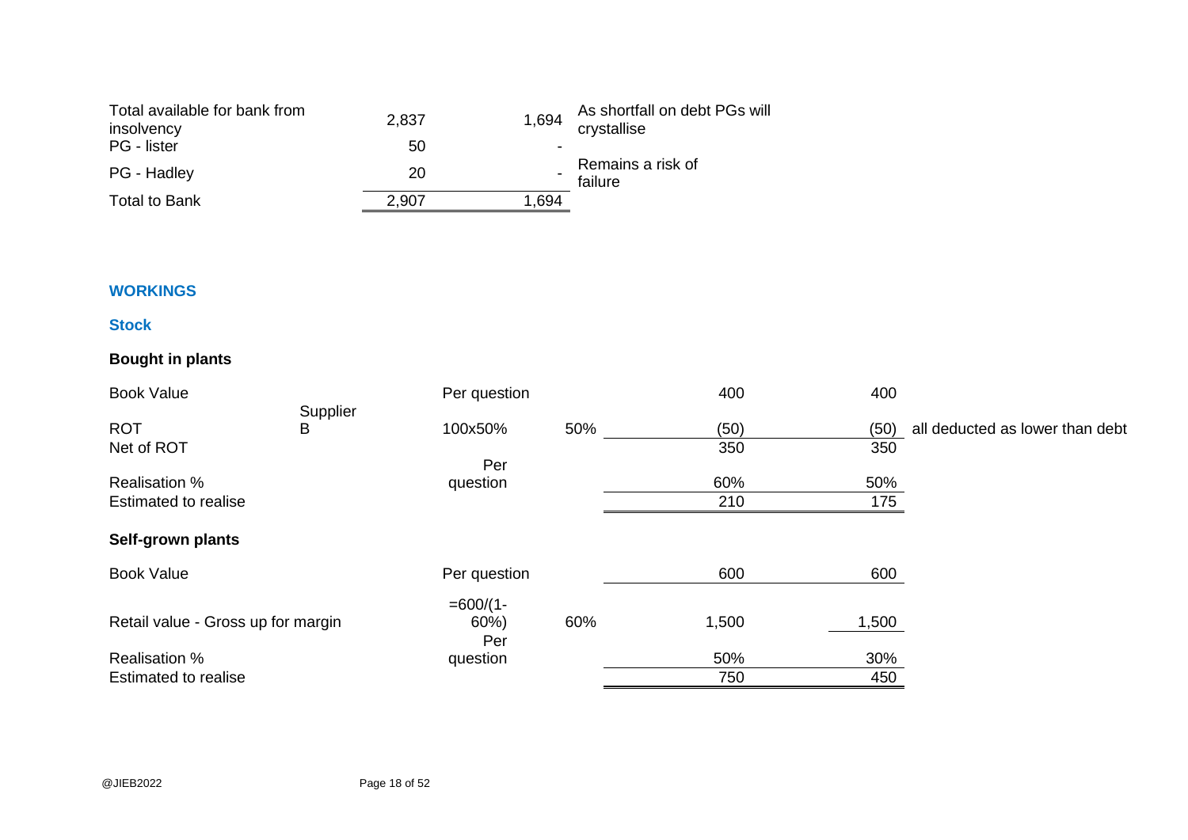| | | | |
|---|---|---|---|
| Total available for bank from insolvency | 2,837 | 1,694 | As shortfall on debt PGs will crystallise |
| PG - lister | 50 | - | |
| PG - Hadley | 20 | - | Remains a risk of failure |
| Total to Bank | 2,907 | 1,694 | |

## WORKINGS

### Stock

**Bought in plants**

| | | | | | | |
|---|---|---|---|---|---|---|
| Book Value | | Per question | | 400 | 400 | |
| ROT | Supplier B | 100x50% | 50% | (50) | (50) | all deducted as lower than debt |
| Net of ROT | | | | 350 | 350 | |
| Realisation % | | Per question | | 60% | 50% | |
| Estimated to realise | | | | 210 | 175 | |

**Self-grown plants**

| | | | | | |
|---|---|---|---|---|---|
| Book Value | | Per question | | 600 | 600 |
| Retail value - Gross up for margin | | =600/(1-60%) | 60% | 1,500 | 1,500 |
| Realisation % | | Per question | | 50% | 30% |
| Estimated to realise | | | | 750 | 450 |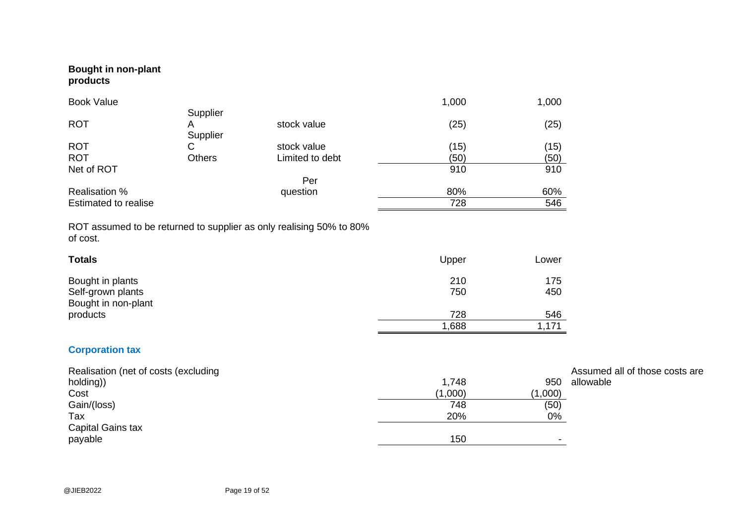**Bought in non-plant products**

| | | | | |
|---|---|---|---|---|
| Book Value | | | 1,000 | 1,000 |
| ROT | Supplier A | stock value | (25) | (25) |
| ROT | Supplier C | stock value | (15) | (15) |
| ROT | Others | Limited to debt | (50) | (50) |
| Net of ROT | | | 910 | 910 |
| Realisation % | | Per question | 80% | 60% |
| Estimated to realise | | | 728 | 546 |

ROT assumed to be returned to supplier as only realising 50% to 80% of cost.

| **Totals** | Upper | Lower |
|---|---|---|
| Bought in plants | 210 | 175 |
| Self-grown plants | 750 | 450 |
| Bought in non-plant products | 728 | 546 |
| | 1,688 | 1,171 |

### Corporation tax

| | | | |
|---|---|---|---|
| Realisation (net of costs (excluding holding)) | 1,748 | 950 | Assumed all of those costs are allowable |
| Cost | (1,000) | (1,000) | |
| Gain/(loss) | 748 | (50) | |
| Tax | 20% | 0% | |
| Capital Gains tax payable | 150 | - | |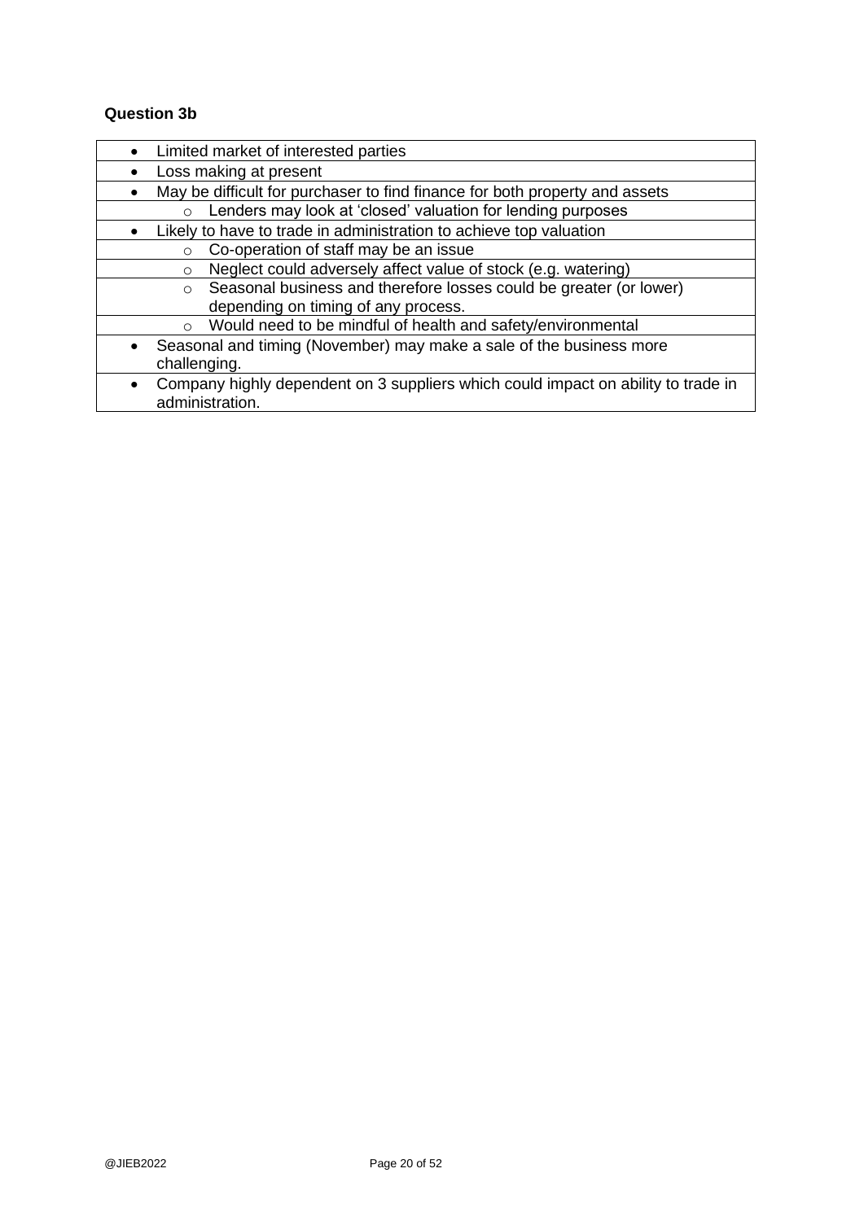### Question 3b

- Limited market of interested parties
- Loss making at present
- May be difficult for purchaser to find finance for both property and assets
  - Lenders may look at 'closed' valuation for lending purposes
- Likely to have to trade in administration to achieve top valuation
  - Co-operation of staff may be an issue
  - Neglect could adversely affect value of stock (e.g. watering)
  - Seasonal business and therefore losses could be greater (or lower) depending on timing of any process.
  - Would need to be mindful of health and safety/environmental
- Seasonal and timing (November) may make a sale of the business more challenging.
- Company highly dependent on 3 suppliers which could impact on ability to trade in administration.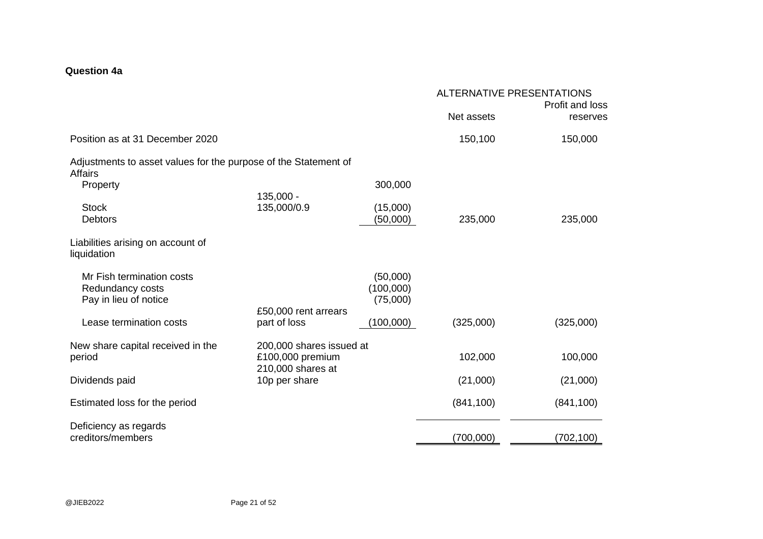**Question 4a**

| | | | ALTERNATIVE PRESENTATIONS | |
|---|---|---|---|---|
| | | | Net assets | Profit and loss reserves |
| Position as at 31 December 2020 | | | 150,100 | 150,000 |
| Adjustments to asset values for the purpose of the Statement of Affairs | | | | |
| Property | | 300,000 | | |
| Stock | 135,000 - 135,000/0.9 | (15,000) | | |
| Debtors | | (50,000) | 235,000 | 235,000 |
| Liabilities arising on account of liquidation | | | | |
| Mr Fish termination costs | | (50,000) | | |
| Redundancy costs | | (100,000) | | |
| Pay in lieu of notice | | (75,000) | | |
| Lease termination costs | £50,000 rent arrears part of loss | (100,000) | (325,000) | (325,000) |
| New share capital received in the period | 200,000 shares issued at £100,000 premium | | 102,000 | 100,000 |
| Dividends paid | 210,000 shares at 10p per share | | (21,000) | (21,000) |
| Estimated loss for the period | | | (841,100) | (841,100) |
| Deficiency as regards creditors/members | | | (700,000) | (702,100) |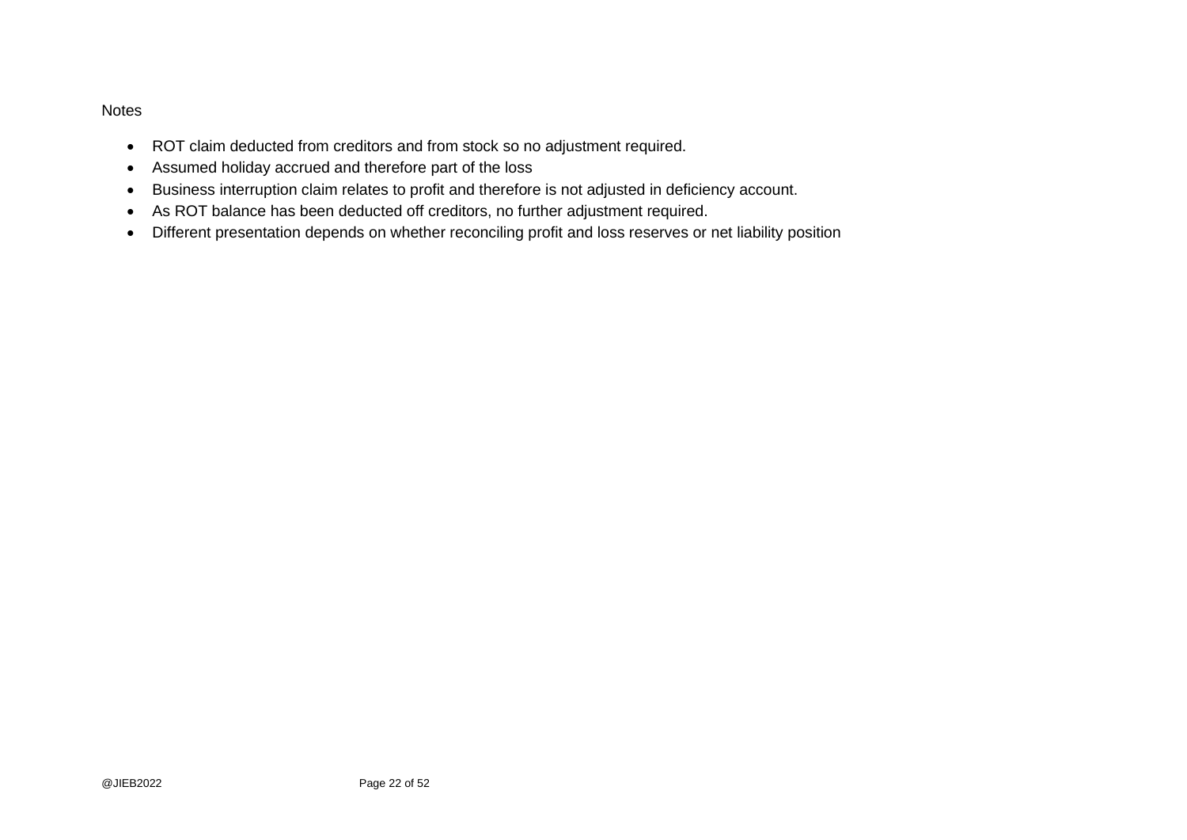Notes

- ROT claim deducted from creditors and from stock so no adjustment required.
- Assumed holiday accrued and therefore part of the loss
- Business interruption claim relates to profit and therefore is not adjusted in deficiency account.
- As ROT balance has been deducted off creditors, no further adjustment required.
- Different presentation depends on whether reconciling profit and loss reserves or net liability position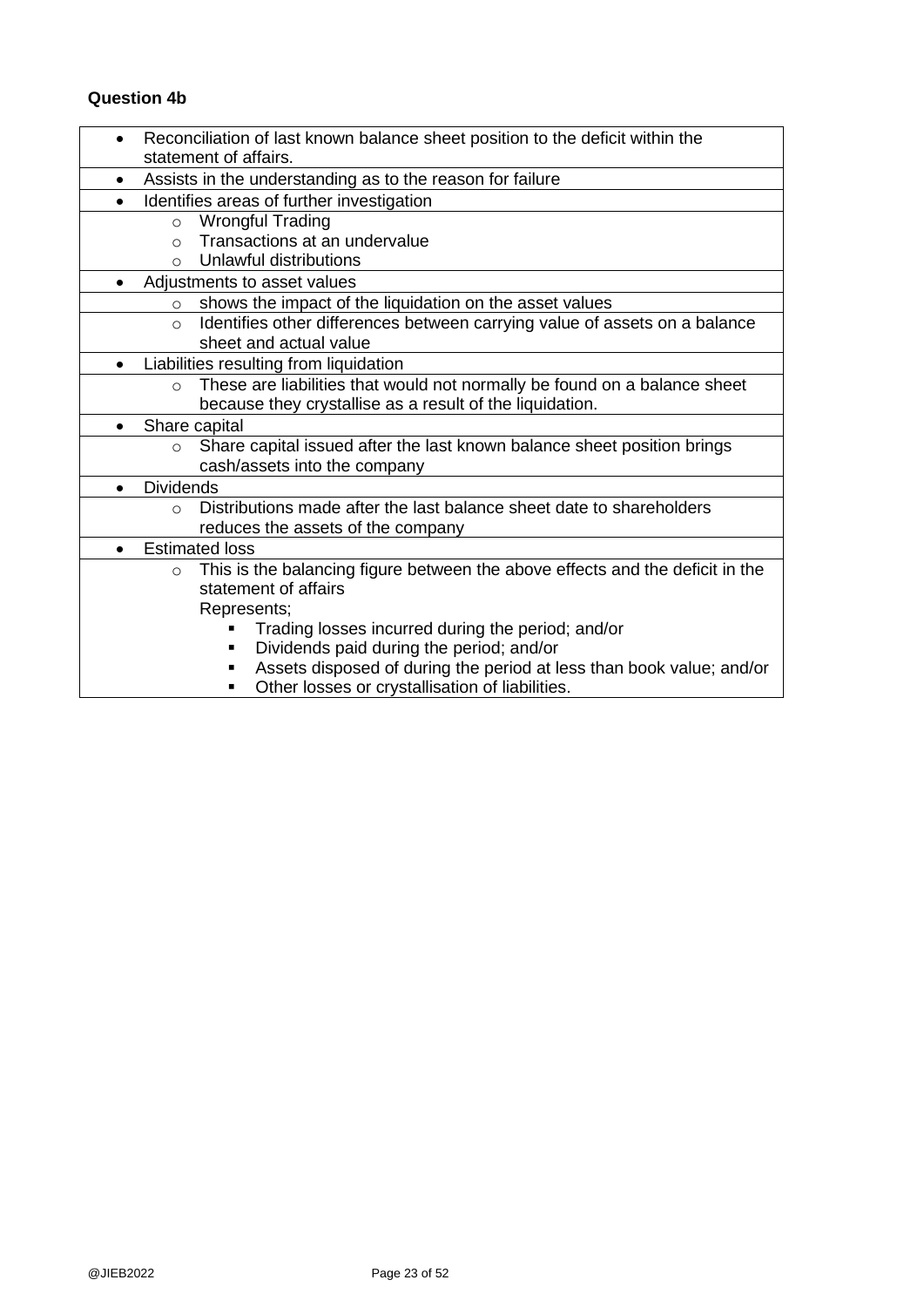**Question 4b**

- Reconciliation of last known balance sheet position to the deficit within the statement of affairs.
- Assists in the understanding as to the reason for failure
- Identifies areas of further investigation
    - Wrongful Trading
    - Transactions at an undervalue
    - Unlawful distributions
- Adjustments to asset values
    - shows the impact of the liquidation on the asset values
    - Identifies other differences between carrying value of assets on a balance sheet and actual value
- Liabilities resulting from liquidation
    - These are liabilities that would not normally be found on a balance sheet because they crystallise as a result of the liquidation.
- Share capital
    - Share capital issued after the last known balance sheet position brings cash/assets into the company
- Dividends
    - Distributions made after the last balance sheet date to shareholders reduces the assets of the company
- Estimated loss
    - This is the balancing figure between the above effects and the deficit in the statement of affairs

      Represents;
        - Trading losses incurred during the period; and/or
        - Dividends paid during the period; and/or
        - Assets disposed of during the period at less than book value; and/or
        - Other losses or crystallisation of liabilities.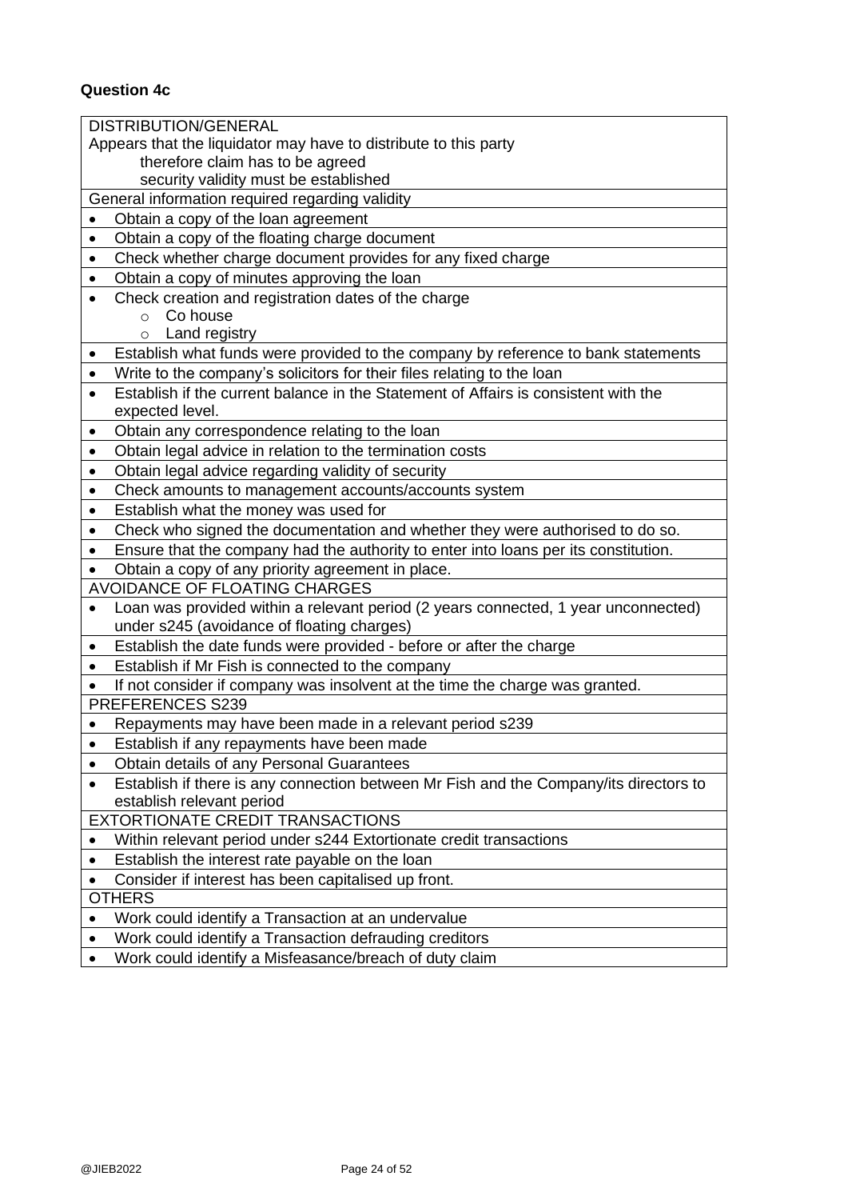**Question 4c**

| DISTRIBUTION/GENERAL<br>Appears that the liquidator may have to distribute to this party<br>therefore claim has to be agreed<br>security validity must be established |
|---|
| General information required regarding validity |
| • Obtain a copy of the loan agreement |
| • Obtain a copy of the floating charge document |
| • Check whether charge document provides for any fixed charge |
| • Obtain a copy of minutes approving the loan |
| • Check creation and registration dates of the charge<br>○ Co house<br>○ Land registry |
| • Establish what funds were provided to the company by reference to bank statements |
| • Write to the company's solicitors for their files relating to the loan |
| • Establish if the current balance in the Statement of Affairs is consistent with the expected level. |
| • Obtain any correspondence relating to the loan |
| • Obtain legal advice in relation to the termination costs |
| • Obtain legal advice regarding validity of security |
| • Check amounts to management accounts/accounts system |
| • Establish what the money was used for |
| • Check who signed the documentation and whether they were authorised to do so. |
| • Ensure that the company had the authority to enter into loans per its constitution. |
| • Obtain a copy of any priority agreement in place. |
| AVOIDANCE OF FLOATING CHARGES |
| • Loan was provided within a relevant period (2 years connected, 1 year unconnected) under s245 (avoidance of floating charges) |
| • Establish the date funds were provided - before or after the charge |
| • Establish if Mr Fish is connected to the company |
| • If not consider if company was insolvent at the time the charge was granted. |
| PREFERENCES S239 |
| • Repayments may have been made in a relevant period s239 |
| • Establish if any repayments have been made |
| • Obtain details of any Personal Guarantees |
| • Establish if there is any connection between Mr Fish and the Company/its directors to establish relevant period |
| EXTORTIONATE CREDIT TRANSACTIONS |
| • Within relevant period under s244 Extortionate credit transactions |
| • Establish the interest rate payable on the loan |
| • Consider if interest has been capitalised up front. |
| OTHERS |
| • Work could identify a Transaction at an undervalue |
| • Work could identify a Transaction defrauding creditors |
| • Work could identify a Misfeasance/breach of duty claim |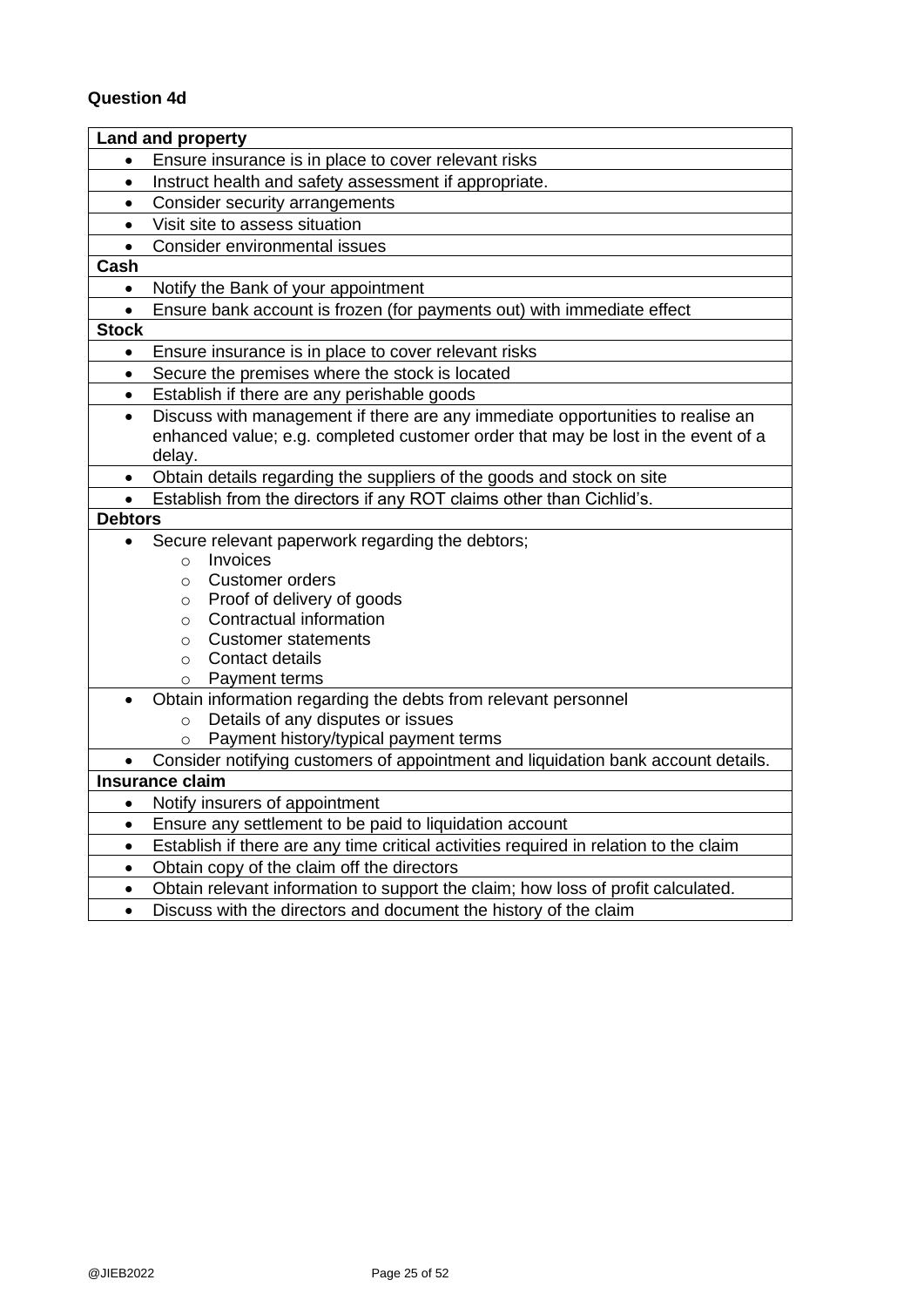**Question 4d**

| **Land and property** |
| --- |
| • Ensure insurance is in place to cover relevant risks |
| • Instruct health and safety assessment if appropriate. |
| • Consider security arrangements |
| • Visit site to assess situation |
| • Consider environmental issues |
| **Cash** |
| • Notify the Bank of your appointment |
| • Ensure bank account is frozen (for payments out) with immediate effect |
| **Stock** |
| • Ensure insurance is in place to cover relevant risks |
| • Secure the premises where the stock is located |
| • Establish if there are any perishable goods |
| • Discuss with management if there are any immediate opportunities to realise an enhanced value; e.g. completed customer order that may be lost in the event of a delay. |
| • Obtain details regarding the suppliers of the goods and stock on site |
| • Establish from the directors if any ROT claims other than Cichlid's. |
| **Debtors** |
| • Secure relevant paperwork regarding the debtors;<br>  ○ Invoices<br>  ○ Customer orders<br>  ○ Proof of delivery of goods<br>  ○ Contractual information<br>  ○ Customer statements<br>  ○ Contact details<br>  ○ Payment terms |
| • Obtain information regarding the debts from relevant personnel<br>  ○ Details of any disputes or issues<br>  ○ Payment history/typical payment terms |
| • Consider notifying customers of appointment and liquidation bank account details. |
| **Insurance claim** |
| • Notify insurers of appointment |
| • Ensure any settlement to be paid to liquidation account |
| • Establish if there are any time critical activities required in relation to the claim |
| • Obtain copy of the claim off the directors |
| • Obtain relevant information to support the claim; how loss of profit calculated. |
| • Discuss with the directors and document the history of the claim |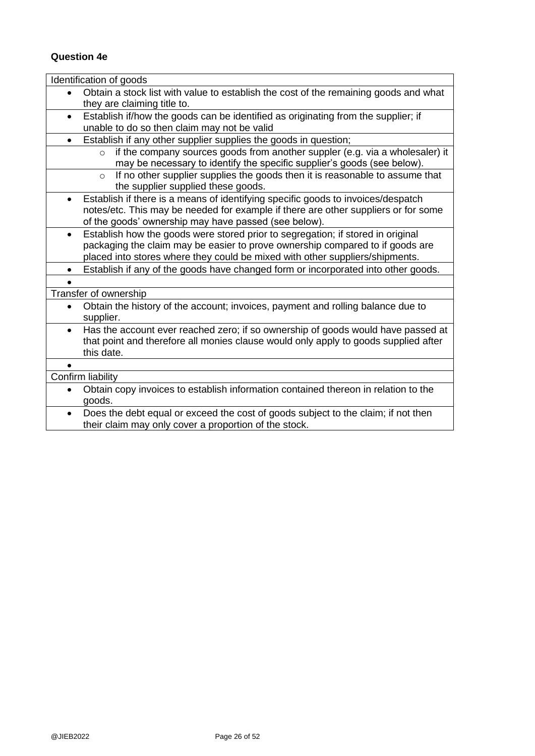**Question 4e**

Identification of goods

- Obtain a stock list with value to establish the cost of the remaining goods and what they are claiming title to.
- Establish if/how the goods can be identified as originating from the supplier; if unable to do so then claim may not be valid
- Establish if any other supplier supplies the goods in question;
  - if the company sources goods from another suppler (e.g. via a wholesaler) it may be necessary to identify the specific supplier's goods (see below).
  - If no other supplier supplies the goods then it is reasonable to assume that the supplier supplied these goods.
- Establish if there is a means of identifying specific goods to invoices/despatch notes/etc. This may be needed for example if there are other suppliers or for some of the goods' ownership may have passed (see below).
- Establish how the goods were stored prior to segregation; if stored in original packaging the claim may be easier to prove ownership compared to if goods are placed into stores where they could be mixed with other suppliers/shipments.
- Establish if any of the goods have changed form or incorporated into other goods.

Transfer of ownership

- Obtain the history of the account; invoices, payment and rolling balance due to supplier.
- Has the account ever reached zero; if so ownership of goods would have passed at that point and therefore all monies clause would only apply to goods supplied after this date.

Confirm liability

- Obtain copy invoices to establish information contained thereon in relation to the goods.
- Does the debt equal or exceed the cost of goods subject to the claim; if not then their claim may only cover a proportion of the stock.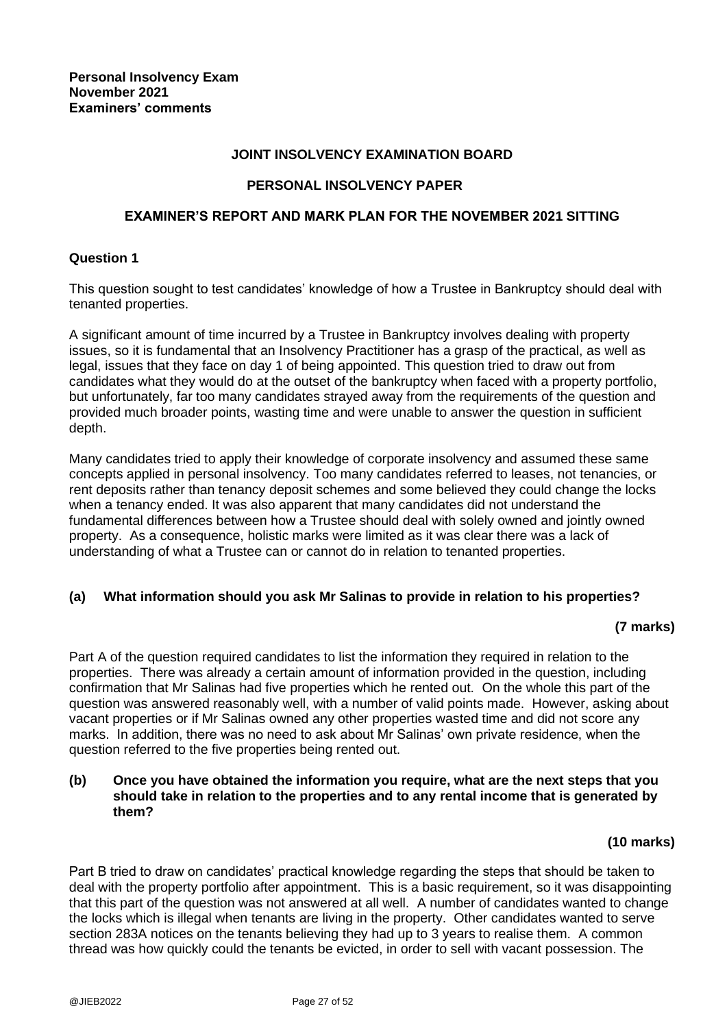**Personal Insolvency Exam**
**November 2021**
**Examiners' comments**

## JOINT INSOLVENCY EXAMINATION BOARD

### PERSONAL INSOLVENCY PAPER

### EXAMINER'S REPORT AND MARK PLAN FOR THE NOVEMBER 2021 SITTING

**Question 1**

This question sought to test candidates' knowledge of how a Trustee in Bankruptcy should deal with tenanted properties.

A significant amount of time incurred by a Trustee in Bankruptcy involves dealing with property issues, so it is fundamental that an Insolvency Practitioner has a grasp of the practical, as well as legal, issues that they face on day 1 of being appointed. This question tried to draw out from candidates what they would do at the outset of the bankruptcy when faced with a property portfolio, but unfortunately, far too many candidates strayed away from the requirements of the question and provided much broader points, wasting time and were unable to answer the question in sufficient depth.

Many candidates tried to apply their knowledge of corporate insolvency and assumed these same concepts applied in personal insolvency. Too many candidates referred to leases, not tenancies, or rent deposits rather than tenancy deposit schemes and some believed they could change the locks when a tenancy ended. It was also apparent that many candidates did not understand the fundamental differences between how a Trustee should deal with solely owned and jointly owned property. As a consequence, holistic marks were limited as it was clear there was a lack of understanding of what a Trustee can or cannot do in relation to tenanted properties.

**(a) What information should you ask Mr Salinas to provide in relation to his properties?**

**(7 marks)**

Part A of the question required candidates to list the information they required in relation to the properties. There was already a certain amount of information provided in the question, including confirmation that Mr Salinas had five properties which he rented out. On the whole this part of the question was answered reasonably well, with a number of valid points made. However, asking about vacant properties or if Mr Salinas owned any other properties wasted time and did not score any marks. In addition, there was no need to ask about Mr Salinas' own private residence, when the question referred to the five properties being rented out.

**(b) Once you have obtained the information you require, what are the next steps that you should take in relation to the properties and to any rental income that is generated by them?**

**(10 marks)**

Part B tried to draw on candidates' practical knowledge regarding the steps that should be taken to deal with the property portfolio after appointment. This is a basic requirement, so it was disappointing that this part of the question was not answered at all well. A number of candidates wanted to change the locks which is illegal when tenants are living in the property. Other candidates wanted to serve section 283A notices on the tenants believing they had up to 3 years to realise them. A common thread was how quickly could the tenants be evicted, in order to sell with vacant possession. The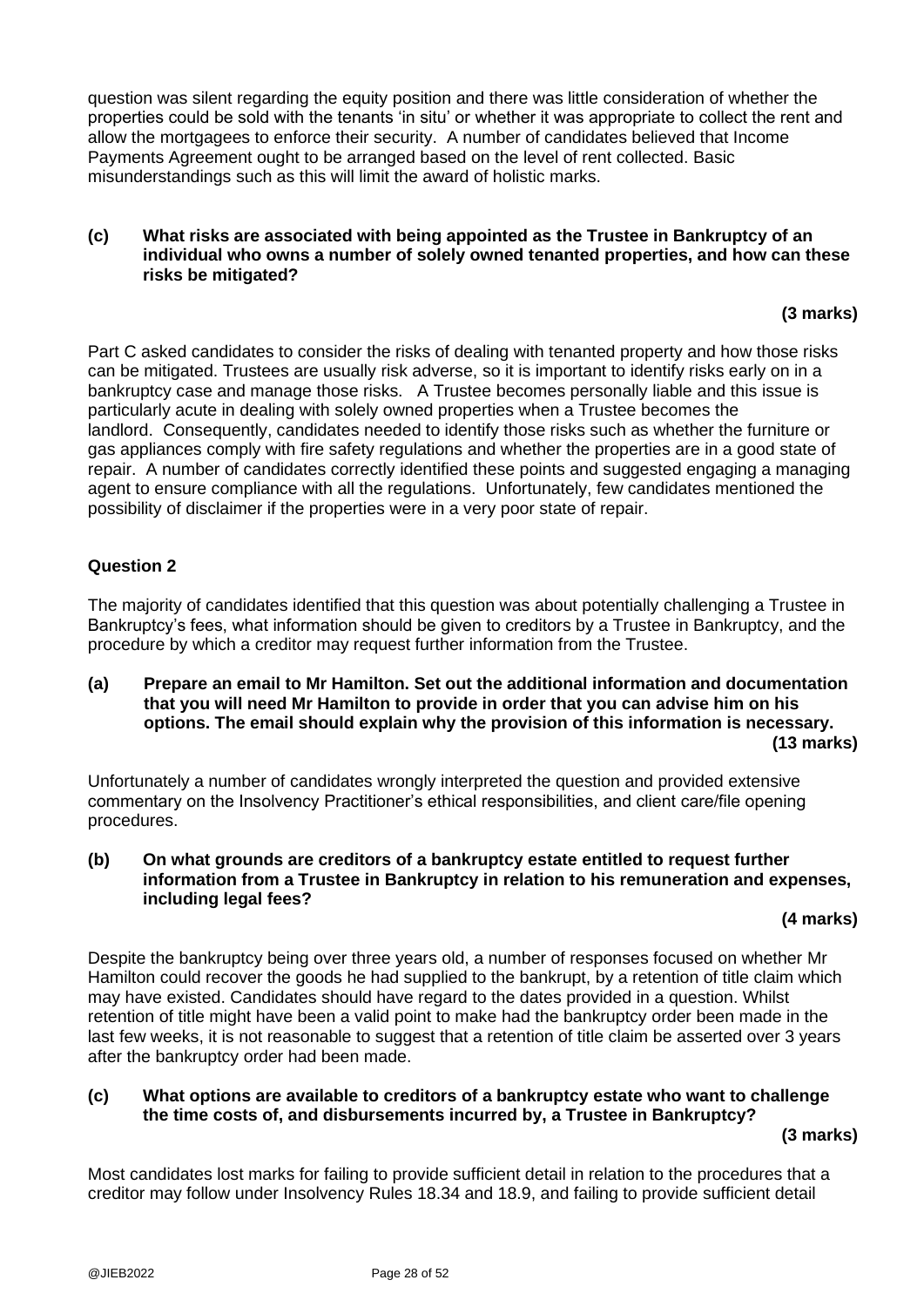question was silent regarding the equity position and there was little consideration of whether the properties could be sold with the tenants 'in situ' or whether it was appropriate to collect the rent and allow the mortgagees to enforce their security. A number of candidates believed that Income Payments Agreement ought to be arranged based on the level of rent collected. Basic misunderstandings such as this will limit the award of holistic marks.

**(c) What risks are associated with being appointed as the Trustee in Bankruptcy of an individual who owns a number of solely owned tenanted properties, and how can these risks be mitigated?**

**(3 marks)**

Part C asked candidates to consider the risks of dealing with tenanted property and how those risks can be mitigated. Trustees are usually risk adverse, so it is important to identify risks early on in a bankruptcy case and manage those risks. A Trustee becomes personally liable and this issue is particularly acute in dealing with solely owned properties when a Trustee becomes the landlord. Consequently, candidates needed to identify those risks such as whether the furniture or gas appliances comply with fire safety regulations and whether the properties are in a good state of repair. A number of candidates correctly identified these points and suggested engaging a managing agent to ensure compliance with all the regulations. Unfortunately, few candidates mentioned the possibility of disclaimer if the properties were in a very poor state of repair.

### Question 2

The majority of candidates identified that this question was about potentially challenging a Trustee in Bankruptcy's fees, what information should be given to creditors by a Trustee in Bankruptcy, and the procedure by which a creditor may request further information from the Trustee.

**(a) Prepare an email to Mr Hamilton. Set out the additional information and documentation that you will need Mr Hamilton to provide in order that you can advise him on his options. The email should explain why the provision of this information is necessary.**

**(13 marks)**

Unfortunately a number of candidates wrongly interpreted the question and provided extensive commentary on the Insolvency Practitioner's ethical responsibilities, and client care/file opening procedures.

**(b) On what grounds are creditors of a bankruptcy estate entitled to request further information from a Trustee in Bankruptcy in relation to his remuneration and expenses, including legal fees?**

**(4 marks)**

Despite the bankruptcy being over three years old, a number of responses focused on whether Mr Hamilton could recover the goods he had supplied to the bankrupt, by a retention of title claim which may have existed. Candidates should have regard to the dates provided in a question. Whilst retention of title might have been a valid point to make had the bankruptcy order been made in the last few weeks, it is not reasonable to suggest that a retention of title claim be asserted over 3 years after the bankruptcy order had been made.

**(c) What options are available to creditors of a bankruptcy estate who want to challenge the time costs of, and disbursements incurred by, a Trustee in Bankruptcy?**

**(3 marks)**

Most candidates lost marks for failing to provide sufficient detail in relation to the procedures that a creditor may follow under Insolvency Rules 18.34 and 18.9, and failing to provide sufficient detail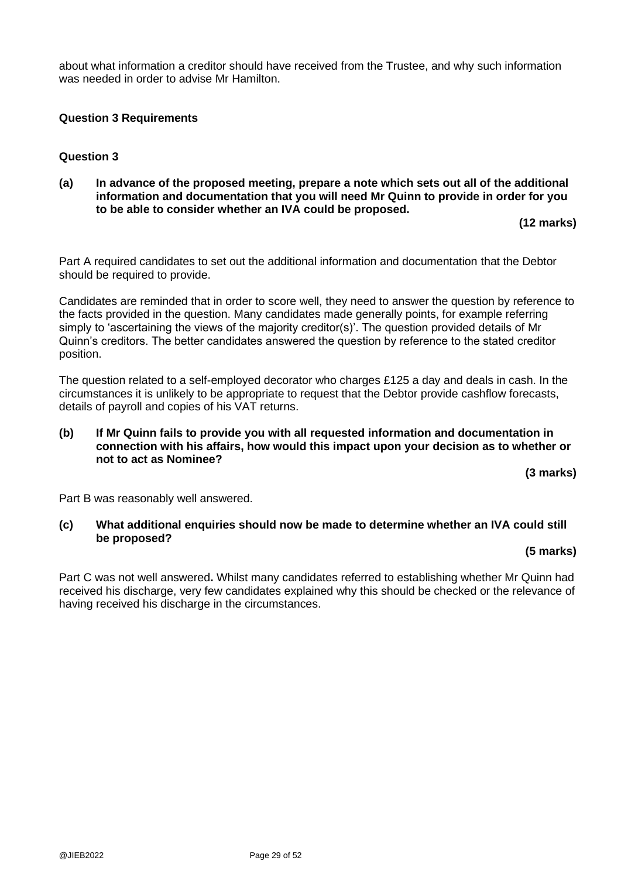about what information a creditor should have received from the Trustee, and why such information was needed in order to advise Mr Hamilton.

**Question 3 Requirements**

**Question 3**

**(a) In advance of the proposed meeting, prepare a note which sets out all of the additional information and documentation that you will need Mr Quinn to provide in order for you to be able to consider whether an IVA could be proposed.**

**(12 marks)**

Part A required candidates to set out the additional information and documentation that the Debtor should be required to provide.

Candidates are reminded that in order to score well, they need to answer the question by reference to the facts provided in the question. Many candidates made generally points, for example referring simply to 'ascertaining the views of the majority creditor(s)'. The question provided details of Mr Quinn's creditors. The better candidates answered the question by reference to the stated creditor position.

The question related to a self-employed decorator who charges £125 a day and deals in cash. In the circumstances it is unlikely to be appropriate to request that the Debtor provide cashflow forecasts, details of payroll and copies of his VAT returns.

**(b) If Mr Quinn fails to provide you with all requested information and documentation in connection with his affairs, how would this impact upon your decision as to whether or not to act as Nominee?**

**(3 marks)**

Part B was reasonably well answered.

**(c) What additional enquiries should now be made to determine whether an IVA could still be proposed?**

**(5 marks)**

Part C was not well answered**.** Whilst many candidates referred to establishing whether Mr Quinn had received his discharge, very few candidates explained why this should be checked or the relevance of having received his discharge in the circumstances.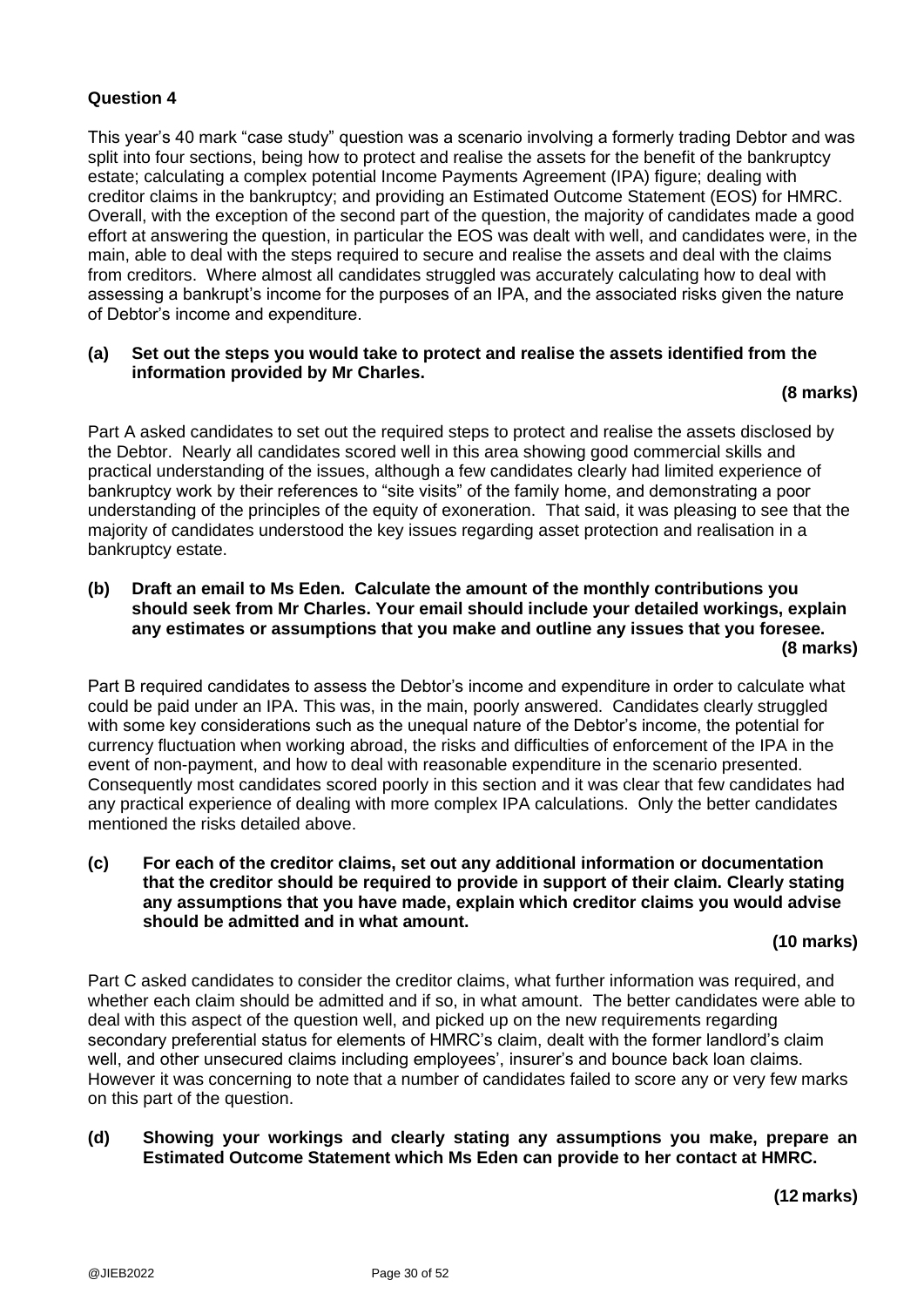**Question 4**

This year's 40 mark "case study" question was a scenario involving a formerly trading Debtor and was split into four sections, being how to protect and realise the assets for the benefit of the bankruptcy estate; calculating a complex potential Income Payments Agreement (IPA) figure; dealing with creditor claims in the bankruptcy; and providing an Estimated Outcome Statement (EOS) for HMRC. Overall, with the exception of the second part of the question, the majority of candidates made a good effort at answering the question, in particular the EOS was dealt with well, and candidates were, in the main, able to deal with the steps required to secure and realise the assets and deal with the claims from creditors. Where almost all candidates struggled was accurately calculating how to deal with assessing a bankrupt's income for the purposes of an IPA, and the associated risks given the nature of Debtor's income and expenditure.

**(a) Set out the steps you would take to protect and realise the assets identified from the information provided by Mr Charles.**

**(8 marks)**

Part A asked candidates to set out the required steps to protect and realise the assets disclosed by the Debtor. Nearly all candidates scored well in this area showing good commercial skills and practical understanding of the issues, although a few candidates clearly had limited experience of bankruptcy work by their references to "site visits" of the family home, and demonstrating a poor understanding of the principles of the equity of exoneration. That said, it was pleasing to see that the majority of candidates understood the key issues regarding asset protection and realisation in a bankruptcy estate.

**(b) Draft an email to Ms Eden. Calculate the amount of the monthly contributions you should seek from Mr Charles. Your email should include your detailed workings, explain any estimates or assumptions that you make and outline any issues that you foresee.**

**(8 marks)**

Part B required candidates to assess the Debtor's income and expenditure in order to calculate what could be paid under an IPA. This was, in the main, poorly answered. Candidates clearly struggled with some key considerations such as the unequal nature of the Debtor's income, the potential for currency fluctuation when working abroad, the risks and difficulties of enforcement of the IPA in the event of non-payment, and how to deal with reasonable expenditure in the scenario presented. Consequently most candidates scored poorly in this section and it was clear that few candidates had any practical experience of dealing with more complex IPA calculations. Only the better candidates mentioned the risks detailed above.

**(c) For each of the creditor claims, set out any additional information or documentation that the creditor should be required to provide in support of their claim. Clearly stating any assumptions that you have made, explain which creditor claims you would advise should be admitted and in what amount.**

**(10 marks)**

Part C asked candidates to consider the creditor claims, what further information was required, and whether each claim should be admitted and if so, in what amount. The better candidates were able to deal with this aspect of the question well, and picked up on the new requirements regarding secondary preferential status for elements of HMRC's claim, dealt with the former landlord's claim well, and other unsecured claims including employees', insurer's and bounce back loan claims. However it was concerning to note that a number of candidates failed to score any or very few marks on this part of the question.

**(d) Showing your workings and clearly stating any assumptions you make, prepare an Estimated Outcome Statement which Ms Eden can provide to her contact at HMRC.**

**(12 marks)**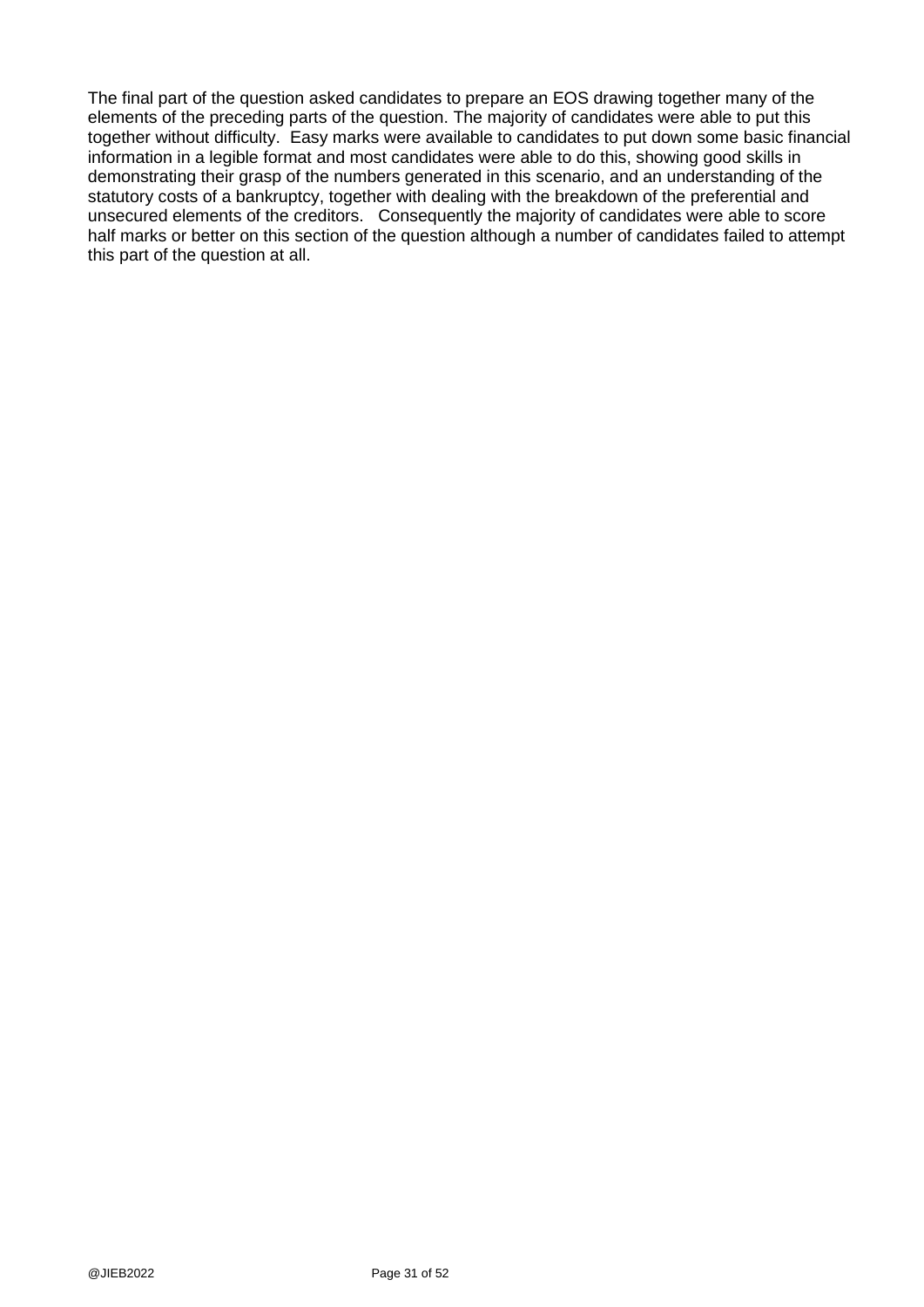The final part of the question asked candidates to prepare an EOS drawing together many of the elements of the preceding parts of the question. The majority of candidates were able to put this together without difficulty. Easy marks were available to candidates to put down some basic financial information in a legible format and most candidates were able to do this, showing good skills in demonstrating their grasp of the numbers generated in this scenario, and an understanding of the statutory costs of a bankruptcy, together with dealing with the breakdown of the preferential and unsecured elements of the creditors. Consequently the majority of candidates were able to score half marks or better on this section of the question although a number of candidates failed to attempt this part of the question at all.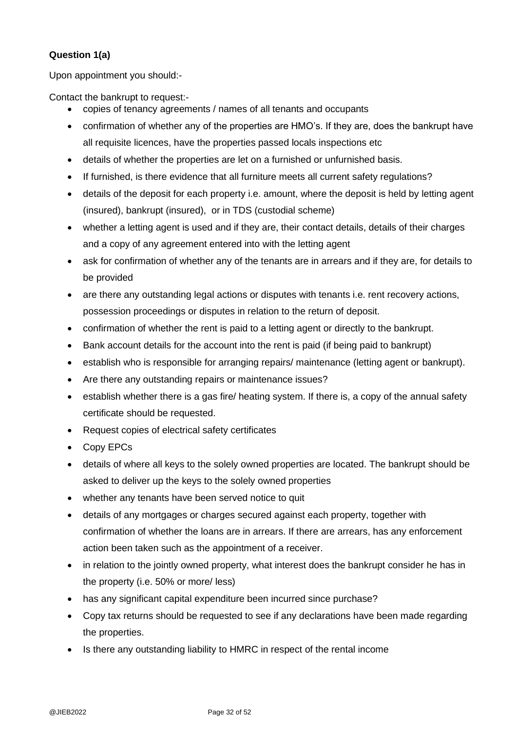**Question 1(a)**

Upon appointment you should:-

Contact the bankrupt to request:-

- copies of tenancy agreements / names of all tenants and occupants
- confirmation of whether any of the properties are HMO's. If they are, does the bankrupt have all requisite licences, have the properties passed locals inspections etc
- details of whether the properties are let on a furnished or unfurnished basis.
- If furnished, is there evidence that all furniture meets all current safety regulations?
- details of the deposit for each property i.e. amount, where the deposit is held by letting agent (insured), bankrupt (insured), or in TDS (custodial scheme)
- whether a letting agent is used and if they are, their contact details, details of their charges and a copy of any agreement entered into with the letting agent
- ask for confirmation of whether any of the tenants are in arrears and if they are, for details to be provided
- are there any outstanding legal actions or disputes with tenants i.e. rent recovery actions, possession proceedings or disputes in relation to the return of deposit.
- confirmation of whether the rent is paid to a letting agent or directly to the bankrupt.
- Bank account details for the account into the rent is paid (if being paid to bankrupt)
- establish who is responsible for arranging repairs/ maintenance (letting agent or bankrupt).
- Are there any outstanding repairs or maintenance issues?
- establish whether there is a gas fire/ heating system. If there is, a copy of the annual safety certificate should be requested.
- Request copies of electrical safety certificates
- Copy EPCs
- details of where all keys to the solely owned properties are located. The bankrupt should be asked to deliver up the keys to the solely owned properties
- whether any tenants have been served notice to quit
- details of any mortgages or charges secured against each property, together with confirmation of whether the loans are in arrears. If there are arrears, has any enforcement action been taken such as the appointment of a receiver.
- in relation to the jointly owned property, what interest does the bankrupt consider he has in the property (i.e. 50% or more/ less)
- has any significant capital expenditure been incurred since purchase?
- Copy tax returns should be requested to see if any declarations have been made regarding the properties.
- Is there any outstanding liability to HMRC in respect of the rental income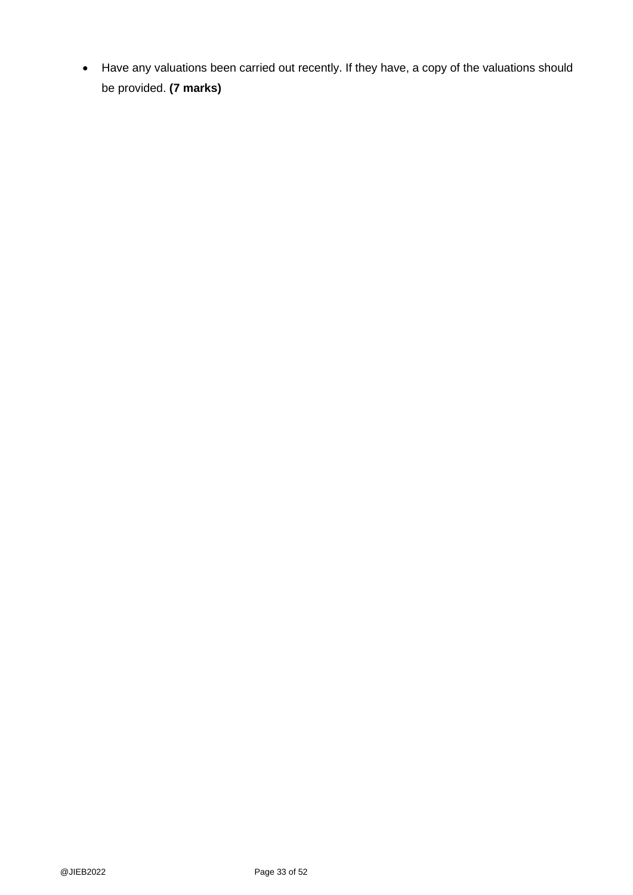- Have any valuations been carried out recently. If they have, a copy of the valuations should be provided. **(7 marks)**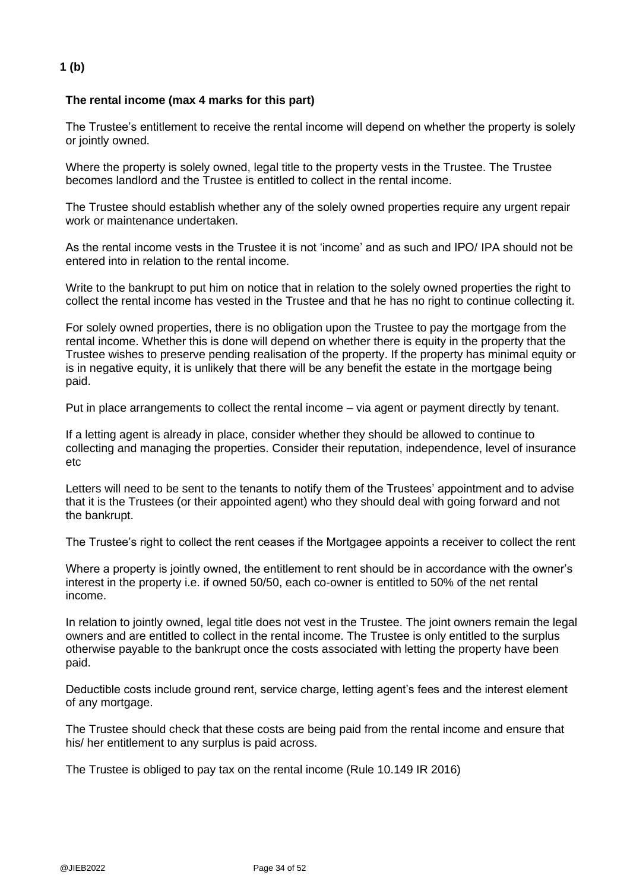**1 (b)**

**The rental income (max 4 marks for this part)**

The Trustee's entitlement to receive the rental income will depend on whether the property is solely or jointly owned.

Where the property is solely owned, legal title to the property vests in the Trustee. The Trustee becomes landlord and the Trustee is entitled to collect in the rental income.

The Trustee should establish whether any of the solely owned properties require any urgent repair work or maintenance undertaken.

As the rental income vests in the Trustee it is not 'income' and as such and IPO/ IPA should not be entered into in relation to the rental income.

Write to the bankrupt to put him on notice that in relation to the solely owned properties the right to collect the rental income has vested in the Trustee and that he has no right to continue collecting it.

For solely owned properties, there is no obligation upon the Trustee to pay the mortgage from the rental income. Whether this is done will depend on whether there is equity in the property that the Trustee wishes to preserve pending realisation of the property. If the property has minimal equity or is in negative equity, it is unlikely that there will be any benefit the estate in the mortgage being paid.

Put in place arrangements to collect the rental income – via agent or payment directly by tenant.

If a letting agent is already in place, consider whether they should be allowed to continue to collecting and managing the properties. Consider their reputation, independence, level of insurance etc

Letters will need to be sent to the tenants to notify them of the Trustees' appointment and to advise that it is the Trustees (or their appointed agent) who they should deal with going forward and not the bankrupt.

The Trustee's right to collect the rent ceases if the Mortgagee appoints a receiver to collect the rent

Where a property is jointly owned, the entitlement to rent should be in accordance with the owner's interest in the property i.e. if owned 50/50, each co-owner is entitled to 50% of the net rental income.

In relation to jointly owned, legal title does not vest in the Trustee. The joint owners remain the legal owners and are entitled to collect in the rental income. The Trustee is only entitled to the surplus otherwise payable to the bankrupt once the costs associated with letting the property have been paid.

Deductible costs include ground rent, service charge, letting agent's fees and the interest element of any mortgage.

The Trustee should check that these costs are being paid from the rental income and ensure that his/ her entitlement to any surplus is paid across.

The Trustee is obliged to pay tax on the rental income (Rule 10.149 IR 2016)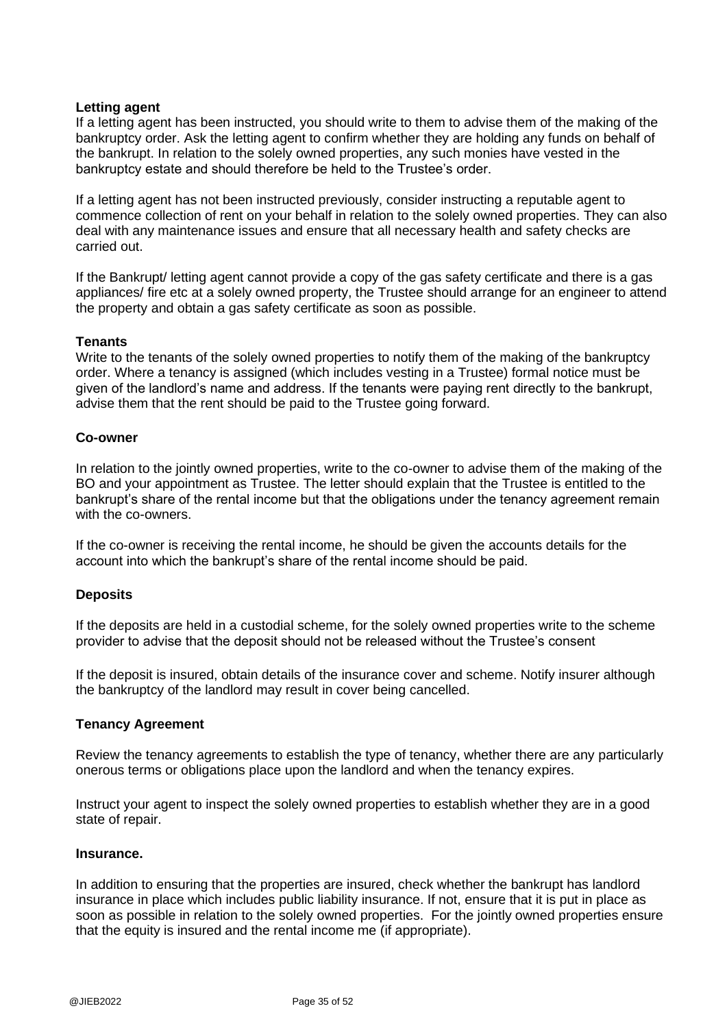**Letting agent**

If a letting agent has been instructed, you should write to them to advise them of the making of the bankruptcy order. Ask the letting agent to confirm whether they are holding any funds on behalf of the bankrupt. In relation to the solely owned properties, any such monies have vested in the bankruptcy estate and should therefore be held to the Trustee's order.

If a letting agent has not been instructed previously, consider instructing a reputable agent to commence collection of rent on your behalf in relation to the solely owned properties. They can also deal with any maintenance issues and ensure that all necessary health and safety checks are carried out.

If the Bankrupt/ letting agent cannot provide a copy of the gas safety certificate and there is a gas appliances/ fire etc at a solely owned property, the Trustee should arrange for an engineer to attend the property and obtain a gas safety certificate as soon as possible.

**Tenants**

Write to the tenants of the solely owned properties to notify them of the making of the bankruptcy order. Where a tenancy is assigned (which includes vesting in a Trustee) formal notice must be given of the landlord's name and address. If the tenants were paying rent directly to the bankrupt, advise them that the rent should be paid to the Trustee going forward.

**Co-owner**

In relation to the jointly owned properties, write to the co-owner to advise them of the making of the BO and your appointment as Trustee. The letter should explain that the Trustee is entitled to the bankrupt's share of the rental income but that the obligations under the tenancy agreement remain with the co-owners.

If the co-owner is receiving the rental income, he should be given the accounts details for the account into which the bankrupt's share of the rental income should be paid.

**Deposits**

If the deposits are held in a custodial scheme, for the solely owned properties write to the scheme provider to advise that the deposit should not be released without the Trustee's consent

If the deposit is insured, obtain details of the insurance cover and scheme. Notify insurer although the bankruptcy of the landlord may result in cover being cancelled.

**Tenancy Agreement**

Review the tenancy agreements to establish the type of tenancy, whether there are any particularly onerous terms or obligations place upon the landlord and when the tenancy expires.

Instruct your agent to inspect the solely owned properties to establish whether they are in a good state of repair.

**Insurance.**

In addition to ensuring that the properties are insured, check whether the bankrupt has landlord insurance in place which includes public liability insurance. If not, ensure that it is put in place as soon as possible in relation to the solely owned properties. For the jointly owned properties ensure that the equity is insured and the rental income me (if appropriate).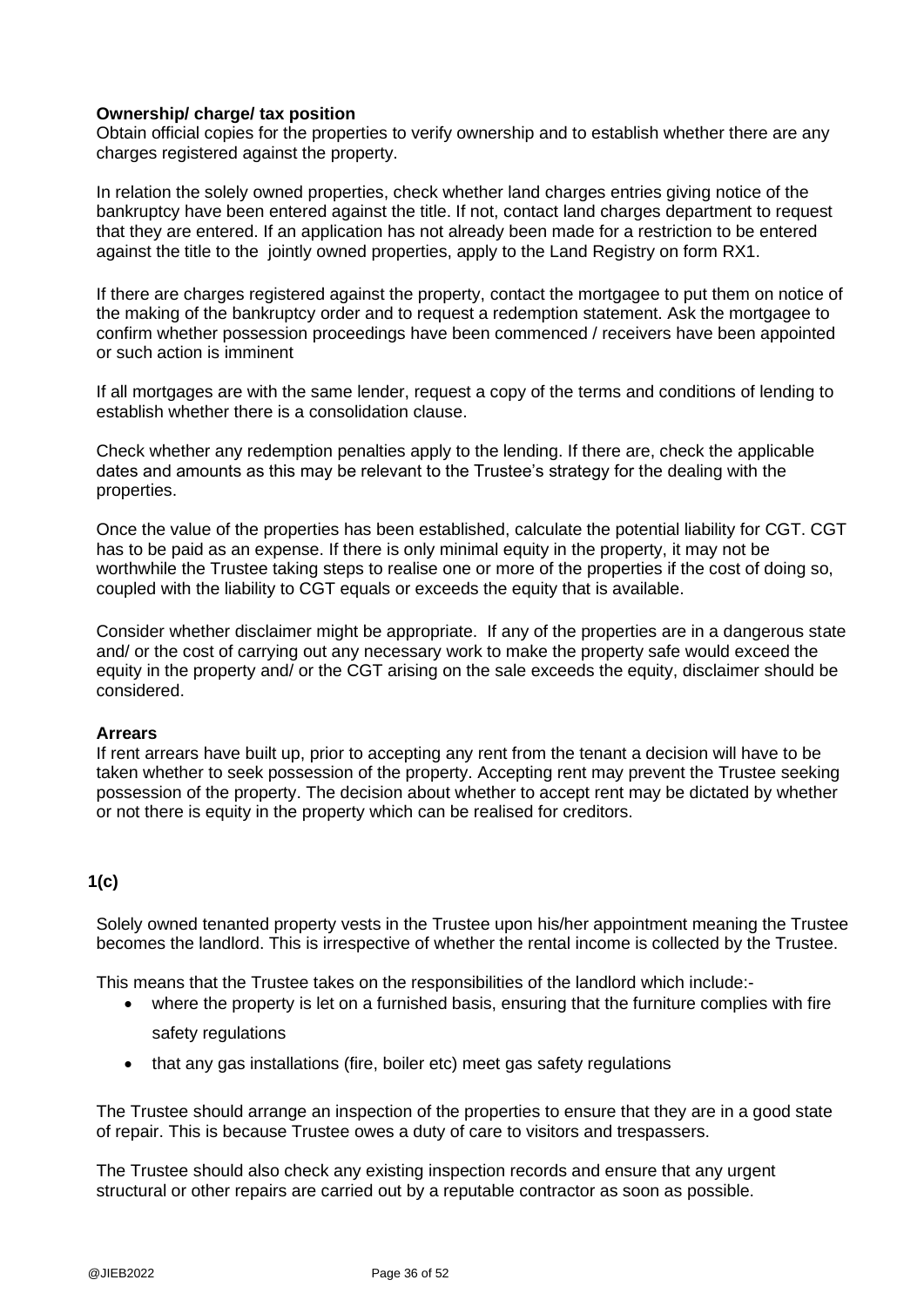**Ownership/ charge/ tax position**

Obtain official copies for the properties to verify ownership and to establish whether there are any charges registered against the property.

In relation the solely owned properties, check whether land charges entries giving notice of the bankruptcy have been entered against the title. If not, contact land charges department to request that they are entered. If an application has not already been made for a restriction to be entered against the title to the jointly owned properties, apply to the Land Registry on form RX1.

If there are charges registered against the property, contact the mortgagee to put them on notice of the making of the bankruptcy order and to request a redemption statement. Ask the mortgagee to confirm whether possession proceedings have been commenced / receivers have been appointed or such action is imminent

If all mortgages are with the same lender, request a copy of the terms and conditions of lending to establish whether there is a consolidation clause.

Check whether any redemption penalties apply to the lending. If there are, check the applicable dates and amounts as this may be relevant to the Trustee's strategy for the dealing with the properties.

Once the value of the properties has been established, calculate the potential liability for CGT. CGT has to be paid as an expense. If there is only minimal equity in the property, it may not be worthwhile the Trustee taking steps to realise one or more of the properties if the cost of doing so, coupled with the liability to CGT equals or exceeds the equity that is available.

Consider whether disclaimer might be appropriate. If any of the properties are in a dangerous state and/ or the cost of carrying out any necessary work to make the property safe would exceed the equity in the property and/ or the CGT arising on the sale exceeds the equity, disclaimer should be considered.

**Arrears**

If rent arrears have built up, prior to accepting any rent from the tenant a decision will have to be taken whether to seek possession of the property. Accepting rent may prevent the Trustee seeking possession of the property. The decision about whether to accept rent may be dictated by whether or not there is equity in the property which can be realised for creditors.

**1(c)**

Solely owned tenanted property vests in the Trustee upon his/her appointment meaning the Trustee becomes the landlord. This is irrespective of whether the rental income is collected by the Trustee.

This means that the Trustee takes on the responsibilities of the landlord which include:-

- where the property is let on a furnished basis, ensuring that the furniture complies with fire safety regulations
- that any gas installations (fire, boiler etc) meet gas safety regulations

The Trustee should arrange an inspection of the properties to ensure that they are in a good state of repair. This is because Trustee owes a duty of care to visitors and trespassers.

The Trustee should also check any existing inspection records and ensure that any urgent structural or other repairs are carried out by a reputable contractor as soon as possible.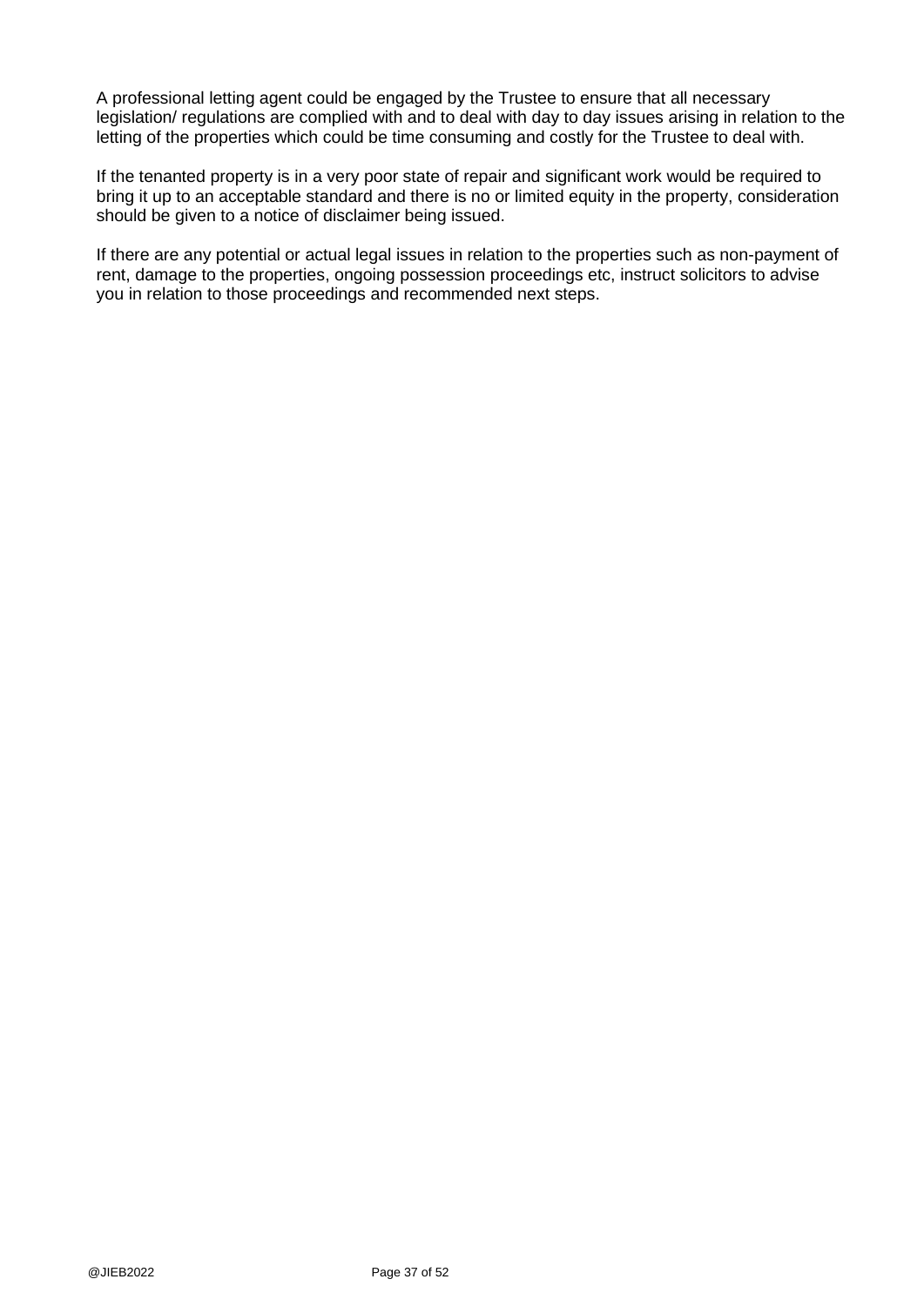A professional letting agent could be engaged by the Trustee to ensure that all necessary legislation/ regulations are complied with and to deal with day to day issues arising in relation to the letting of the properties which could be time consuming and costly for the Trustee to deal with.

If the tenanted property is in a very poor state of repair and significant work would be required to bring it up to an acceptable standard and there is no or limited equity in the property, consideration should be given to a notice of disclaimer being issued.

If there are any potential or actual legal issues in relation to the properties such as non-payment of rent, damage to the properties, ongoing possession proceedings etc, instruct solicitors to advise you in relation to those proceedings and recommended next steps.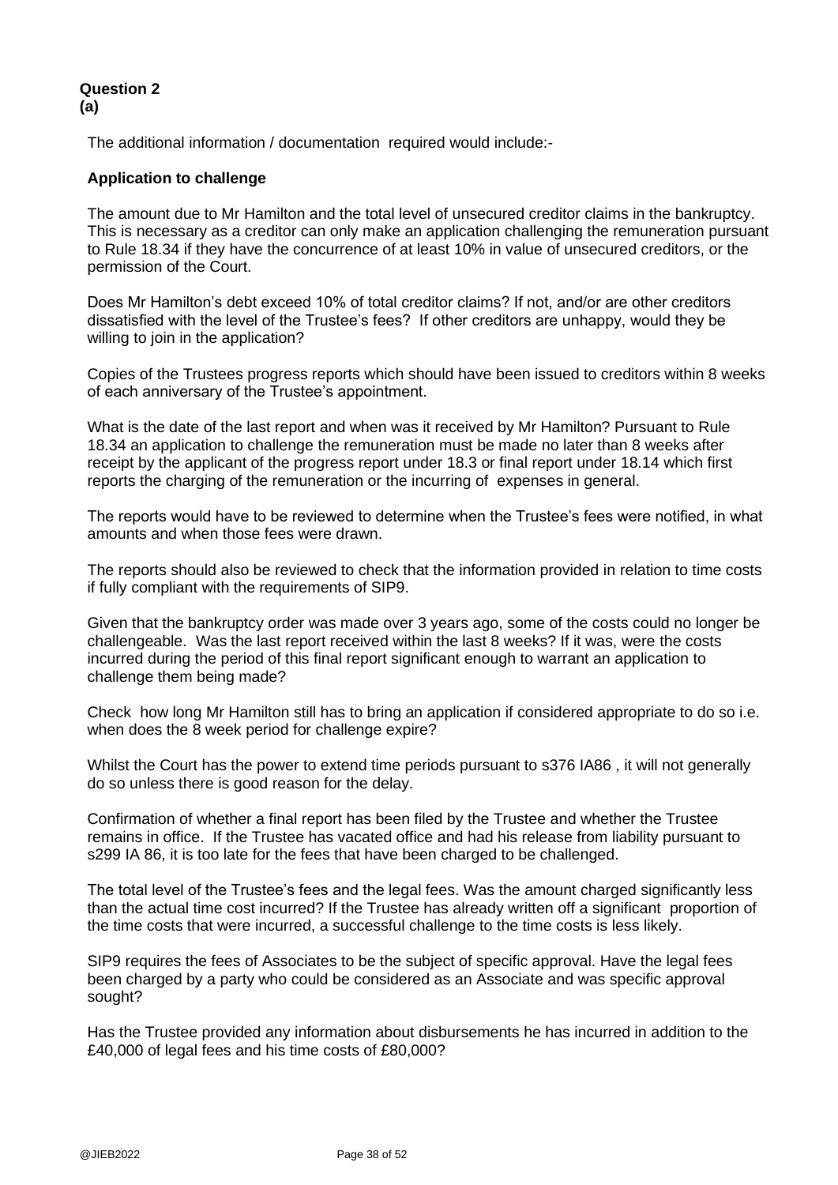**Question 2**
**(a)**

The additional information / documentation required would include:-

**Application to challenge**

The amount due to Mr Hamilton and the total level of unsecured creditor claims in the bankruptcy. This is necessary as a creditor can only make an application challenging the remuneration pursuant to Rule 18.34 if they have the concurrence of at least 10% in value of unsecured creditors, or the permission of the Court.

Does Mr Hamilton's debt exceed 10% of total creditor claims? If not, and/or are other creditors dissatisfied with the level of the Trustee's fees? If other creditors are unhappy, would they be willing to join in the application?

Copies of the Trustees progress reports which should have been issued to creditors within 8 weeks of each anniversary of the Trustee's appointment.

What is the date of the last report and when was it received by Mr Hamilton? Pursuant to Rule 18.34 an application to challenge the remuneration must be made no later than 8 weeks after receipt by the applicant of the progress report under 18.3 or final report under 18.14 which first reports the charging of the remuneration or the incurring of expenses in general.

The reports would have to be reviewed to determine when the Trustee's fees were notified, in what amounts and when those fees were drawn.

The reports should also be reviewed to check that the information provided in relation to time costs if fully compliant with the requirements of SIP9.

Given that the bankruptcy order was made over 3 years ago, some of the costs could no longer be challengeable. Was the last report received within the last 8 weeks? If it was, were the costs incurred during the period of this final report significant enough to warrant an application to challenge them being made?

Check how long Mr Hamilton still has to bring an application if considered appropriate to do so i.e. when does the 8 week period for challenge expire?

Whilst the Court has the power to extend time periods pursuant to s376 IA86 , it will not generally do so unless there is good reason for the delay.

Confirmation of whether a final report has been filed by the Trustee and whether the Trustee remains in office. If the Trustee has vacated office and had his release from liability pursuant to s299 IA 86, it is too late for the fees that have been charged to be challenged.

The total level of the Trustee's fees and the legal fees. Was the amount charged significantly less than the actual time cost incurred? If the Trustee has already written off a significant proportion of the time costs that were incurred, a successful challenge to the time costs is less likely.

SIP9 requires the fees of Associates to be the subject of specific approval. Have the legal fees been charged by a party who could be considered as an Associate and was specific approval sought?

Has the Trustee provided any information about disbursements he has incurred in addition to the £40,000 of legal fees and his time costs of £80,000?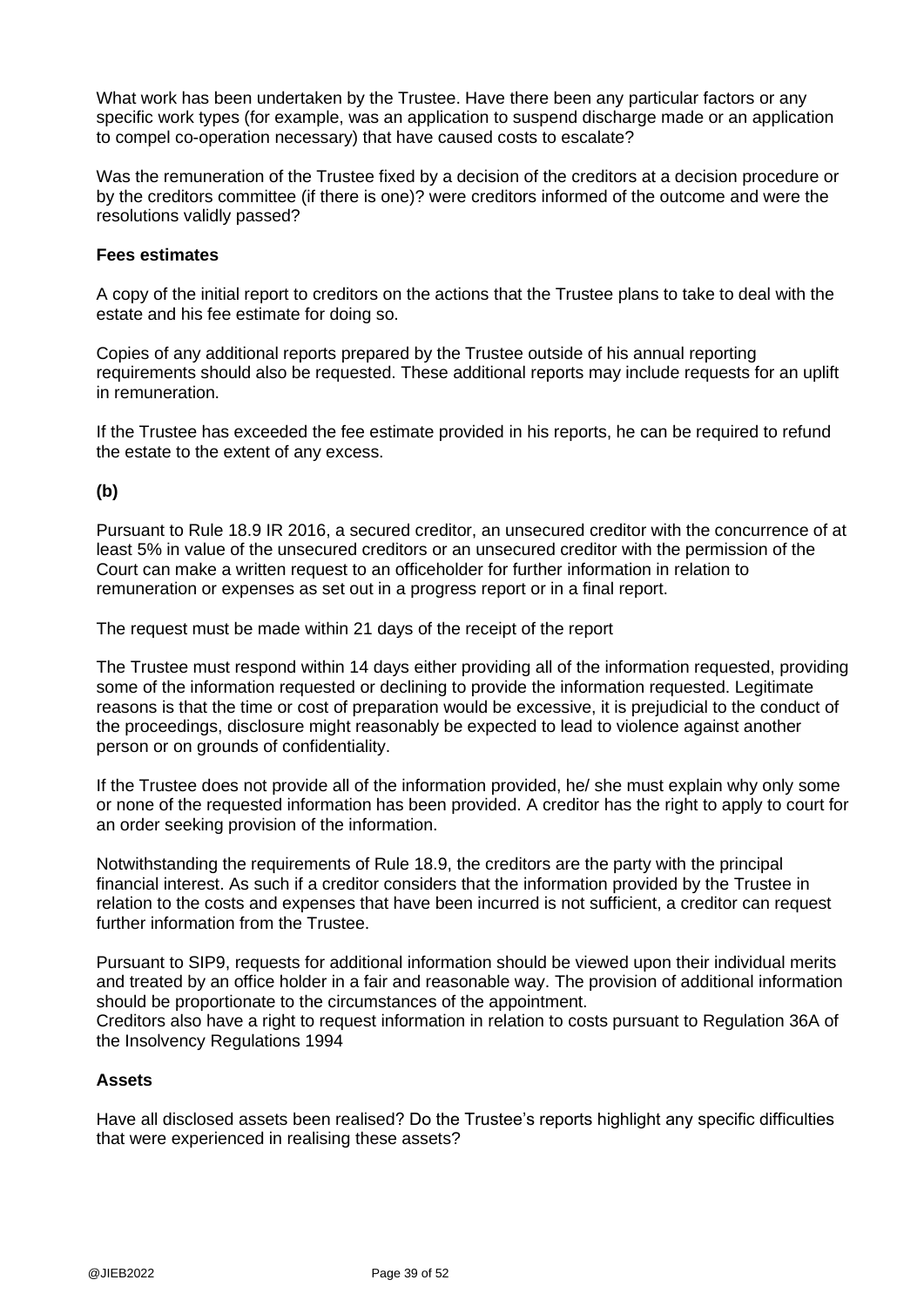What work has been undertaken by the Trustee. Have there been any particular factors or any specific work types (for example, was an application to suspend discharge made or an application to compel co-operation necessary) that have caused costs to escalate?

Was the remuneration of the Trustee fixed by a decision of the creditors at a decision procedure or by the creditors committee (if there is one)? were creditors informed of the outcome and were the resolutions validly passed?

**Fees estimates**

A copy of the initial report to creditors on the actions that the Trustee plans to take to deal with the estate and his fee estimate for doing so.

Copies of any additional reports prepared by the Trustee outside of his annual reporting requirements should also be requested. These additional reports may include requests for an uplift in remuneration.

If the Trustee has exceeded the fee estimate provided in his reports, he can be required to refund the estate to the extent of any excess.

**(b)**

Pursuant to Rule 18.9 IR 2016, a secured creditor, an unsecured creditor with the concurrence of at least 5% in value of the unsecured creditors or an unsecured creditor with the permission of the Court can make a written request to an officeholder for further information in relation to remuneration or expenses as set out in a progress report or in a final report.

The request must be made within 21 days of the receipt of the report

The Trustee must respond within 14 days either providing all of the information requested, providing some of the information requested or declining to provide the information requested. Legitimate reasons is that the time or cost of preparation would be excessive, it is prejudicial to the conduct of the proceedings, disclosure might reasonably be expected to lead to violence against another person or on grounds of confidentiality.

If the Trustee does not provide all of the information provided, he/ she must explain why only some or none of the requested information has been provided. A creditor has the right to apply to court for an order seeking provision of the information.

Notwithstanding the requirements of Rule 18.9, the creditors are the party with the principal financial interest. As such if a creditor considers that the information provided by the Trustee in relation to the costs and expenses that have been incurred is not sufficient, a creditor can request further information from the Trustee.

Pursuant to SIP9, requests for additional information should be viewed upon their individual merits and treated by an office holder in a fair and reasonable way. The provision of additional information should be proportionate to the circumstances of the appointment.
Creditors also have a right to request information in relation to costs pursuant to Regulation 36A of the Insolvency Regulations 1994

**Assets**

Have all disclosed assets been realised? Do the Trustee's reports highlight any specific difficulties that were experienced in realising these assets?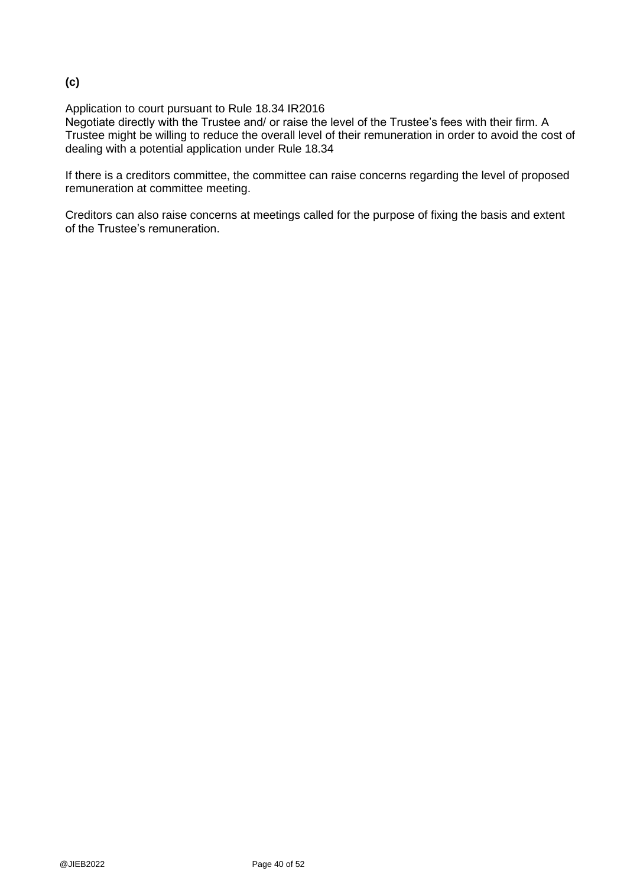**(c)**

Application to court pursuant to Rule 18.34 IR2016
Negotiate directly with the Trustee and/ or raise the level of the Trustee's fees with their firm. A Trustee might be willing to reduce the overall level of their remuneration in order to avoid the cost of dealing with a potential application under Rule 18.34

If there is a creditors committee, the committee can raise concerns regarding the level of proposed remuneration at committee meeting.

Creditors can also raise concerns at meetings called for the purpose of fixing the basis and extent of the Trustee's remuneration.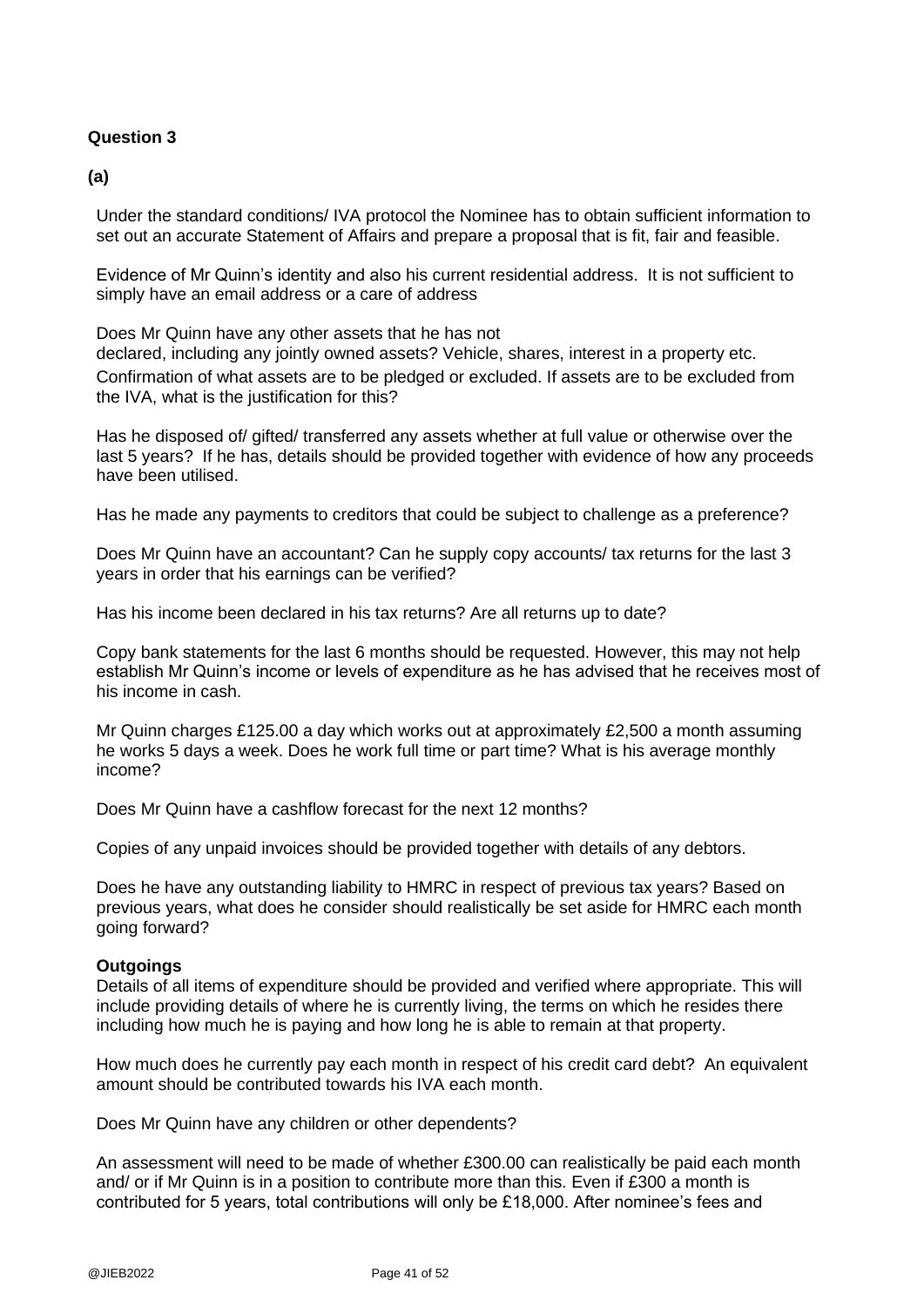**Question 3**

**(a)**

Under the standard conditions/ IVA protocol the Nominee has to obtain sufficient information to set out an accurate Statement of Affairs and prepare a proposal that is fit, fair and feasible.

Evidence of Mr Quinn's identity and also his current residential address. It is not sufficient to simply have an email address or a care of address

Does Mr Quinn have any other assets that he has not declared, including any jointly owned assets? Vehicle, shares, interest in a property etc. Confirmation of what assets are to be pledged or excluded. If assets are to be excluded from the IVA, what is the justification for this?

Has he disposed of/ gifted/ transferred any assets whether at full value or otherwise over the last 5 years? If he has, details should be provided together with evidence of how any proceeds have been utilised.

Has he made any payments to creditors that could be subject to challenge as a preference?

Does Mr Quinn have an accountant? Can he supply copy accounts/ tax returns for the last 3 years in order that his earnings can be verified?

Has his income been declared in his tax returns? Are all returns up to date?

Copy bank statements for the last 6 months should be requested. However, this may not help establish Mr Quinn's income or levels of expenditure as he has advised that he receives most of his income in cash.

Mr Quinn charges £125.00 a day which works out at approximately £2,500 a month assuming he works 5 days a week. Does he work full time or part time? What is his average monthly income?

Does Mr Quinn have a cashflow forecast for the next 12 months?

Copies of any unpaid invoices should be provided together with details of any debtors.

Does he have any outstanding liability to HMRC in respect of previous tax years? Based on previous years, what does he consider should realistically be set aside for HMRC each month going forward?

**Outgoings**

Details of all items of expenditure should be provided and verified where appropriate. This will include providing details of where he is currently living, the terms on which he resides there including how much he is paying and how long he is able to remain at that property.

How much does he currently pay each month in respect of his credit card debt? An equivalent amount should be contributed towards his IVA each month.

Does Mr Quinn have any children or other dependents?

An assessment will need to be made of whether £300.00 can realistically be paid each month and/ or if Mr Quinn is in a position to contribute more than this. Even if £300 a month is contributed for 5 years, total contributions will only be £18,000. After nominee's fees and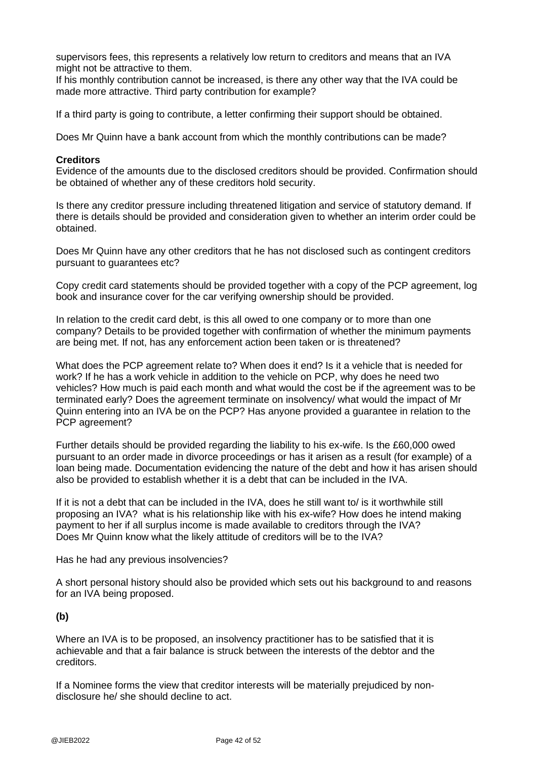supervisors fees, this represents a relatively low return to creditors and means that an IVA might not be attractive to them.
If his monthly contribution cannot be increased, is there any other way that the IVA could be made more attractive. Third party contribution for example?

If a third party is going to contribute, a letter confirming their support should be obtained.

Does Mr Quinn have a bank account from which the monthly contributions can be made?

**Creditors**
Evidence of the amounts due to the disclosed creditors should be provided. Confirmation should be obtained of whether any of these creditors hold security.

Is there any creditor pressure including threatened litigation and service of statutory demand. If there is details should be provided and consideration given to whether an interim order could be obtained.

Does Mr Quinn have any other creditors that he has not disclosed such as contingent creditors pursuant to guarantees etc?

Copy credit card statements should be provided together with a copy of the PCP agreement, log book and insurance cover for the car verifying ownership should be provided.

In relation to the credit card debt, is this all owed to one company or to more than one company? Details to be provided together with confirmation of whether the minimum payments are being met. If not, has any enforcement action been taken or is threatened?

What does the PCP agreement relate to? When does it end? Is it a vehicle that is needed for work? If he has a work vehicle in addition to the vehicle on PCP, why does he need two vehicles? How much is paid each month and what would the cost be if the agreement was to be terminated early? Does the agreement terminate on insolvency/ what would the impact of Mr Quinn entering into an IVA be on the PCP? Has anyone provided a guarantee in relation to the PCP agreement?

Further details should be provided regarding the liability to his ex-wife. Is the £60,000 owed pursuant to an order made in divorce proceedings or has it arisen as a result (for example) of a loan being made. Documentation evidencing the nature of the debt and how it has arisen should also be provided to establish whether it is a debt that can be included in the IVA.

If it is not a debt that can be included in the IVA, does he still want to/ is it worthwhile still proposing an IVA? what is his relationship like with his ex-wife? How does he intend making payment to her if all surplus income is made available to creditors through the IVA?
Does Mr Quinn know what the likely attitude of creditors will be to the IVA?

Has he had any previous insolvencies?

A short personal history should also be provided which sets out his background to and reasons for an IVA being proposed.

**(b)**

Where an IVA is to be proposed, an insolvency practitioner has to be satisfied that it is achievable and that a fair balance is struck between the interests of the debtor and the creditors.

If a Nominee forms the view that creditor interests will be materially prejudiced by non-disclosure he/ she should decline to act.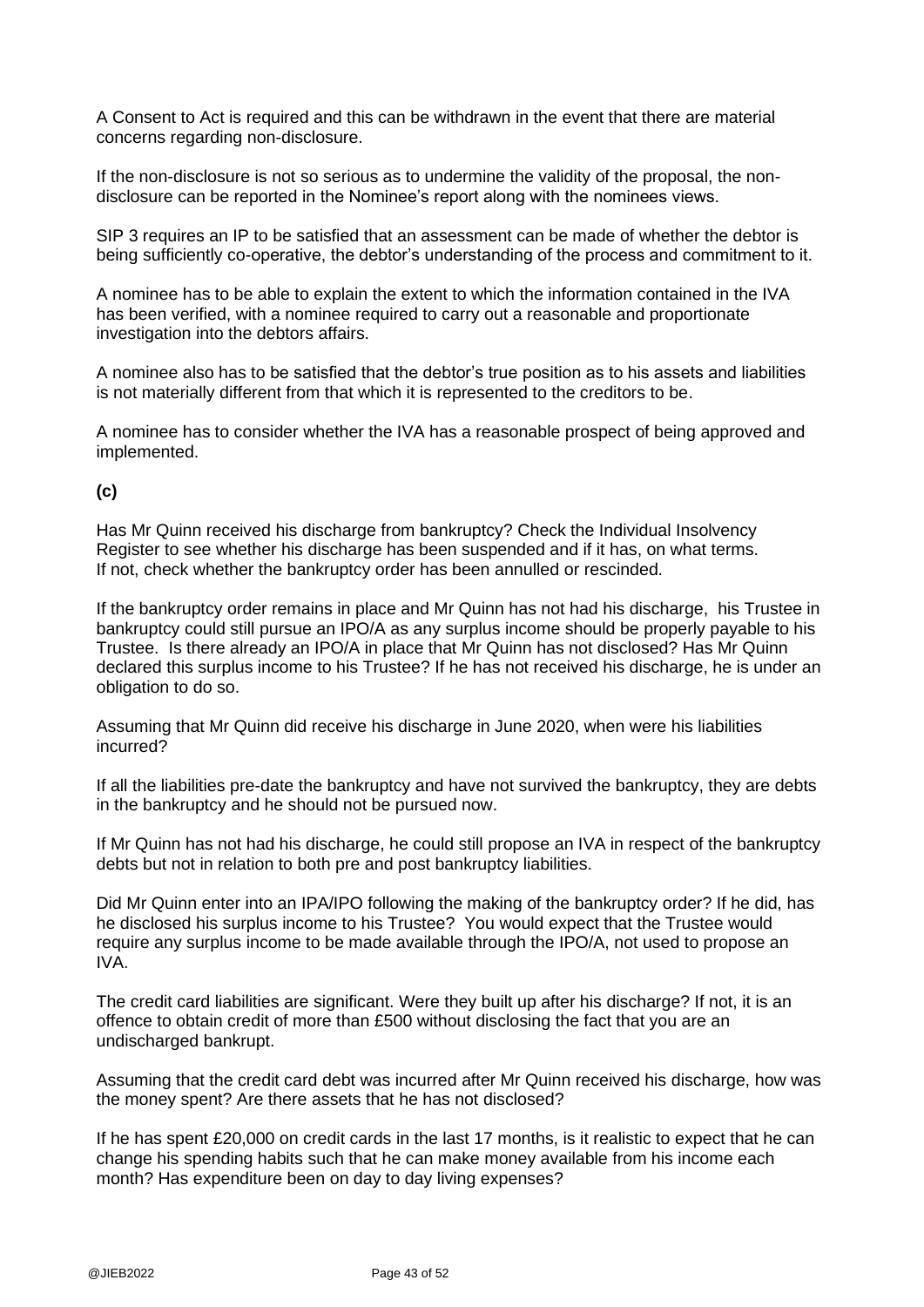A Consent to Act is required and this can be withdrawn in the event that there are material concerns regarding non-disclosure.

If the non-disclosure is not so serious as to undermine the validity of the proposal, the non-disclosure can be reported in the Nominee's report along with the nominees views.

SIP 3 requires an IP to be satisfied that an assessment can be made of whether the debtor is being sufficiently co-operative, the debtor's understanding of the process and commitment to it.

A nominee has to be able to explain the extent to which the information contained in the IVA has been verified, with a nominee required to carry out a reasonable and proportionate investigation into the debtors affairs.

A nominee also has to be satisfied that the debtor's true position as to his assets and liabilities is not materially different from that which it is represented to the creditors to be.

A nominee has to consider whether the IVA has a reasonable prospect of being approved and implemented.

**(c)**

Has Mr Quinn received his discharge from bankruptcy? Check the Individual Insolvency Register to see whether his discharge has been suspended and if it has, on what terms. If not, check whether the bankruptcy order has been annulled or rescinded.

If the bankruptcy order remains in place and Mr Quinn has not had his discharge, his Trustee in bankruptcy could still pursue an IPO/A as any surplus income should be properly payable to his Trustee. Is there already an IPO/A in place that Mr Quinn has not disclosed? Has Mr Quinn declared this surplus income to his Trustee? If he has not received his discharge, he is under an obligation to do so.

Assuming that Mr Quinn did receive his discharge in June 2020, when were his liabilities incurred?

If all the liabilities pre-date the bankruptcy and have not survived the bankruptcy, they are debts in the bankruptcy and he should not be pursued now.

If Mr Quinn has not had his discharge, he could still propose an IVA in respect of the bankruptcy debts but not in relation to both pre and post bankruptcy liabilities.

Did Mr Quinn enter into an IPA/IPO following the making of the bankruptcy order? If he did, has he disclosed his surplus income to his Trustee? You would expect that the Trustee would require any surplus income to be made available through the IPO/A, not used to propose an IVA.

The credit card liabilities are significant. Were they built up after his discharge? If not, it is an offence to obtain credit of more than £500 without disclosing the fact that you are an undischarged bankrupt.

Assuming that the credit card debt was incurred after Mr Quinn received his discharge, how was the money spent? Are there assets that he has not disclosed?

If he has spent £20,000 on credit cards in the last 17 months, is it realistic to expect that he can change his spending habits such that he can make money available from his income each month? Has expenditure been on day to day living expenses?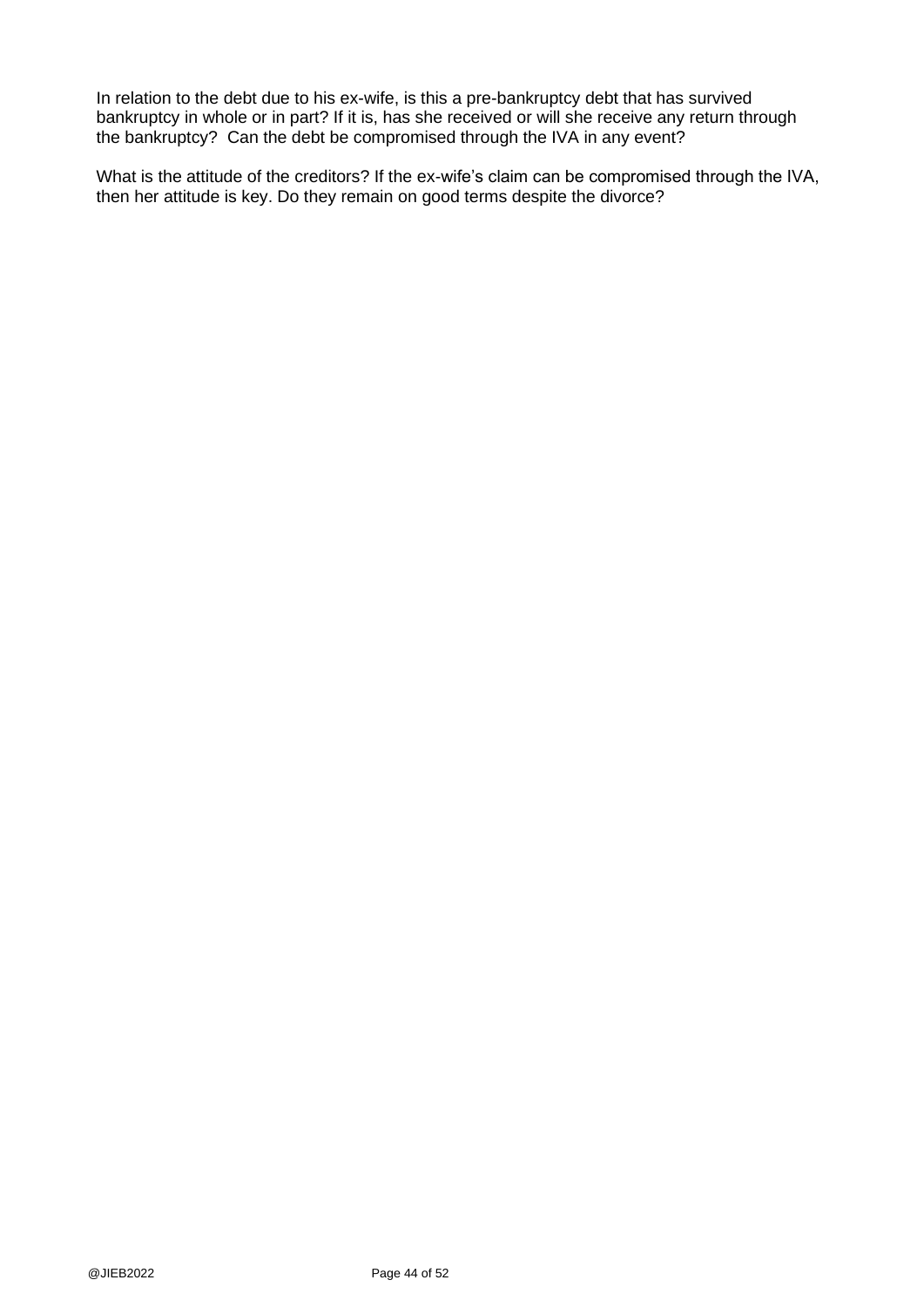In relation to the debt due to his ex-wife, is this a pre-bankruptcy debt that has survived bankruptcy in whole or in part? If it is, has she received or will she receive any return through the bankruptcy? Can the debt be compromised through the IVA in any event?

What is the attitude of the creditors? If the ex-wife's claim can be compromised through the IVA, then her attitude is key. Do they remain on good terms despite the divorce?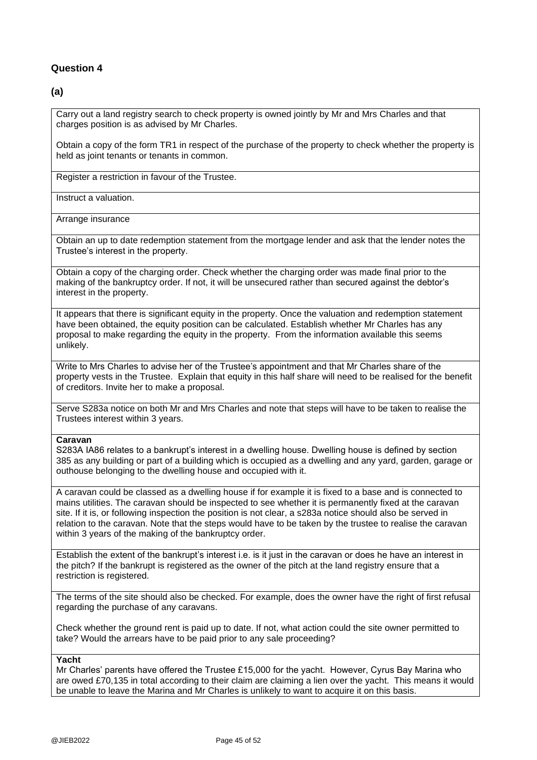## Question 4

### (a)

| |
|---|
| Carry out a land registry search to check property is owned jointly by Mr and Mrs Charles and that charges position is as advised by Mr Charles.<br><br>Obtain a copy of the form TR1 in respect of the purchase of the property to check whether the property is held as joint tenants or tenants in common. |
| Register a restriction in favour of the Trustee. |
| Instruct a valuation. |
| Arrange insurance |
| Obtain an up to date redemption statement from the mortgage lender and ask that the lender notes the Trustee's interest in the property. |
| Obtain a copy of the charging order. Check whether the charging order was made final prior to the making of the bankruptcy order. If not, it will be unsecured rather than secured against the debtor's interest in the property. |
| It appears that there is significant equity in the property. Once the valuation and redemption statement have been obtained, the equity position can be calculated. Establish whether Mr Charles has any proposal to make regarding the equity in the property. From the information available this seems unlikely. |
| Write to Mrs Charles to advise her of the Trustee's appointment and that Mr Charles share of the property vests in the Trustee. Explain that equity in this half share will need to be realised for the benefit of creditors. Invite her to make a proposal. |
| Serve S283a notice on both Mr and Mrs Charles and note that steps will have to be taken to realise the Trustees interest within 3 years. |
| **Caravan**<br>S283A IA86 relates to a bankrupt's interest in a dwelling house. Dwelling house is defined by section 385 as any building or part of a building which is occupied as a dwelling and any yard, garden, garage or outhouse belonging to the dwelling house and occupied with it. |
| A caravan could be classed as a dwelling house if for example it is fixed to a base and is connected to mains utilities. The caravan should be inspected to see whether it is permanently fixed at the caravan site. If it is, or following inspection the position is not clear, a s283a notice should also be served in relation to the caravan. Note that the steps would have to be taken by the trustee to realise the caravan within 3 years of the making of the bankruptcy order. |
| Establish the extent of the bankrupt's interest i.e. is it just in the caravan or does he have an interest in the pitch? If the bankrupt is registered as the owner of the pitch at the land registry ensure that a restriction is registered. |
| The terms of the site should also be checked. For example, does the owner have the right of first refusal regarding the purchase of any caravans.<br><br>Check whether the ground rent is paid up to date. If not, what action could the site owner permitted to take? Would the arrears have to be paid prior to any sale proceeding? |
| **Yacht**<br>Mr Charles' parents have offered the Trustee £15,000 for the yacht. However, Cyrus Bay Marina who are owed £70,135 in total according to their claim are claiming a lien over the yacht. This means it would be unable to leave the Marina and Mr Charles is unlikely to want to acquire it on this basis. |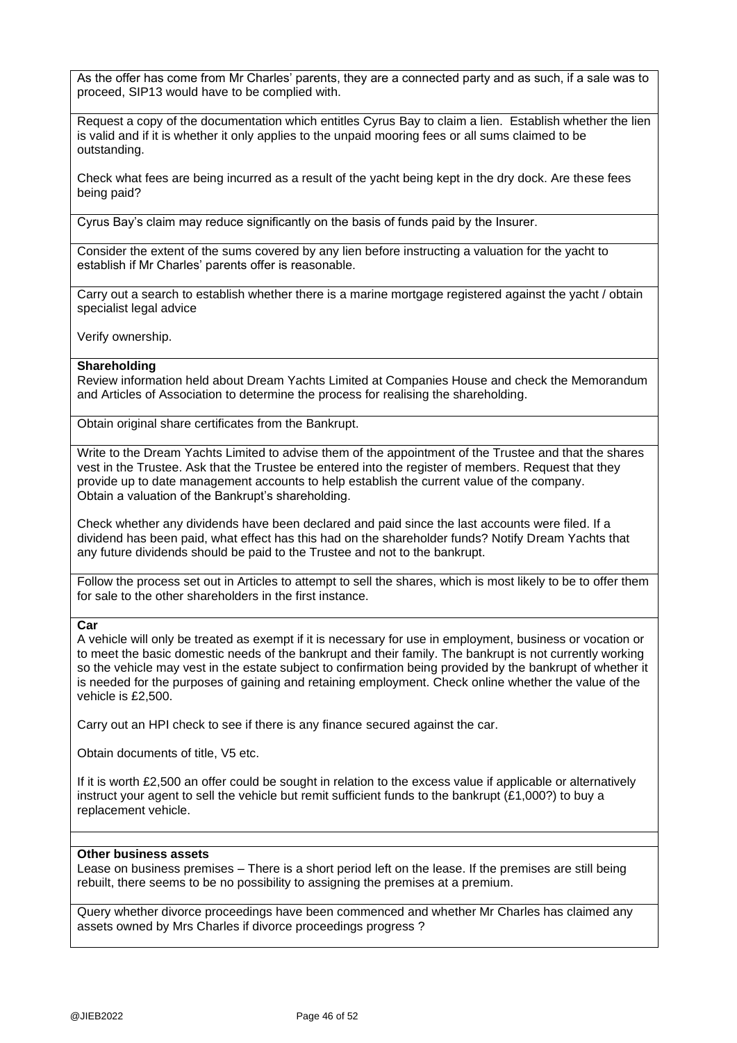As the offer has come from Mr Charles' parents, they are a connected party and as such, if a sale was to proceed, SIP13 would have to be complied with.

Request a copy of the documentation which entitles Cyrus Bay to claim a lien. Establish whether the lien is valid and if it is whether it only applies to the unpaid mooring fees or all sums claimed to be outstanding.

Check what fees are being incurred as a result of the yacht being kept in the dry dock. Are these fees being paid?

Cyrus Bay's claim may reduce significantly on the basis of funds paid by the Insurer.

Consider the extent of the sums covered by any lien before instructing a valuation for the yacht to establish if Mr Charles' parents offer is reasonable.

Carry out a search to establish whether there is a marine mortgage registered against the yacht / obtain specialist legal advice

Verify ownership.

**Shareholding**

Review information held about Dream Yachts Limited at Companies House and check the Memorandum and Articles of Association to determine the process for realising the shareholding.

Obtain original share certificates from the Bankrupt.

Write to the Dream Yachts Limited to advise them of the appointment of the Trustee and that the shares vest in the Trustee. Ask that the Trustee be entered into the register of members. Request that they provide up to date management accounts to help establish the current value of the company.
Obtain a valuation of the Bankrupt's shareholding.

Check whether any dividends have been declared and paid since the last accounts were filed. If a dividend has been paid, what effect has this had on the shareholder funds? Notify Dream Yachts that any future dividends should be paid to the Trustee and not to the bankrupt.

Follow the process set out in Articles to attempt to sell the shares, which is most likely to be to offer them for sale to the other shareholders in the first instance.

**Car**

A vehicle will only be treated as exempt if it is necessary for use in employment, business or vocation or to meet the basic domestic needs of the bankrupt and their family. The bankrupt is not currently working so the vehicle may vest in the estate subject to confirmation being provided by the bankrupt of whether it is needed for the purposes of gaining and retaining employment. Check online whether the value of the vehicle is £2,500.

Carry out an HPI check to see if there is any finance secured against the car.

Obtain documents of title, V5 etc.

If it is worth £2,500 an offer could be sought in relation to the excess value if applicable or alternatively instruct your agent to sell the vehicle but remit sufficient funds to the bankrupt (£1,000?) to buy a replacement vehicle.

**Other business assets**

Lease on business premises – There is a short period left on the lease. If the premises are still being rebuilt, there seems to be no possibility to assigning the premises at a premium.

Query whether divorce proceedings have been commenced and whether Mr Charles has claimed any assets owned by Mrs Charles if divorce proceedings progress ?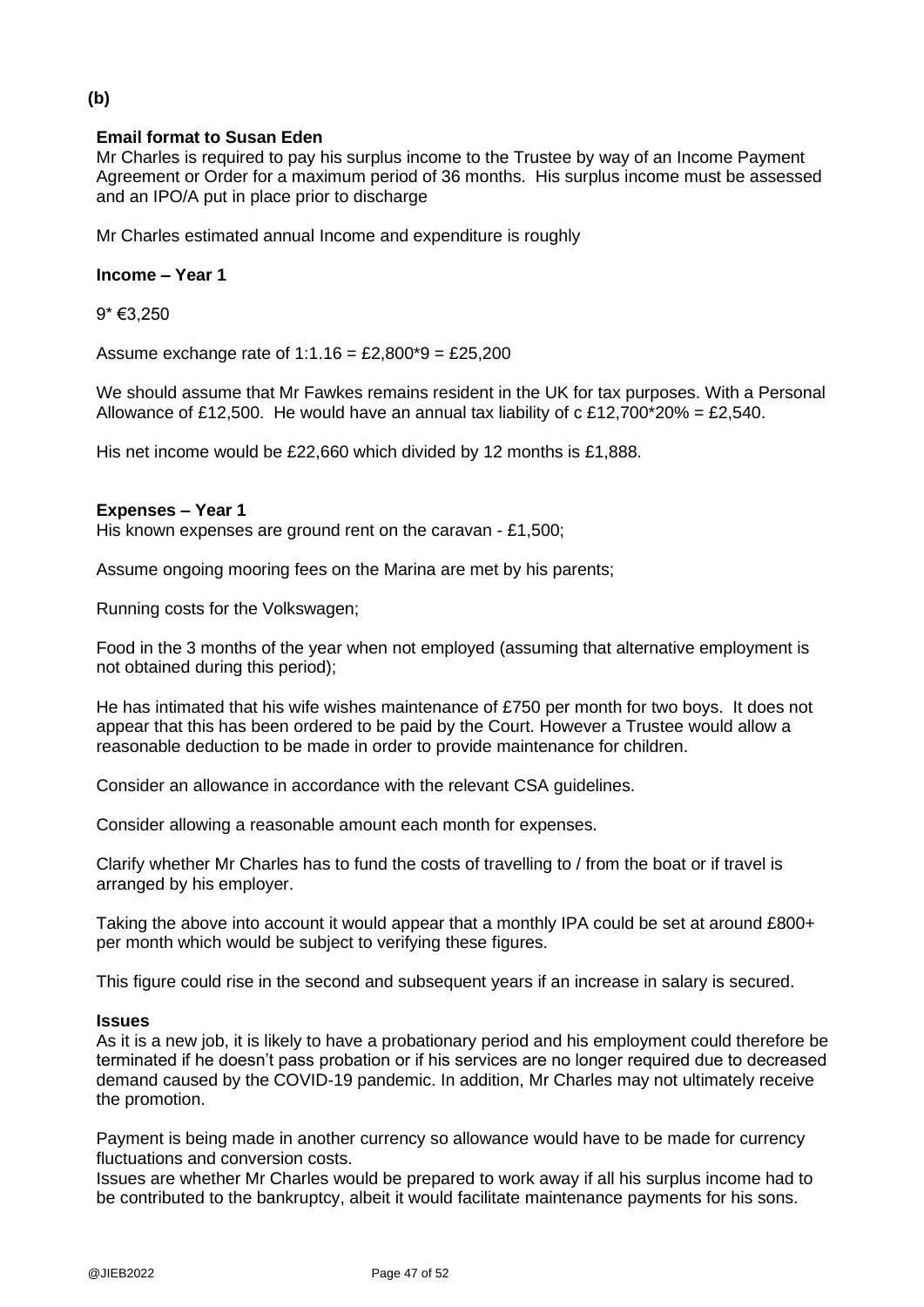**(b)**

**Email format to Susan Eden**

Mr Charles is required to pay his surplus income to the Trustee by way of an Income Payment Agreement or Order for a maximum period of 36 months. His surplus income must be assessed and an IPO/A put in place prior to discharge

Mr Charles estimated annual Income and expenditure is roughly

**Income – Year 1**

9* €3,250

Assume exchange rate of 1:1.16 = £2,800*9 = £25,200

We should assume that Mr Fawkes remains resident in the UK for tax purposes. With a Personal Allowance of £12,500. He would have an annual tax liability of c £12,700*20% = £2,540.

His net income would be £22,660 which divided by 12 months is £1,888.

**Expenses – Year 1**

His known expenses are ground rent on the caravan - £1,500;

Assume ongoing mooring fees on the Marina are met by his parents;

Running costs for the Volkswagen;

Food in the 3 months of the year when not employed (assuming that alternative employment is not obtained during this period);

He has intimated that his wife wishes maintenance of £750 per month for two boys. It does not appear that this has been ordered to be paid by the Court. However a Trustee would allow a reasonable deduction to be made in order to provide maintenance for children.

Consider an allowance in accordance with the relevant CSA guidelines.

Consider allowing a reasonable amount each month for expenses.

Clarify whether Mr Charles has to fund the costs of travelling to / from the boat or if travel is arranged by his employer.

Taking the above into account it would appear that a monthly IPA could be set at around £800+ per month which would be subject to verifying these figures.

This figure could rise in the second and subsequent years if an increase in salary is secured.

**Issues**

As it is a new job, it is likely to have a probationary period and his employment could therefore be terminated if he doesn't pass probation or if his services are no longer required due to decreased demand caused by the COVID-19 pandemic. In addition, Mr Charles may not ultimately receive the promotion.

Payment is being made in another currency so allowance would have to be made for currency fluctuations and conversion costs.

Issues are whether Mr Charles would be prepared to work away if all his surplus income had to be contributed to the bankruptcy, albeit it would facilitate maintenance payments for his sons.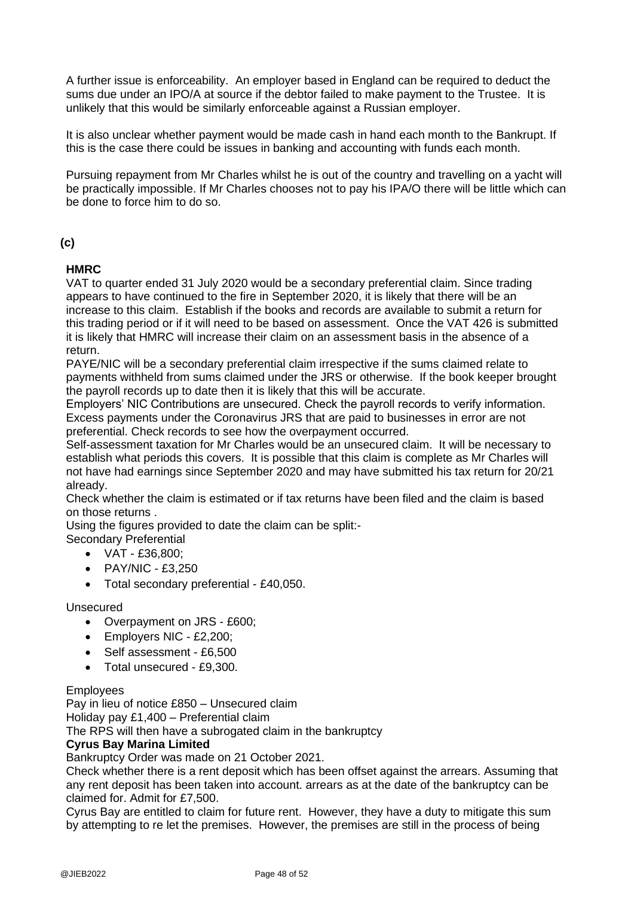A further issue is enforceability. An employer based in England can be required to deduct the sums due under an IPO/A at source if the debtor failed to make payment to the Trustee. It is unlikely that this would be similarly enforceable against a Russian employer.

It is also unclear whether payment would be made cash in hand each month to the Bankrupt. If this is the case there could be issues in banking and accounting with funds each month.

Pursuing repayment from Mr Charles whilst he is out of the country and travelling on a yacht will be practically impossible. If Mr Charles chooses not to pay his IPA/O there will be little which can be done to force him to do so.

**(c)**

**HMRC**

VAT to quarter ended 31 July 2020 would be a secondary preferential claim. Since trading appears to have continued to the fire in September 2020, it is likely that there will be an increase to this claim. Establish if the books and records are available to submit a return for this trading period or if it will need to be based on assessment. Once the VAT 426 is submitted it is likely that HMRC will increase their claim on an assessment basis in the absence of a return.

PAYE/NIC will be a secondary preferential claim irrespective if the sums claimed relate to payments withheld from sums claimed under the JRS or otherwise. If the book keeper brought the payroll records up to date then it is likely that this will be accurate.

Employers' NIC Contributions are unsecured. Check the payroll records to verify information.

Excess payments under the Coronavirus JRS that are paid to businesses in error are not preferential. Check records to see how the overpayment occurred.

Self-assessment taxation for Mr Charles would be an unsecured claim. It will be necessary to establish what periods this covers. It is possible that this claim is complete as Mr Charles will not have had earnings since September 2020 and may have submitted his tax return for 20/21 already.

Check whether the claim is estimated or if tax returns have been filed and the claim is based on those returns .

Using the figures provided to date the claim can be split:-

Secondary Preferential

- VAT - £36,800;
- PAY/NIC - £3,250
- Total secondary preferential - £40,050.

Unsecured

- Overpayment on JRS - £600;
- Employers NIC - £2,200;
- Self assessment - £6,500
- Total unsecured - £9,300.

Employees

Pay in lieu of notice £850 – Unsecured claim

Holiday pay £1,400 – Preferential claim

The RPS will then have a subrogated claim in the bankruptcy

**Cyrus Bay Marina Limited**

Bankruptcy Order was made on 21 October 2021.

Check whether there is a rent deposit which has been offset against the arrears. Assuming that any rent deposit has been taken into account. arrears as at the date of the bankruptcy can be claimed for. Admit for £7,500.

Cyrus Bay are entitled to claim for future rent. However, they have a duty to mitigate this sum by attempting to re let the premises. However, the premises are still in the process of being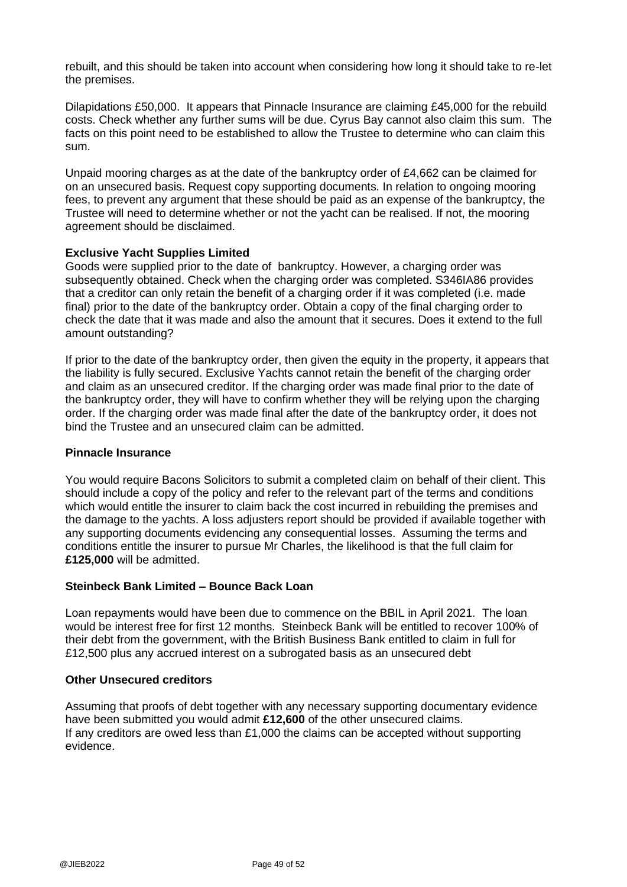rebuilt, and this should be taken into account when considering how long it should take to re-let the premises.

Dilapidations £50,000. It appears that Pinnacle Insurance are claiming £45,000 for the rebuild costs. Check whether any further sums will be due. Cyrus Bay cannot also claim this sum. The facts on this point need to be established to allow the Trustee to determine who can claim this sum.

Unpaid mooring charges as at the date of the bankruptcy order of £4,662 can be claimed for on an unsecured basis. Request copy supporting documents. In relation to ongoing mooring fees, to prevent any argument that these should be paid as an expense of the bankruptcy, the Trustee will need to determine whether or not the yacht can be realised. If not, the mooring agreement should be disclaimed.

**Exclusive Yacht Supplies Limited**

Goods were supplied prior to the date of bankruptcy. However, a charging order was subsequently obtained. Check when the charging order was completed. S346IA86 provides that a creditor can only retain the benefit of a charging order if it was completed (i.e. made final) prior to the date of the bankruptcy order. Obtain a copy of the final charging order to check the date that it was made and also the amount that it secures. Does it extend to the full amount outstanding?

If prior to the date of the bankruptcy order, then given the equity in the property, it appears that the liability is fully secured. Exclusive Yachts cannot retain the benefit of the charging order and claim as an unsecured creditor. If the charging order was made final prior to the date of the bankruptcy order, they will have to confirm whether they will be relying upon the charging order. If the charging order was made final after the date of the bankruptcy order, it does not bind the Trustee and an unsecured claim can be admitted.

**Pinnacle Insurance**

You would require Bacons Solicitors to submit a completed claim on behalf of their client. This should include a copy of the policy and refer to the relevant part of the terms and conditions which would entitle the insurer to claim back the cost incurred in rebuilding the premises and the damage to the yachts. A loss adjusters report should be provided if available together with any supporting documents evidencing any consequential losses. Assuming the terms and conditions entitle the insurer to pursue Mr Charles, the likelihood is that the full claim for **£125,000** will be admitted.

**Steinbeck Bank Limited – Bounce Back Loan**

Loan repayments would have been due to commence on the BBIL in April 2021. The loan would be interest free for first 12 months. Steinbeck Bank will be entitled to recover 100% of their debt from the government, with the British Business Bank entitled to claim in full for £12,500 plus any accrued interest on a subrogated basis as an unsecured debt

**Other Unsecured creditors**

Assuming that proofs of debt together with any necessary supporting documentary evidence have been submitted you would admit **£12,600** of the other unsecured claims.
If any creditors are owed less than £1,000 the claims can be accepted without supporting evidence.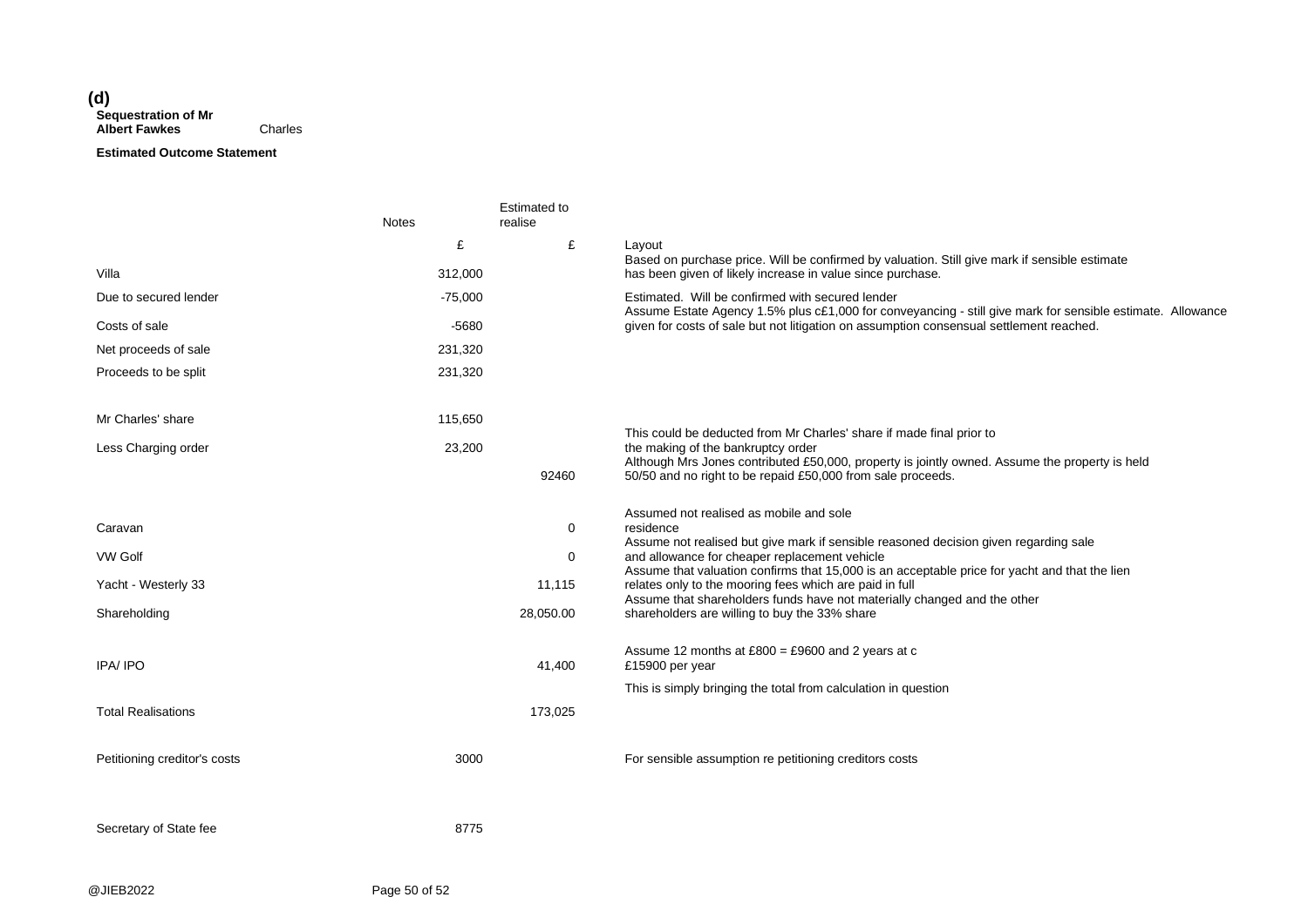**(d)**

**Sequestration of Mr Albert Fawkes** Charles

**Estimated Outcome Statement**

| | Notes | Estimated to realise | |
|---|---|---|---|
| | £ | £ | Layout |
| Villa | 312,000 | | Based on purchase price. Will be confirmed by valuation. Still give mark if sensible estimate has been given of likely increase in value since purchase. |
| Due to secured lender | -75,000 | | Estimated. Will be confirmed with secured lender |
| Costs of sale | -5680 | | Assume Estate Agency 1.5% plus c£1,000 for conveyancing - still give mark for sensible estimate. Allowance given for costs of sale but not litigation on assumption consensual settlement reached. |
| Net proceeds of sale | 231,320 | | |
| Proceeds to be split | 231,320 | | |
| | | | |
| Mr Charles' share | 115,650 | | |
| Less Charging order | 23,200 | | This could be deducted from Mr Charles' share if made final prior to the making of the bankruptcy order |
| | | 92460 | Although Mrs Jones contributed £50,000, property is jointly owned. Assume the property is held 50/50 and no right to be repaid £50,000 from sale proceeds. |
| | | | |
| Caravan | | 0 | Assumed not realised as mobile and sole residence |
| VW Golf | | 0 | Assume not realised but give mark if sensible reasoned decision given regarding sale and allowance for cheaper replacement vehicle |
| Yacht - Westerly 33 | | 11,115 | Assume that valuation confirms that 15,000 is an acceptable price for yacht and that the lien relates only to the mooring fees which are paid in full |
| Shareholding | | 28,050.00 | Assume that shareholders funds have not materially changed and the other shareholders are willing to buy the 33% share |
| | | | |
| IPA/ IPO | | 41,400 | Assume 12 months at £800 = £9600 and 2 years at c £15900 per year |
| | | | This is simply bringing the total from calculation in question |
| Total Realisations | | 173,025 | |
| | | | |
| Petitioning creditor's costs | 3000 | | For sensible assumption re petitioning creditors costs |
| | | | |
| Secretary of State fee | 8775 | | |

@JIEB2022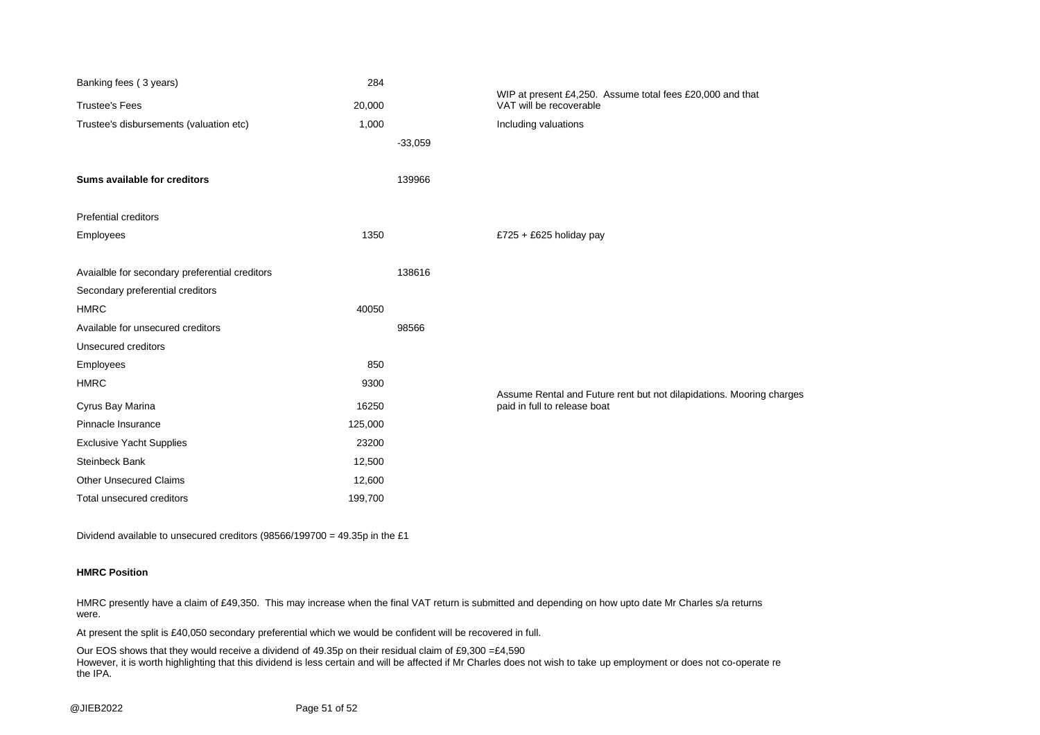| | | | |
|---|---|---|---|
| Banking fees ( 3 years) | 284 | | |
| Trustee's Fees | 20,000 | | WIP at present £4,250. Assume total fees £20,000 and that VAT will be recoverable |
| Trustee's disbursements (valuation etc) | 1,000 | | Including valuations |
| | | -33,059 | |
| **Sums available for creditors** | | 139966 | |
| Prefential creditors | | | |
| Employees | 1350 | | £725 + £625 holiday pay |
| Avaialble for secondary preferential creditors | | 138616 | |
| Secondary preferential creditors | | | |
| HMRC | 40050 | | |
| Available for unsecured creditors | | 98566 | |
| Unsecured creditors | | | |
| Employees | 850 | | |
| HMRC | 9300 | | |
| Cyrus Bay Marina | 16250 | | Assume Rental and Future rent but not dilapidations. Mooring charges paid in full to release boat |
| Pinnacle Insurance | 125,000 | | |
| Exclusive Yacht Supplies | 23200 | | |
| Steinbeck Bank | 12,500 | | |
| Other Unsecured Claims | 12,600 | | |
| Total unsecured creditors | 199,700 | | |

Dividend available to unsecured creditors (98566/199700 = 49.35p in the £1

**HMRC Position**

HMRC presently have a claim of £49,350. This may increase when the final VAT return is submitted and depending on how upto date Mr Charles s/a returns were.

At present the split is £40,050 secondary preferential which we would be confident will be recovered in full.

Our EOS shows that they would receive a dividend of 49.35p on their residual claim of £9,300 =£4,590
However, it is worth highlighting that this dividend is less certain and will be affected if Mr Charles does not wish to take up employment or does not co-operate re the IPA.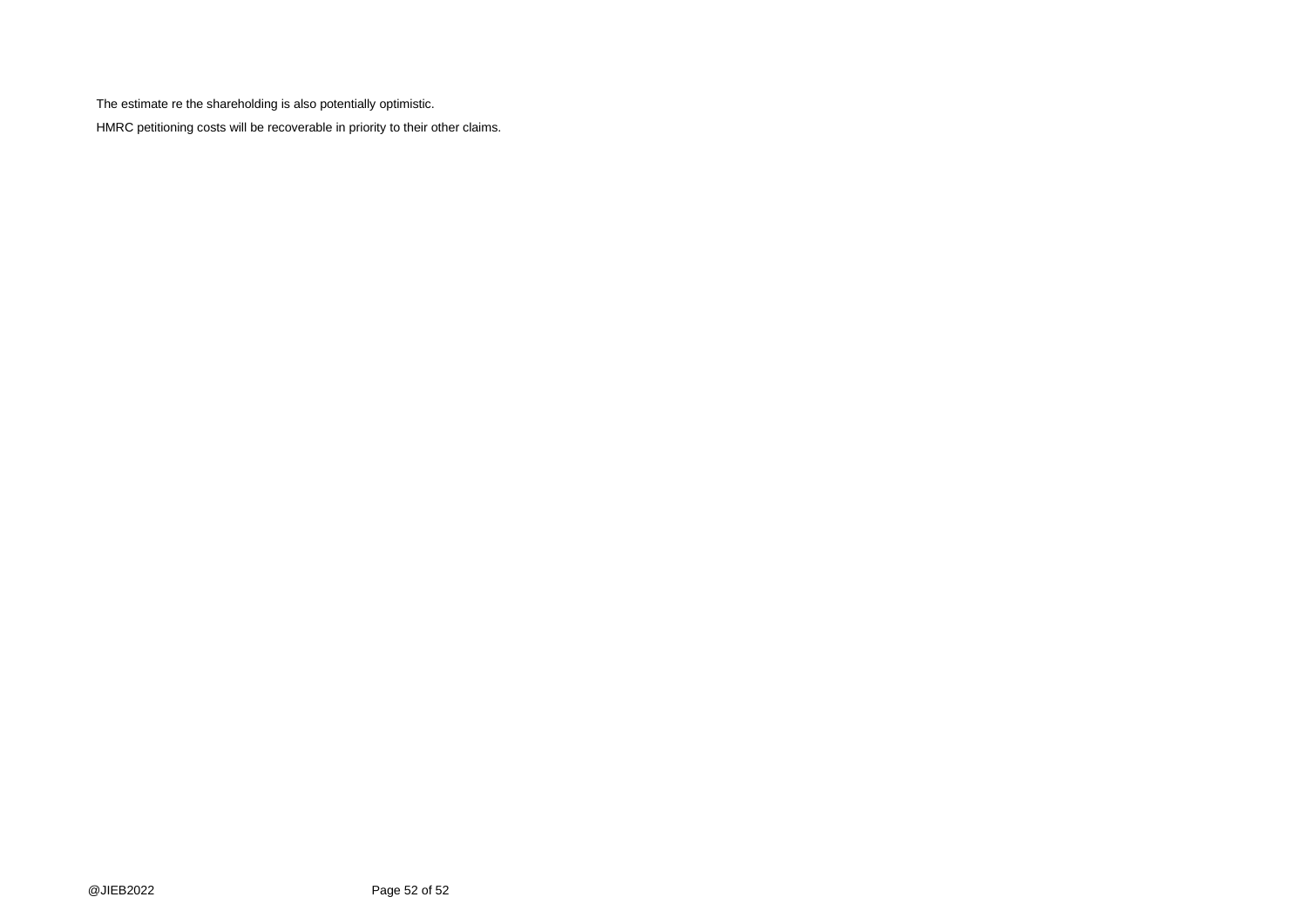The estimate re the shareholding is also potentially optimistic.

HMRC petitioning costs will be recoverable in priority to their other claims.